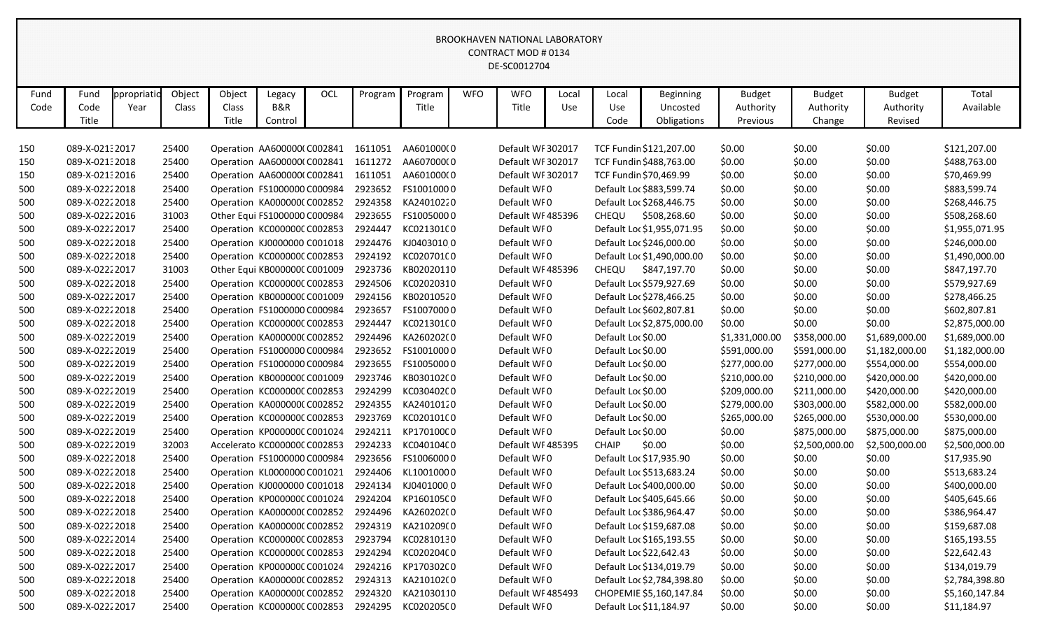# BROOKHAVEN NATIONAL LABORATORY
## CONTRACT MOD # 0134
## DE-SC0012704

| Fund Code | Fund Code Title | ppropriatio Year | Object Class | Object Class Title | Legacy B&R Control | OCL | Program | Program Title | WFO | WFO Title | Local Use | Local Use Code | Beginning Uncosted Obligations | Budget Authority Previous | Budget Authority Change | Budget Authority Revised | Total Available |
|---|---|---|---|---|---|---|---|---|---|---|---|---|---|---|---|---|---|
| 150 | 089-X-0213 | 2017 | 25400 | Operation | AA600000( | C002841 | 1611051 | AA601000( | 0 | Default WF | 302017 | TCF Fundin | $121,207.00 | $0.00 | $0.00 | $0.00 | $121,207.00 |
| 150 | 089-X-0213 | 2018 | 25400 | Operation | AA600000( | C002841 | 1611272 | AA607000( | 0 | Default WF | 302017 | TCF Fundin | $488,763.00 | $0.00 | $0.00 | $0.00 | $488,763.00 |
| 150 | 089-X-0213 | 2016 | 25400 | Operation | AA600000( | C002841 | 1611051 | AA601000( | 0 | Default WF | 302017 | TCF Fundin | $70,469.99 | $0.00 | $0.00 | $0.00 | $70,469.99 |
| 500 | 089-X-0222 | 2018 | 25400 | Operation | FS1000000 | C000984 | 2923652 | FS1001000 | 0 | Default WF | 0 | Default Loc | $883,599.74 | $0.00 | $0.00 | $0.00 | $883,599.74 |
| 500 | 089-X-0222 | 2018 | 25400 | Operation | KA000000( | C002852 | 2924358 | KA2401022 | 0 | Default WF | 0 | Default Loc | $268,446.75 | $0.00 | $0.00 | $0.00 | $268,446.75 |
| 500 | 089-X-0222 | 2016 | 31003 | Other Equi | FS1000000 | C000984 | 2923655 | FS1005000 | 0 | Default WF | 485396 | CHEQU | $508,268.60 | $0.00 | $0.00 | $0.00 | $508,268.60 |
| 500 | 089-X-0222 | 2017 | 25400 | Operation | KC000000( | C002853 | 2924447 | KC021301( | 0 | Default WF | 0 | Default Loc | $1,955,071.95 | $0.00 | $0.00 | $0.00 | $1,955,071.95 |
| 500 | 089-X-0222 | 2018 | 25400 | Operation | KJ0000000 | C001018 | 2924476 | KJ0403010 | 0 | Default WF | 0 | Default Loc | $246,000.00 | $0.00 | $0.00 | $0.00 | $246,000.00 |
| 500 | 089-X-0222 | 2018 | 25400 | Operation | KC000000( | C002853 | 2924192 | KC020701( | 0 | Default WF | 0 | Default Loc | $1,490,000.00 | $0.00 | $0.00 | $0.00 | $1,490,000.00 |
| 500 | 089-X-0222 | 2017 | 31003 | Other Equi | KB000000( | C001009 | 2923736 | KB0202011 | 0 | Default WF | 485396 | CHEQU | $847,197.70 | $0.00 | $0.00 | $0.00 | $847,197.70 |
| 500 | 089-X-0222 | 2018 | 25400 | Operation | KC000000( | C002853 | 2924506 | KC0202031 | 0 | Default WF | 0 | Default Loc | $579,927.69 | $0.00 | $0.00 | $0.00 | $579,927.69 |
| 500 | 089-X-0222 | 2017 | 25400 | Operation | KB000000( | C001009 | 2924156 | KB0201052 | 0 | Default WF | 0 | Default Loc | $278,466.25 | $0.00 | $0.00 | $0.00 | $278,466.25 |
| 500 | 089-X-0222 | 2018 | 25400 | Operation | FS1000000 | C000984 | 2923657 | FS1007000 | 0 | Default WF | 0 | Default Loc | $602,807.81 | $0.00 | $0.00 | $0.00 | $602,807.81 |
| 500 | 089-X-0222 | 2018 | 25400 | Operation | KC000000( | C002853 | 2924447 | KC021301( | 0 | Default WF | 0 | Default Loc | $2,875,000.00 | $0.00 | $0.00 | $0.00 | $2,875,000.00 |
| 500 | 089-X-0222 | 2019 | 25400 | Operation | KA000000( | C002852 | 2924496 | KA260202( | 0 | Default WF | 0 | Default Loc | $0.00 | $1,331,000.00 | $358,000.00 | $1,689,000.00 | $1,689,000.00 |
| 500 | 089-X-0222 | 2019 | 25400 | Operation | FS1000000 | C000984 | 2923652 | FS1001000 | 0 | Default WF | 0 | Default Loc | $0.00 | $591,000.00 | $591,000.00 | $1,182,000.00 | $1,182,000.00 |
| 500 | 089-X-0222 | 2019 | 25400 | Operation | FS1000000 | C000984 | 2923655 | FS1005000 | 0 | Default WF | 0 | Default Loc | $0.00 | $277,000.00 | $277,000.00 | $554,000.00 | $554,000.00 |
| 500 | 089-X-0222 | 2019 | 25400 | Operation | KB000000( | C001009 | 2923746 | KB030102( | 0 | Default WF | 0 | Default Loc | $0.00 | $210,000.00 | $210,000.00 | $420,000.00 | $420,000.00 |
| 500 | 089-X-0222 | 2019 | 25400 | Operation | KC000000( | C002853 | 2924299 | KC030402( | 0 | Default WF | 0 | Default Loc | $0.00 | $209,000.00 | $211,000.00 | $420,000.00 | $420,000.00 |
| 500 | 089-X-0222 | 2019 | 25400 | Operation | KA000000( | C002852 | 2924355 | KA2401012 | 0 | Default WF | 0 | Default Loc | $0.00 | $279,000.00 | $303,000.00 | $582,000.00 | $582,000.00 |
| 500 | 089-X-0222 | 2019 | 25400 | Operation | KC000000( | C002853 | 2923769 | KC020101( | 0 | Default WF | 0 | Default Loc | $0.00 | $265,000.00 | $265,000.00 | $530,000.00 | $530,000.00 |
| 500 | 089-X-0222 | 2019 | 25400 | Operation | KP000000( | C001024 | 2924211 | KP170100( | 0 | Default WF | 0 | Default Loc | $0.00 | $0.00 | $875,000.00 | $875,000.00 | $875,000.00 |
| 500 | 089-X-0222 | 2019 | 32003 | Accelerato | KC000000( | C002853 | 2924233 | KC040104( | 0 | Default WF | 485395 | CHAIP | $0.00 | $0.00 | $2,500,000.00 | $2,500,000.00 | $2,500,000.00 |
| 500 | 089-X-0222 | 2018 | 25400 | Operation | FS1000000 | C000984 | 2923656 | FS1006000 | 0 | Default WF | 0 | Default Loc | $17,935.90 | $0.00 | $0.00 | $0.00 | $17,935.90 |
| 500 | 089-X-0222 | 2018 | 25400 | Operation | KL000000( | C001021 | 2924406 | KL1001000 | 0 | Default WF | 0 | Default Loc | $513,683.24 | $0.00 | $0.00 | $0.00 | $513,683.24 |
| 500 | 089-X-0222 | 2018 | 25400 | Operation | KJ0000000 | C001018 | 2924134 | KJ0401000 | 0 | Default WF | 0 | Default Loc | $400,000.00 | $0.00 | $0.00 | $0.00 | $400,000.00 |
| 500 | 089-X-0222 | 2018 | 25400 | Operation | KP000000( | C001024 | 2924204 | KP160105( | 0 | Default WF | 0 | Default Loc | $405,645.66 | $0.00 | $0.00 | $0.00 | $405,645.66 |
| 500 | 089-X-0222 | 2018 | 25400 | Operation | KA000000( | C002852 | 2924496 | KA260202( | 0 | Default WF | 0 | Default Loc | $386,964.47 | $0.00 | $0.00 | $0.00 | $386,964.47 |
| 500 | 089-X-0222 | 2018 | 25400 | Operation | KA000000( | C002852 | 2924319 | KA210209( | 0 | Default WF | 0 | Default Loc | $159,687.08 | $0.00 | $0.00 | $0.00 | $159,687.08 |
| 500 | 089-X-0222 | 2014 | 25400 | Operation | KC000000( | C002853 | 2923794 | KC0281013 | 0 | Default WF | 0 | Default Loc | $165,193.55 | $0.00 | $0.00 | $0.00 | $165,193.55 |
| 500 | 089-X-0222 | 2018 | 25400 | Operation | KC000000( | C002853 | 2924294 | KC020204( | 0 | Default WF | 0 | Default Loc | $22,642.43 | $0.00 | $0.00 | $0.00 | $22,642.43 |
| 500 | 089-X-0222 | 2017 | 25400 | Operation | KP000000( | C001024 | 2924216 | KP170302( | 0 | Default WF | 0 | Default Loc | $134,019.79 | $0.00 | $0.00 | $0.00 | $134,019.79 |
| 500 | 089-X-0222 | 2018 | 25400 | Operation | KA000000( | C002852 | 2924313 | KA210102( | 0 | Default WF | 0 | Default Loc | $2,784,398.80 | $0.00 | $0.00 | $0.00 | $2,784,398.80 |
| 500 | 089-X-0222 | 2018 | 25400 | Operation | KA000000( | C002852 | 2924320 | KA2103011 | 0 | Default WF | 485493 | CHOPEMIE | $5,160,147.84 | $0.00 | $0.00 | $0.00 | $5,160,147.84 |
| 500 | 089-X-0222 | 2017 | 25400 | Operation | KC000000( | C002853 | 2924295 | KC020205( | 0 | Default WF | 0 | Default Loc | $11,184.97 | $0.00 | $0.00 | $0.00 | $11,184.97 |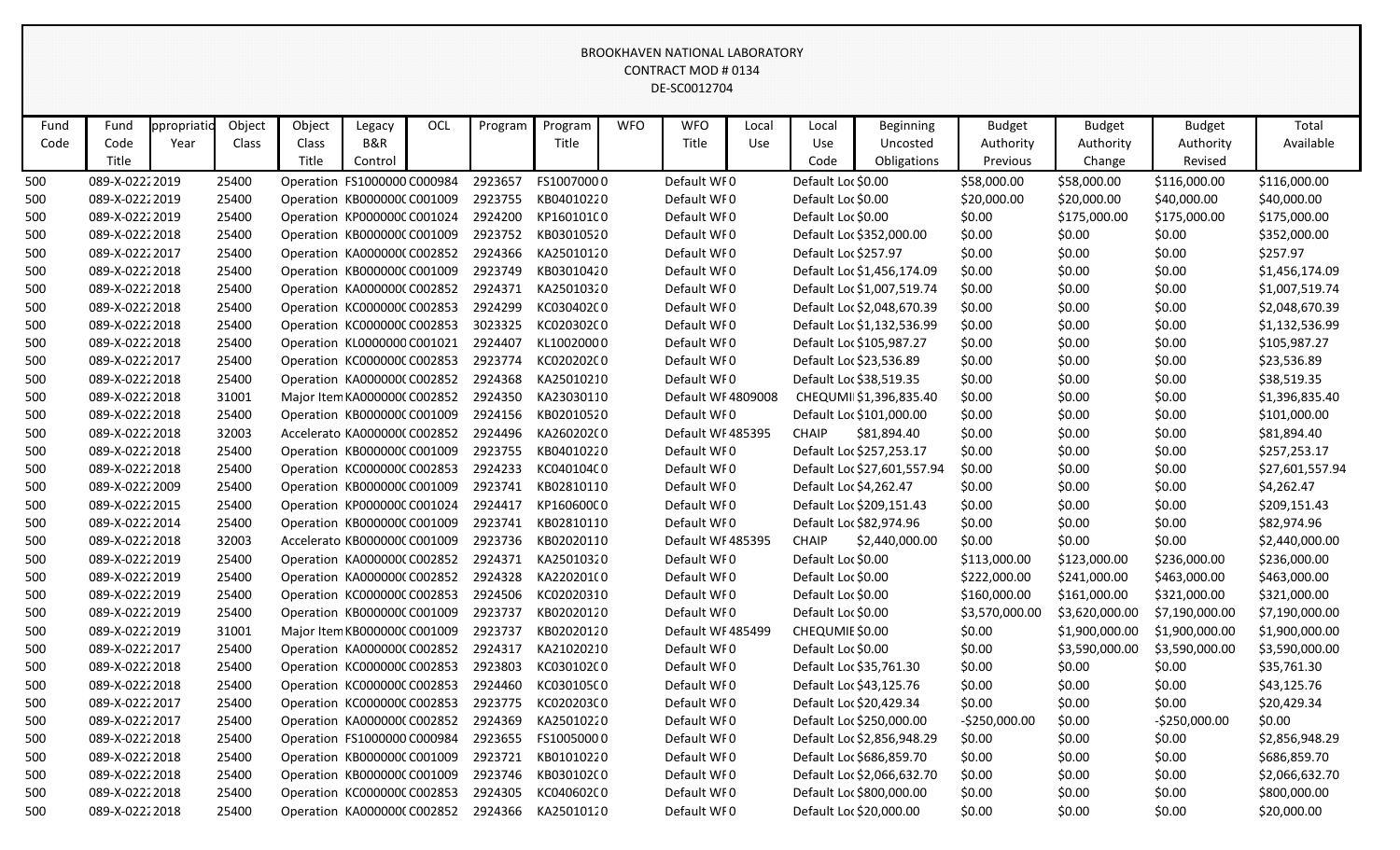BROOKHAVEN NATIONAL LABORATORY
CONTRACT MOD # 0134
DE-SC0012704

| Fund Code | Fund Code Title | ppropriatio Year | Object Class | Object Class Title | Legacy B&R Control | OCL | Program | Program Title | WFO | WFO Title | Local Use | Local Use Code | Beginning Uncosted Obligations | Budget Authority Previous | Budget Authority Change | Budget Authority Revised | Total Available |
|---|---|---|---|---|---|---|---|---|---|---|---|---|---|---|---|---|---|
| 500 | 089-X-0222 | 2019 | 25400 | Operation | FS1000000 | C000984 | 2923657 | FS1007000 | 0 | Default WF | 0 | Default Loc | $0.00 | $58,000.00 | $58,000.00 | $116,000.00 | $116,000.00 |
| 500 | 089-X-0222 | 2019 | 25400 | Operation | KB0000000 | C001009 | 2923755 | KB0401022 | 0 | Default WF | 0 | Default Loc | $0.00 | $20,000.00 | $20,000.00 | $40,000.00 | $40,000.00 |
| 500 | 089-X-0222 | 2019 | 25400 | Operation | KP0000000 | C001024 | 2924200 | KP1601010 | 0 | Default WF | 0 | Default Loc | $0.00 | $0.00 | $175,000.00 | $175,000.00 | $175,000.00 |
| 500 | 089-X-0222 | 2018 | 25400 | Operation | KB0000000 | C001009 | 2923752 | KB0301052 | 0 | Default WF | 0 | Default Loc | $352,000.00 | $0.00 | $0.00 | $0.00 | $352,000.00 |
| 500 | 089-X-0222 | 2017 | 25400 | Operation | KA0000000 | C002852 | 2924366 | KA2501012 | 0 | Default WF | 0 | Default Loc | $257.97 | $0.00 | $0.00 | $0.00 | $257.97 |
| 500 | 089-X-0222 | 2018 | 25400 | Operation | KB0000000 | C001009 | 2923749 | KB0301042 | 0 | Default WF | 0 | Default Loc | $1,456,174.09 | $0.00 | $0.00 | $0.00 | $1,456,174.09 |
| 500 | 089-X-0222 | 2018 | 25400 | Operation | KA0000000 | C002852 | 2924371 | KA2501032 | 0 | Default WF | 0 | Default Loc | $1,007,519.74 | $0.00 | $0.00 | $0.00 | $1,007,519.74 |
| 500 | 089-X-0222 | 2018 | 25400 | Operation | KC0000000 | C002853 | 2924299 | KC0304020 | 0 | Default WF | 0 | Default Loc | $2,048,670.39 | $0.00 | $0.00 | $0.00 | $2,048,670.39 |
| 500 | 089-X-0222 | 2018 | 25400 | Operation | KC0000000 | C002853 | 3023325 | KC0203020 | 0 | Default WF | 0 | Default Loc | $1,132,536.99 | $0.00 | $0.00 | $0.00 | $1,132,536.99 |
| 500 | 089-X-0222 | 2018 | 25400 | Operation | KL0000000 | C001021 | 2924407 | KL1002000 | 0 | Default WF | 0 | Default Loc | $105,987.27 | $0.00 | $0.00 | $0.00 | $105,987.27 |
| 500 | 089-X-0222 | 2017 | 25400 | Operation | KC0000000 | C002853 | 2923774 | KC0202020 | 0 | Default WF | 0 | Default Loc | $23,536.89 | $0.00 | $0.00 | $0.00 | $23,536.89 |
| 500 | 089-X-0222 | 2018 | 25400 | Operation | KA0000000 | C002852 | 2924368 | KA2501021 | 0 | Default WF | 0 | Default Loc | $38,519.35 | $0.00 | $0.00 | $0.00 | $38,519.35 |
| 500 | 089-X-0222 | 2018 | 31001 | Major Item | KA0000000 | C002852 | 2924350 | KA2303011 | 0 | Default WF | 4809008 | CHEQUMI | $1,396,835.40 | $0.00 | $0.00 | $0.00 | $1,396,835.40 |
| 500 | 089-X-0222 | 2018 | 25400 | Operation | KB0000000 | C001009 | 2924156 | KB0201052 | 0 | Default WF | 0 | Default Loc | $101,000.00 | $0.00 | $0.00 | $0.00 | $101,000.00 |
| 500 | 089-X-0222 | 2018 | 32003 | Accelerato | KA0000000 | C002852 | 2924496 | KA2602020 | 0 | Default WF | 485395 | CHAIP | $81,894.40 | $0.00 | $0.00 | $0.00 | $81,894.40 |
| 500 | 089-X-0222 | 2018 | 25400 | Operation | KB0000000 | C001009 | 2923755 | KB0401022 | 0 | Default WF | 0 | Default Loc | $257,253.17 | $0.00 | $0.00 | $0.00 | $257,253.17 |
| 500 | 089-X-0222 | 2018 | 25400 | Operation | KC0000000 | C002853 | 2924233 | KC0401040 | 0 | Default WF | 0 | Default Loc | $27,601,557.94 | $0.00 | $0.00 | $0.00 | $27,601,557.94 |
| 500 | 089-X-0222 | 2009 | 25400 | Operation | KB0000000 | C001009 | 2923741 | KB0281011 | 0 | Default WF | 0 | Default Loc | $4,262.47 | $0.00 | $0.00 | $0.00 | $4,262.47 |
| 500 | 089-X-0222 | 2015 | 25400 | Operation | KP0000000 | C001024 | 2924417 | KP1606000 | 0 | Default WF | 0 | Default Loc | $209,151.43 | $0.00 | $0.00 | $0.00 | $209,151.43 |
| 500 | 089-X-0222 | 2014 | 25400 | Operation | KB0000000 | C001009 | 2923741 | KB0281011 | 0 | Default WF | 0 | Default Loc | $82,974.96 | $0.00 | $0.00 | $0.00 | $82,974.96 |
| 500 | 089-X-0222 | 2018 | 32003 | Accelerato | KB0000000 | C001009 | 2923736 | KB0202011 | 0 | Default WF | 485395 | CHAIP | $2,440,000.00 | $0.00 | $0.00 | $0.00 | $2,440,000.00 |
| 500 | 089-X-0222 | 2019 | 25400 | Operation | KA0000000 | C002852 | 2924371 | KA2501032 | 0 | Default WF | 0 | Default Loc | $0.00 | $113,000.00 | $123,000.00 | $236,000.00 | $236,000.00 |
| 500 | 089-X-0222 | 2019 | 25400 | Operation | KA0000000 | C002852 | 2924328 | KA2202010 | 0 | Default WF | 0 | Default Loc | $0.00 | $222,000.00 | $241,000.00 | $463,000.00 | $463,000.00 |
| 500 | 089-X-0222 | 2019 | 25400 | Operation | KC0000000 | C002853 | 2924506 | KC0202031 | 0 | Default WF | 0 | Default Loc | $0.00 | $160,000.00 | $161,000.00 | $321,000.00 | $321,000.00 |
| 500 | 089-X-0222 | 2019 | 25400 | Operation | KB0000000 | C001009 | 2923737 | KB0202012 | 0 | Default WF | 0 | Default Loc | $0.00 | $3,570,000.00 | $3,620,000.00 | $7,190,000.00 | $7,190,000.00 |
| 500 | 089-X-0222 | 2019 | 31001 | Major Item | KB0000000 | C001009 | 2923737 | KB0202012 | 0 | Default WF | 485499 | CHEQUMIE | $0.00 | $0.00 | $1,900,000.00 | $1,900,000.00 | $1,900,000.00 |
| 500 | 089-X-0222 | 2017 | 25400 | Operation | KA0000000 | C002852 | 2924317 | KA2102021 | 0 | Default WF | 0 | Default Loc | $0.00 | $0.00 | $3,590,000.00 | $3,590,000.00 | $3,590,000.00 |
| 500 | 089-X-0222 | 2018 | 25400 | Operation | KC0000000 | C002853 | 2923803 | KC0301020 | 0 | Default WF | 0 | Default Loc | $35,761.30 | $0.00 | $0.00 | $0.00 | $35,761.30 |
| 500 | 089-X-0222 | 2018 | 25400 | Operation | KC0000000 | C002853 | 2924460 | KC0301050 | 0 | Default WF | 0 | Default Loc | $43,125.76 | $0.00 | $0.00 | $0.00 | $43,125.76 |
| 500 | 089-X-0222 | 2017 | 25400 | Operation | KC0000000 | C002853 | 2923775 | KC0202030 | 0 | Default WF | 0 | Default Loc | $20,429.34 | $0.00 | $0.00 | $0.00 | $20,429.34 |
| 500 | 089-X-0222 | 2017 | 25400 | Operation | KA0000000 | C002852 | 2924369 | KA2501022 | 0 | Default WF | 0 | Default Loc | $250,000.00 | -$250,000.00 | $0.00 | -$250,000.00 | $0.00 |
| 500 | 089-X-0222 | 2018 | 25400 | Operation | FS1000000 | C000984 | 2923655 | FS1005000 | 0 | Default WF | 0 | Default Loc | $2,856,948.29 | $0.00 | $0.00 | $0.00 | $2,856,948.29 |
| 500 | 089-X-0222 | 2018 | 25400 | Operation | KB0000000 | C001009 | 2923721 | KB0101022 | 0 | Default WF | 0 | Default Loc | $686,859.70 | $0.00 | $0.00 | $0.00 | $686,859.70 |
| 500 | 089-X-0222 | 2018 | 25400 | Operation | KB0000000 | C001009 | 2923746 | KB0301020 | 0 | Default WF | 0 | Default Loc | $2,066,632.70 | $0.00 | $0.00 | $0.00 | $2,066,632.70 |
| 500 | 089-X-0222 | 2018 | 25400 | Operation | KC0000000 | C002853 | 2924305 | KC0406020 | 0 | Default WF | 0 | Default Loc | $800,000.00 | $0.00 | $0.00 | $0.00 | $800,000.00 |
| 500 | 089-X-0222 | 2018 | 25400 | Operation | KA0000000 | C002852 | 2924366 | KA2501012 | 0 | Default WF | 0 | Default Loc | $20,000.00 | $0.00 | $0.00 | $0.00 | $20,000.00 |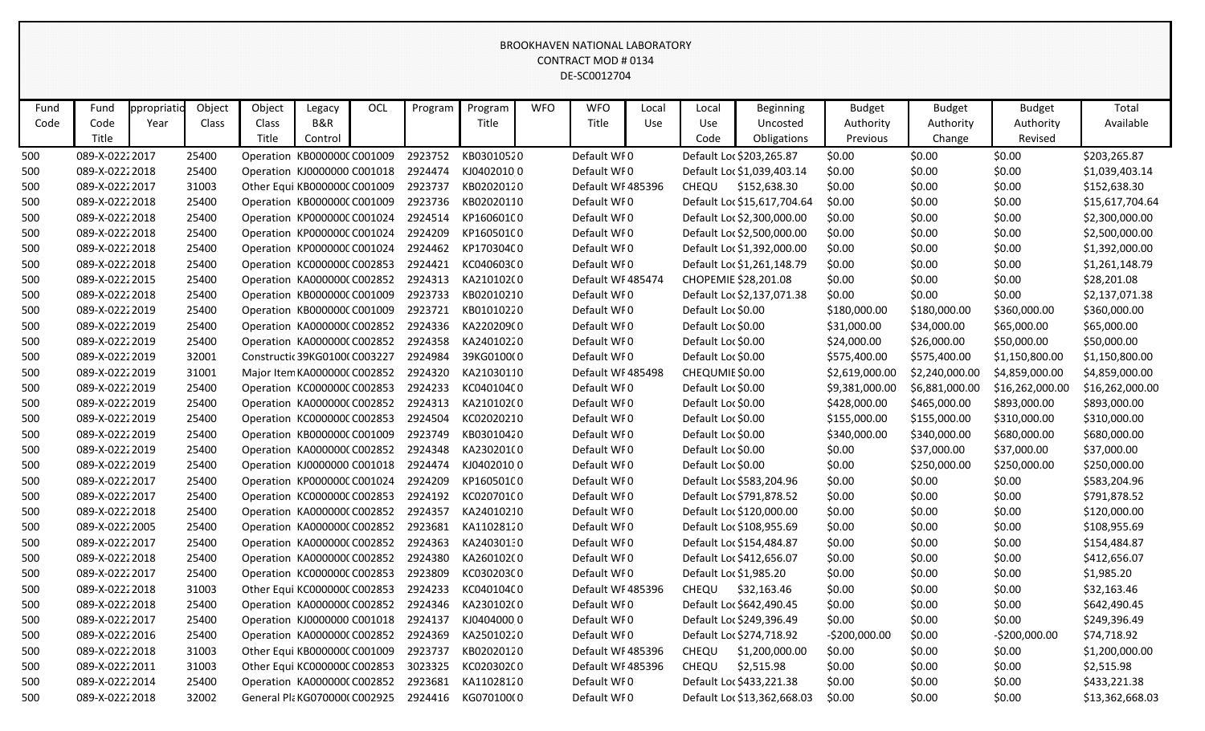BROOKHAVEN NATIONAL LABORATORY
CONTRACT MOD # 0134
DE-SC0012704

| Fund Code | Fund Code Title | ppropriatio Year | Object Class | Object Class Title | Legacy B&R Control | OCL | Program | Program Title | WFO | WFO Title | Local Use | Local Use Code | Beginning Uncosted Obligations | Budget Authority Previous | Budget Authority Change | Budget Authority Revised | Total Available |
|---|---|---|---|---|---|---|---|---|---|---|---|---|---|---|---|---|---|
| 500 | 089-X-0222 | 2017 | 25400 | Operation | KB0000000 | C001009 | 2923752 | KB0301052 | 0 | Default WF | 0 | Default Loc | $203,265.87 | $0.00 | $0.00 | $0.00 | $203,265.87 |
| 500 | 089-X-0222 | 2018 | 25400 | Operation | KJ0000000 | C001018 | 2924474 | KJ0402010 | 0 | Default WF | 0 | Default Loc | $1,039,403.14 | $0.00 | $0.00 | $0.00 | $1,039,403.14 |
| 500 | 089-X-0222 | 2017 | 31003 | Other Equi | KB0000000 | C001009 | 2923737 | KB0202012 | 0 | Default WF | 485396 | CHEQU | $152,638.30 | $0.00 | $0.00 | $0.00 | $152,638.30 |
| 500 | 089-X-0222 | 2018 | 25400 | Operation | KB0000000 | C001009 | 2923736 | KB0202011 | 0 | Default WF | 0 | Default Loc | $15,617,704.64 | $0.00 | $0.00 | $0.00 | $15,617,704.64 |
| 500 | 089-X-0222 | 2018 | 25400 | Operation | KP0000000 | C001024 | 2924514 | KP1606010 | 0 | Default WF | 0 | Default Loc | $2,300,000.00 | $0.00 | $0.00 | $0.00 | $2,300,000.00 |
| 500 | 089-X-0222 | 2018 | 25400 | Operation | KP0000000 | C001024 | 2924209 | KP1605010 | 0 | Default WF | 0 | Default Loc | $2,500,000.00 | $0.00 | $0.00 | $0.00 | $2,500,000.00 |
| 500 | 089-X-0222 | 2018 | 25400 | Operation | KP0000000 | C001024 | 2924462 | KP1703040 | 0 | Default WF | 0 | Default Loc | $1,392,000.00 | $0.00 | $0.00 | $0.00 | $1,392,000.00 |
| 500 | 089-X-0222 | 2018 | 25400 | Operation | KC0000000 | C002853 | 2924421 | KC0406030 | 0 | Default WF | 0 | Default Loc | $1,261,148.79 | $0.00 | $0.00 | $0.00 | $1,261,148.79 |
| 500 | 089-X-0222 | 2015 | 25400 | Operation | KA0000000 | C002852 | 2924313 | KA2101020 | 0 | Default WF | 485474 | CHOPEMIE | $28,201.08 | $0.00 | $0.00 | $0.00 | $28,201.08 |
| 500 | 089-X-0222 | 2018 | 25400 | Operation | KB0000000 | C001009 | 2923733 | KB0201021 | 0 | Default WF | 0 | Default Loc | $2,137,071.38 | $0.00 | $0.00 | $0.00 | $2,137,071.38 |
| 500 | 089-X-0222 | 2019 | 25400 | Operation | KB0000000 | C001009 | 2923721 | KB0101022 | 0 | Default WF | 0 | Default Loc | $0.00 | $180,000.00 | $180,000.00 | $360,000.00 | $360,000.00 |
| 500 | 089-X-0222 | 2019 | 25400 | Operation | KA0000000 | C002852 | 2924336 | KA2202090 | 0 | Default WF | 0 | Default Loc | $0.00 | $31,000.00 | $34,000.00 | $65,000.00 | $65,000.00 |
| 500 | 089-X-0222 | 2019 | 25400 | Operation | KA0000000 | C002852 | 2924358 | KA2401022 | 0 | Default WF | 0 | Default Loc | $0.00 | $24,000.00 | $26,000.00 | $50,000.00 | $50,000.00 |
| 500 | 089-X-0222 | 2019 | 32001 | Constructio | 39KG0100 | C003227 | 2924984 | 39KG0100 | 0 | Default WF | 0 | Default Loc | $0.00 | $575,400.00 | $575,400.00 | $1,150,800.00 | $1,150,800.00 |
| 500 | 089-X-0222 | 2019 | 31001 | Major Item | KA0000000 | C002852 | 2924320 | KA2103011 | 0 | Default WF | 485498 | CHEQUMIE | $0.00 | $2,619,000.00 | $2,240,000.00 | $4,859,000.00 | $4,859,000.00 |
| 500 | 089-X-0222 | 2019 | 25400 | Operation | KC0000000 | C002853 | 2924233 | KC0401040 | 0 | Default WF | 0 | Default Loc | $0.00 | $9,381,000.00 | $6,881,000.00 | $16,262,000.00 | $16,262,000.00 |
| 500 | 089-X-0222 | 2019 | 25400 | Operation | KA0000000 | C002852 | 2924313 | KA2101020 | 0 | Default WF | 0 | Default Loc | $0.00 | $428,000.00 | $465,000.00 | $893,000.00 | $893,000.00 |
| 500 | 089-X-0222 | 2019 | 25400 | Operation | KC0000000 | C002853 | 2924504 | KC0202021 | 0 | Default WF | 0 | Default Loc | $0.00 | $155,000.00 | $155,000.00 | $310,000.00 | $310,000.00 |
| 500 | 089-X-0222 | 2019 | 25400 | Operation | KB0000000 | C001009 | 2923749 | KB0301042 | 0 | Default WF | 0 | Default Loc | $0.00 | $340,000.00 | $340,000.00 | $680,000.00 | $680,000.00 |
| 500 | 089-X-0222 | 2019 | 25400 | Operation | KA0000000 | C002852 | 2924348 | KA2302010 | 0 | Default WF | 0 | Default Loc | $0.00 | $0.00 | $37,000.00 | $37,000.00 | $37,000.00 |
| 500 | 089-X-0222 | 2019 | 25400 | Operation | KJ0000000 | C001018 | 2924474 | KJ0402010 | 0 | Default WF | 0 | Default Loc | $0.00 | $0.00 | $250,000.00 | $250,000.00 | $250,000.00 |
| 500 | 089-X-0222 | 2017 | 25400 | Operation | KP0000000 | C001024 | 2924209 | KP1605010 | 0 | Default WF | 0 | Default Loc | $583,204.96 | $0.00 | $0.00 | $0.00 | $583,204.96 |
| 500 | 089-X-0222 | 2017 | 25400 | Operation | KC0000000 | C002853 | 2924192 | KC0207010 | 0 | Default WF | 0 | Default Loc | $791,878.52 | $0.00 | $0.00 | $0.00 | $791,878.52 |
| 500 | 089-X-0222 | 2018 | 25400 | Operation | KA0000000 | C002852 | 2924357 | KA2401021 | 0 | Default WF | 0 | Default Loc | $120,000.00 | $0.00 | $0.00 | $0.00 | $120,000.00 |
| 500 | 089-X-0222 | 2005 | 25400 | Operation | KA0000000 | C002852 | 2923681 | KA1102812 | 0 | Default WF | 0 | Default Loc | $108,955.69 | $0.00 | $0.00 | $0.00 | $108,955.69 |
| 500 | 089-X-0222 | 2017 | 25400 | Operation | KA0000000 | C002852 | 2924363 | KA2403013 | 0 | Default WF | 0 | Default Loc | $154,484.87 | $0.00 | $0.00 | $0.00 | $154,484.87 |
| 500 | 089-X-0222 | 2018 | 25400 | Operation | KA0000000 | C002852 | 2924380 | KA2601020 | 0 | Default WF | 0 | Default Loc | $412,656.07 | $0.00 | $0.00 | $0.00 | $412,656.07 |
| 500 | 089-X-0222 | 2017 | 25400 | Operation | KC0000000 | C002853 | 2923809 | KC0302030 | 0 | Default WF | 0 | Default Loc | $1,985.20 | $0.00 | $0.00 | $0.00 | $1,985.20 |
| 500 | 089-X-0222 | 2018 | 31003 | Other Equi | KC0000000 | C002853 | 2924233 | KC0401040 | 0 | Default WF | 485396 | CHEQU | $32,163.46 | $0.00 | $0.00 | $0.00 | $32,163.46 |
| 500 | 089-X-0222 | 2018 | 25400 | Operation | KA0000000 | C002852 | 2924346 | KA2301020 | 0 | Default WF | 0 | Default Loc | $642,490.45 | $0.00 | $0.00 | $0.00 | $642,490.45 |
| 500 | 089-X-0222 | 2017 | 25400 | Operation | KJ0000000 | C001018 | 2924137 | KJ0404000 | 0 | Default WF | 0 | Default Loc | $249,396.49 | $0.00 | $0.00 | $0.00 | $249,396.49 |
| 500 | 089-X-0222 | 2016 | 25400 | Operation | KA0000000 | C002852 | 2924369 | KA2501022 | 0 | Default WF | 0 | Default Loc | $274,718.92 | -$200,000.00 | $0.00 | -$200,000.00 | $74,718.92 |
| 500 | 089-X-0222 | 2018 | 31003 | Other Equi | KB0000000 | C001009 | 2923737 | KB0202012 | 0 | Default WF | 485396 | CHEQU | $1,200,000.00 | $0.00 | $0.00 | $0.00 | $1,200,000.00 |
| 500 | 089-X-0222 | 2011 | 31003 | Other Equi | KC0000000 | C002853 | 3023325 | KC0203020 | 0 | Default WF | 485396 | CHEQU | $2,515.98 | $0.00 | $0.00 | $0.00 | $2,515.98 |
| 500 | 089-X-0222 | 2014 | 25400 | Operation | KA0000000 | C002852 | 2923681 | KA1102812 | 0 | Default WF | 0 | Default Loc | $433,221.38 | $0.00 | $0.00 | $0.00 | $433,221.38 |
| 500 | 089-X-0222 | 2018 | 32002 | General Pla | KG0700000 | C002925 | 2924416 | KG0701000 | 0 | Default WF | 0 | Default Loc | $13,362,668.03 | $0.00 | $0.00 | $0.00 | $13,362,668.03 |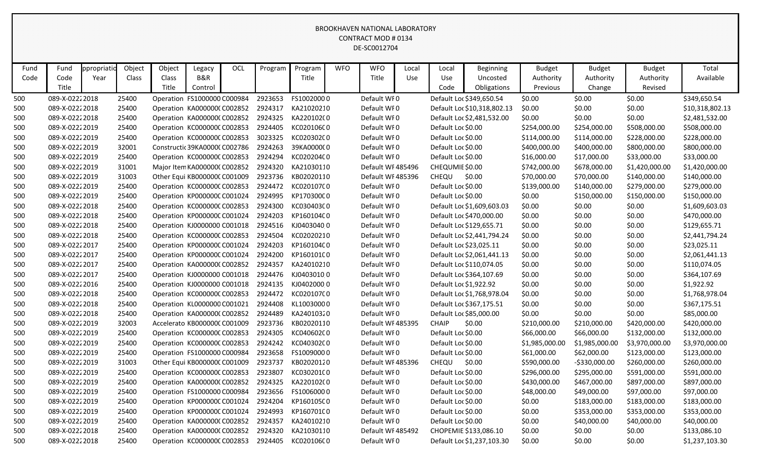BROOKHAVEN NATIONAL LABORATORY
CONTRACT MOD # 0134
DE-SC0012704

| Fund Code | Fund Code Title | ppropriatio Year | Object Class | Object Class Title | Legacy B&R Control | OCL | Program | Program Title | WFO | WFO Title | Local Use | Local Use Code | Beginning Uncosted Obligations | Budget Authority Previous | Budget Authority Change | Budget Authority Revised | Total Available |
|---|---|---|---|---|---|---|---|---|---|---|---|---|---|---|---|---|---|
| 500 | 089-X-0222 | 2018 | 25400 | Operation | FS1000000 | C000984 | 2923653 | FS1002000 | 0 | Default WF | 0 | Default Loc | $349,650.54 | $0.00 | $0.00 | $0.00 | $349,650.54 |
| 500 | 089-X-0222 | 2018 | 25400 | Operation | KA000000( | C002852 | 2924317 | KA2102021 | 0 | Default WF | 0 | Default Loc | $10,318,802.13 | $0.00 | $0.00 | $0.00 | $10,318,802.13 |
| 500 | 089-X-0222 | 2018 | 25400 | Operation | KA000000( | C002852 | 2924325 | KA220102( | 0 | Default WF | 0 | Default Loc | $2,481,532.00 | $0.00 | $0.00 | $0.00 | $2,481,532.00 |
| 500 | 089-X-0222 | 2019 | 25400 | Operation | KC000000( | C002853 | 2924405 | KC020106( | 0 | Default WF | 0 | Default Loc | $0.00 | $254,000.00 | $254,000.00 | $508,000.00 | $508,000.00 |
| 500 | 089-X-0222 | 2019 | 25400 | Operation | KC000000( | C002853 | 3023325 | KC020302( | 0 | Default WF | 0 | Default Loc | $0.00 | $114,000.00 | $114,000.00 | $228,000.00 | $228,000.00 |
| 500 | 089-X-0222 | 2019 | 32001 | Constructic | 39KA0000( | C002786 | 2924263 | 39KA0000( | 0 | Default WF | 0 | Default Loc | $0.00 | $400,000.00 | $400,000.00 | $800,000.00 | $800,000.00 |
| 500 | 089-X-0222 | 2019 | 25400 | Operation | KC000000( | C002853 | 2924294 | KC020204( | 0 | Default WF | 0 | Default Loc | $0.00 | $16,000.00 | $17,000.00 | $33,000.00 | $33,000.00 |
| 500 | 089-X-0222 | 2019 | 31001 | Major Item | KA000000( | C002852 | 2924320 | KA2103011 | 0 | Default WF | 485496 | CHEQUMIE | $0.00 | $742,000.00 | $678,000.00 | $1,420,000.00 | $1,420,000.00 |
| 500 | 089-X-0222 | 2019 | 31003 | Other Equi | KB000000( | C001009 | 2923736 | KB0202011 | 0 | Default WF | 485396 | CHEQU | $0.00 | $70,000.00 | $70,000.00 | $140,000.00 | $140,000.00 |
| 500 | 089-X-0222 | 2019 | 25400 | Operation | KC000000( | C002853 | 2924472 | KC020107( | 0 | Default WF | 0 | Default Loc | $0.00 | $139,000.00 | $140,000.00 | $279,000.00 | $279,000.00 |
| 500 | 089-X-0222 | 2019 | 25400 | Operation | KP000000( | C001024 | 2924995 | KP170300( | 0 | Default WF | 0 | Default Loc | $0.00 | $0.00 | $150,000.00 | $150,000.00 | $150,000.00 |
| 500 | 089-X-0222 | 2018 | 25400 | Operation | KC000000( | C002853 | 2924300 | KC030403( | 0 | Default WF | 0 | Default Loc | $1,609,603.03 | $0.00 | $0.00 | $0.00 | $1,609,603.03 |
| 500 | 089-X-0222 | 2018 | 25400 | Operation | KP000000( | C001024 | 2924203 | KP160104( | 0 | Default WF | 0 | Default Loc | $470,000.00 | $0.00 | $0.00 | $0.00 | $470,000.00 |
| 500 | 089-X-0222 | 2018 | 25400 | Operation | KJ0000000 | C001018 | 2924516 | KJ0403040 | 0 | Default WF | 0 | Default Loc | $129,655.71 | $0.00 | $0.00 | $0.00 | $129,655.71 |
| 500 | 089-X-0222 | 2018 | 25400 | Operation | KC000000( | C002853 | 2924504 | KC0202021 | 0 | Default WF | 0 | Default Loc | $2,441,794.24 | $0.00 | $0.00 | $0.00 | $2,441,794.24 |
| 500 | 089-X-0222 | 2017 | 25400 | Operation | KP000000( | C001024 | 2924203 | KP160104( | 0 | Default WF | 0 | Default Loc | $23,025.11 | $0.00 | $0.00 | $0.00 | $23,025.11 |
| 500 | 089-X-0222 | 2017 | 25400 | Operation | KP000000( | C001024 | 2924200 | KP160101( | 0 | Default WF | 0 | Default Loc | $2,061,441.13 | $0.00 | $0.00 | $0.00 | $2,061,441.13 |
| 500 | 089-X-0222 | 2017 | 25400 | Operation | KA000000( | C002852 | 2924357 | KA2401021 | 0 | Default WF | 0 | Default Loc | $110,074.05 | $0.00 | $0.00 | $0.00 | $110,074.05 |
| 500 | 089-X-0222 | 2017 | 25400 | Operation | KJ0000000 | C001018 | 2924476 | KJ0403010 | 0 | Default WF | 0 | Default Loc | $364,107.69 | $0.00 | $0.00 | $0.00 | $364,107.69 |
| 500 | 089-X-0222 | 2016 | 25400 | Operation | KJ0000000 | C001018 | 2924135 | KJ0402000 | 0 | Default WF | 0 | Default Loc | $1,922.92 | $0.00 | $0.00 | $0.00 | $1,922.92 |
| 500 | 089-X-0222 | 2018 | 25400 | Operation | KC000000( | C002853 | 2924472 | KC020107( | 0 | Default WF | 0 | Default Loc | $1,768,978.04 | $0.00 | $0.00 | $0.00 | $1,768,978.04 |
| 500 | 089-X-0222 | 2018 | 25400 | Operation | KL0000000 | C001021 | 2924408 | KL1003000 | 0 | Default WF | 0 | Default Loc | $367,175.51 | $0.00 | $0.00 | $0.00 | $367,175.51 |
| 500 | 089-X-0222 | 2018 | 25400 | Operation | KA000000( | C002852 | 2924489 | KA2401032 | 0 | Default WF | 0 | Default Loc | $85,000.00 | $0.00 | $0.00 | $0.00 | $85,000.00 |
| 500 | 089-X-0222 | 2019 | 32003 | Accelerato | KB000000( | C001009 | 2923736 | KB0202011 | 0 | Default WF | 485395 | CHAIP | $0.00 | $210,000.00 | $210,000.00 | $420,000.00 | $420,000.00 |
| 500 | 089-X-0222 | 2019 | 25400 | Operation | KC000000( | C002853 | 2924305 | KC040602( | 0 | Default WF | 0 | Default Loc | $0.00 | $66,000.00 | $66,000.00 | $132,000.00 | $132,000.00 |
| 500 | 089-X-0222 | 2019 | 25400 | Operation | KC000000( | C002853 | 2924242 | KC040302( | 0 | Default WF | 0 | Default Loc | $0.00 | $1,985,000.00 | $1,985,000.00 | $3,970,000.00 | $3,970,000.00 |
| 500 | 089-X-0222 | 2019 | 25400 | Operation | FS1000000 | C000984 | 2923658 | FS1009000 | 0 | Default WF | 0 | Default Loc | $0.00 | $61,000.00 | $62,000.00 | $123,000.00 | $123,000.00 |
| 500 | 089-X-0222 | 2019 | 31003 | Other Equi | KB000000( | C001009 | 2923737 | KB0202012 | 0 | Default WF | 485396 | CHEQU | $0.00 | $590,000.00 | -$330,000.00 | $260,000.00 | $260,000.00 |
| 500 | 089-X-0222 | 2019 | 25400 | Operation | KC000000( | C002853 | 2923807 | KC030201( | 0 | Default WF | 0 | Default Loc | $0.00 | $296,000.00 | $295,000.00 | $591,000.00 | $591,000.00 |
| 500 | 089-X-0222 | 2019 | 25400 | Operation | KA000000( | C002852 | 2924325 | KA220102( | 0 | Default WF | 0 | Default Loc | $0.00 | $430,000.00 | $467,000.00 | $897,000.00 | $897,000.00 |
| 500 | 089-X-0222 | 2019 | 25400 | Operation | FS1000000 | C000984 | 2923656 | FS1006000 | 0 | Default WF | 0 | Default Loc | $0.00 | $48,000.00 | $49,000.00 | $97,000.00 | $97,000.00 |
| 500 | 089-X-0222 | 2019 | 25400 | Operation | KP000000( | C001024 | 2924204 | KP160105( | 0 | Default WF | 0 | Default Loc | $0.00 | $0.00 | $183,000.00 | $183,000.00 | $183,000.00 |
| 500 | 089-X-0222 | 2019 | 25400 | Operation | KP000000( | C001024 | 2924993 | KP160701( | 0 | Default WF | 0 | Default Loc | $0.00 | $0.00 | $353,000.00 | $353,000.00 | $353,000.00 |
| 500 | 089-X-0222 | 2019 | 25400 | Operation | KA000000( | C002852 | 2924357 | KA2401021 | 0 | Default WF | 0 | Default Loc | $0.00 | $0.00 | $40,000.00 | $40,000.00 | $40,000.00 |
| 500 | 089-X-0222 | 2018 | 25400 | Operation | KA000000( | C002852 | 2924320 | KA2103011 | 0 | Default WF | 485492 | CHOPEMIE | $133,086.10 | $0.00 | $0.00 | $0.00 | $133,086.10 |
| 500 | 089-X-0222 | 2018 | 25400 | Operation | KC000000( | C002853 | 2924405 | KC020106( | 0 | Default WF | 0 | Default Loc | $1,237,103.30 | $0.00 | $0.00 | $0.00 | $1,237,103.30 |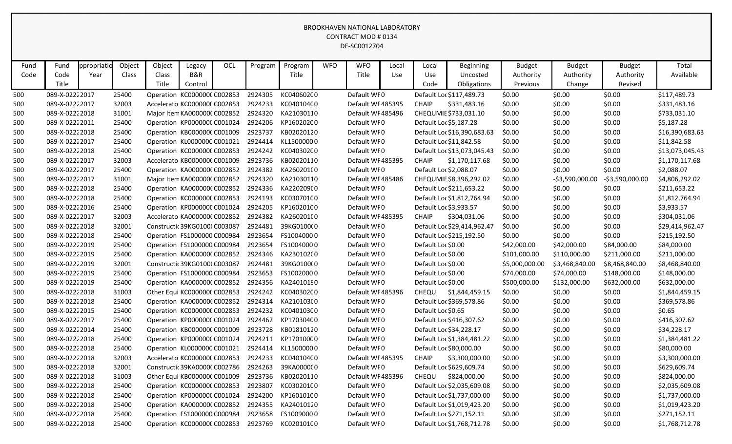BROOKHAVEN NATIONAL LABORATORY
CONTRACT MOD # 0134
DE-SC0012704

| Fund Code | Fund Code Title | ppropriatio Year | Object Class | Object Class Title | Legacy B&R Control | OCL | Program | Program Title | WFO | WFO Title | Local Use | Local Use Code | Beginning Uncosted Obligations | Budget Authority Previous | Budget Authority Change | Budget Authority Revised | Total Available |
|---|---|---|---|---|---|---|---|---|---|---|---|---|---|---|---|---|---|
| 500 | 089-X-0222 | 2017 | 25400 | Operation | KC0000000 | C002853 | 2924305 | KC0406020 | 0 | Default WF | 0 | Default Loc | $117,489.73 | $0.00 | $0.00 | $0.00 | $117,489.73 |
| 500 | 089-X-0222 | 2017 | 32003 | Accelerato | KC0000000 | C002853 | 2924233 | KC0401040 | 0 | Default WF | 485395 | CHAIP | $331,483.16 | $0.00 | $0.00 | $0.00 | $331,483.16 |
| 500 | 089-X-0222 | 2018 | 31001 | Major Item | KA0000000 | C002852 | 2924320 | KA2103011 | 0 | Default WF | 485496 | CHEQUMIE | $733,031.10 | $0.00 | $0.00 | $0.00 | $733,031.10 |
| 500 | 089-X-0222 | 2011 | 25400 | Operation | KP0000000 | C001024 | 2924206 | KP1602020 | 0 | Default WF | 0 | Default Loc | $5,187.28 | $0.00 | $0.00 | $0.00 | $5,187.28 |
| 500 | 089-X-0222 | 2018 | 25400 | Operation | KB0000000 | C001009 | 2923737 | KB0202012 | 0 | Default WF | 0 | Default Loc | $16,390,683.63 | $0.00 | $0.00 | $0.00 | $16,390,683.63 |
| 500 | 089-X-0222 | 2017 | 25400 | Operation | KL0000000 | C001021 | 2924414 | KL1500000 | 0 | Default WF | 0 | Default Loc | $11,842.58 | $0.00 | $0.00 | $0.00 | $11,842.58 |
| 500 | 089-X-0222 | 2018 | 25400 | Operation | KC0000000 | C002853 | 2924242 | KC0403020 | 0 | Default WF | 0 | Default Loc | $13,073,045.43 | $0.00 | $0.00 | $0.00 | $13,073,045.43 |
| 500 | 089-X-0222 | 2017 | 32003 | Accelerato | KB0000000 | C001009 | 2923736 | KB0202011 | 0 | Default WF | 485395 | CHAIP | $1,170,117.68 | $0.00 | $0.00 | $0.00 | $1,170,117.68 |
| 500 | 089-X-0222 | 2017 | 25400 | Operation | KA0000000 | C002852 | 2924382 | KA2601010 | 0 | Default WF | 0 | Default Loc | $2,088.07 | $0.00 | $0.00 | $0.00 | $2,088.07 |
| 500 | 089-X-0222 | 2017 | 31001 | Major Item | KA0000000 | C002852 | 2924320 | KA2103011 | 0 | Default WF | 485486 | CHEQUMIE | $8,396,292.02 | $0.00 | -$3,590,000.00 | -$3,590,000.00 | $4,806,292.02 |
| 500 | 089-X-0222 | 2018 | 25400 | Operation | KA0000000 | C002852 | 2924336 | KA2202090 | 0 | Default WF | 0 | Default Loc | $211,653.22 | $0.00 | $0.00 | $0.00 | $211,653.22 |
| 500 | 089-X-0222 | 2018 | 25400 | Operation | KC0000000 | C002853 | 2924193 | KC0307010 | 0 | Default WF | 0 | Default Loc | $1,812,764.94 | $0.00 | $0.00 | $0.00 | $1,812,764.94 |
| 500 | 089-X-0222 | 2016 | 25400 | Operation | KP0000000 | C001024 | 2924205 | KP1602010 | 0 | Default WF | 0 | Default Loc | $3,933.57 | $0.00 | $0.00 | $0.00 | $3,933.57 |
| 500 | 089-X-0222 | 2017 | 32003 | Accelerato | KA0000000 | C002852 | 2924382 | KA2601010 | 0 | Default WF | 485395 | CHAIP | $304,031.06 | $0.00 | $0.00 | $0.00 | $304,031.06 |
| 500 | 089-X-0222 | 2018 | 32001 | Constructi | 39KG0100 | C003087 | 2924481 | 39KG0100 | 0 | Default WF | 0 | Default Loc | $29,414,962.47 | $0.00 | $0.00 | $0.00 | $29,414,962.47 |
| 500 | 089-X-0222 | 2018 | 25400 | Operation | FS1000000 | C000984 | 2923654 | FS1004000 | 0 | Default WF | 0 | Default Loc | $215,192.50 | $0.00 | $0.00 | $0.00 | $215,192.50 |
| 500 | 089-X-0222 | 2019 | 25400 | Operation | FS1000000 | C000984 | 2923654 | FS1004000 | 0 | Default WF | 0 | Default Loc | $0.00 | $42,000.00 | $42,000.00 | $84,000.00 | $84,000.00 |
| 500 | 089-X-0222 | 2019 | 25400 | Operation | KA0000000 | C002852 | 2924346 | KA2301020 | 0 | Default WF | 0 | Default Loc | $0.00 | $101,000.00 | $110,000.00 | $211,000.00 | $211,000.00 |
| 500 | 089-X-0222 | 2019 | 32001 | Constructi | 39KG0100 | C003087 | 2924481 | 39KG0100 | 0 | Default WF | 0 | Default Loc | $0.00 | $5,000,000.00 | $3,468,840.00 | $8,468,840.00 | $8,468,840.00 |
| 500 | 089-X-0222 | 2019 | 25400 | Operation | FS1000000 | C000984 | 2923653 | FS1002000 | 0 | Default WF | 0 | Default Loc | $0.00 | $74,000.00 | $74,000.00 | $148,000.00 | $148,000.00 |
| 500 | 089-X-0222 | 2019 | 25400 | Operation | KA0000000 | C002852 | 2924356 | KA2401019 | 0 | Default WF | 0 | Default Loc | $0.00 | $500,000.00 | $132,000.00 | $632,000.00 | $632,000.00 |
| 500 | 089-X-0222 | 2018 | 31003 | Other Equi | KC0000000 | C002853 | 2924242 | KC0403020 | 0 | Default WF | 485396 | CHEQU | $1,844,459.15 | $0.00 | $0.00 | $0.00 | $1,844,459.15 |
| 500 | 089-X-0222 | 2018 | 25400 | Operation | KA0000000 | C002852 | 2924314 | KA2101030 | 0 | Default WF | 0 | Default Loc | $369,578.86 | $0.00 | $0.00 | $0.00 | $369,578.86 |
| 500 | 089-X-0222 | 2015 | 25400 | Operation | KC0000000 | C002853 | 2924232 | KC0401030 | 0 | Default WF | 0 | Default Loc | $0.65 | $0.00 | $0.00 | $0.00 | $0.65 |
| 500 | 089-X-0222 | 2017 | 25400 | Operation | KP0000000 | C001024 | 2924462 | KP1703040 | 0 | Default WF | 0 | Default Loc | $416,307.62 | $0.00 | $0.00 | $0.00 | $416,307.62 |
| 500 | 089-X-0222 | 2014 | 25400 | Operation | KB0000000 | C001009 | 2923728 | KB0181012 | 0 | Default WF | 0 | Default Loc | $34,228.17 | $0.00 | $0.00 | $0.00 | $34,228.17 |
| 500 | 089-X-0222 | 2018 | 25400 | Operation | KP0000000 | C001024 | 2924211 | KP1701000 | 0 | Default WF | 0 | Default Loc | $1,384,481.22 | $0.00 | $0.00 | $0.00 | $1,384,481.22 |
| 500 | 089-X-0222 | 2018 | 25400 | Operation | KL0000000 | C001021 | 2924414 | KL1500000 | 0 | Default WF | 0 | Default Loc | $80,000.00 | $0.00 | $0.00 | $0.00 | $80,000.00 |
| 500 | 089-X-0222 | 2018 | 32003 | Accelerato | KC0000000 | C002853 | 2924233 | KC0401040 | 0 | Default WF | 485395 | CHAIP | $3,300,000.00 | $0.00 | $0.00 | $0.00 | $3,300,000.00 |
| 500 | 089-X-0222 | 2018 | 32001 | Constructi | 39KA0000 | C002786 | 2924263 | 39KA0000 | 0 | Default WF | 0 | Default Loc | $629,609.74 | $0.00 | $0.00 | $0.00 | $629,609.74 |
| 500 | 089-X-0222 | 2018 | 31003 | Other Equi | KB0000000 | C001009 | 2923736 | KB0202011 | 0 | Default WF | 485396 | CHEQU | $824,000.00 | $0.00 | $0.00 | $0.00 | $824,000.00 |
| 500 | 089-X-0222 | 2018 | 25400 | Operation | KC0000000 | C002853 | 2923807 | KC0302010 | 0 | Default WF | 0 | Default Loc | $2,035,609.08 | $0.00 | $0.00 | $0.00 | $2,035,609.08 |
| 500 | 089-X-0222 | 2018 | 25400 | Operation | KP0000000 | C001024 | 2924200 | KP1601010 | 0 | Default WF | 0 | Default Loc | $1,737,000.00 | $0.00 | $0.00 | $0.00 | $1,737,000.00 |
| 500 | 089-X-0222 | 2018 | 25400 | Operation | KA0000000 | C002852 | 2924355 | KA2401012 | 0 | Default WF | 0 | Default Loc | $1,019,423.20 | $0.00 | $0.00 | $0.00 | $1,019,423.20 |
| 500 | 089-X-0222 | 2018 | 25400 | Operation | FS1000000 | C000984 | 2923658 | FS1009000 | 0 | Default WF | 0 | Default Loc | $271,152.11 | $0.00 | $0.00 | $0.00 | $271,152.11 |
| 500 | 089-X-0222 | 2018 | 25400 | Operation | KC0000000 | C002853 | 2923769 | KC0201010 | 0 | Default WF | 0 | Default Loc | $1,768,712.78 | $0.00 | $0.00 | $0.00 | $1,768,712.78 |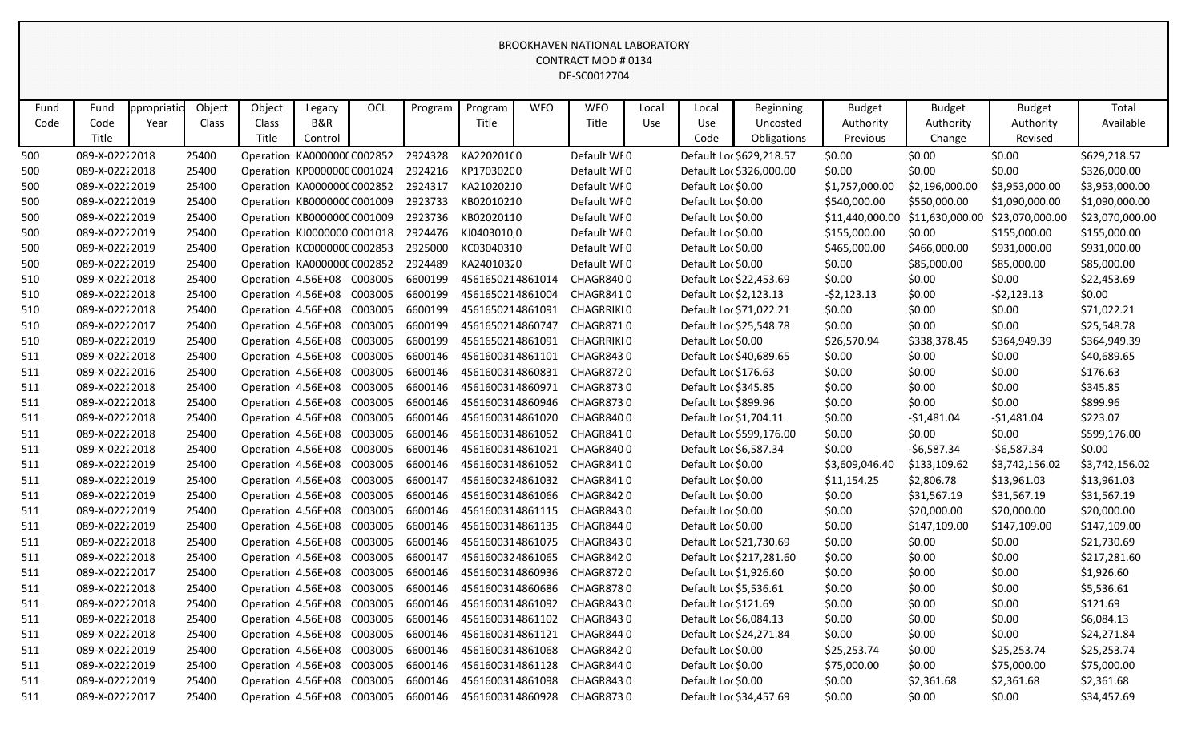BROOKHAVEN NATIONAL LABORATORY
CONTRACT MOD # 0134
DE-SC0012704

| Fund Code | Fund Code Title | ppropriatio Year | Object Class | Object Class Title | Legacy B&R Control | OCL | Program | Program Title | WFO | WFO Title | Local Use | Local Use Code | Beginning Uncosted Obligations | Budget Authority Previous | Budget Authority Change | Budget Authority Revised | Total Available |
|---|---|---|---|---|---|---|---|---|---|---|---|---|---|---|---|---|---|
| 500 | 089-X-0222 | 2018 | 25400 | Operation | KA0000000 | C002852 | 2924328 | KA2202010 | 0 | Default WF | 0 | Default Loc | $629,218.57 | $0.00 | $0.00 | $0.00 | $629,218.57 |
| 500 | 089-X-0222 | 2018 | 25400 | Operation | KP0000000 | C001024 | 2924216 | KP1703020 | 0 | Default WF | 0 | Default Loc | $326,000.00 | $0.00 | $0.00 | $0.00 | $326,000.00 |
| 500 | 089-X-0222 | 2019 | 25400 | Operation | KA0000000 | C002852 | 2924317 | KA2102021 | 0 | Default WF | 0 | Default Loc | $0.00 | $1,757,000.00 | $2,196,000.00 | $3,953,000.00 | $3,953,000.00 |
| 500 | 089-X-0222 | 2019 | 25400 | Operation | KB0000000 | C001009 | 2923733 | KB0201021 | 0 | Default WF | 0 | Default Loc | $0.00 | $540,000.00 | $550,000.00 | $1,090,000.00 | $1,090,000.00 |
| 500 | 089-X-0222 | 2019 | 25400 | Operation | KB0000000 | C001009 | 2923736 | KB0202011 | 0 | Default WF | 0 | Default Loc | $0.00 | $11,440,000.00 | $11,630,000.00 | $23,070,000.00 | $23,070,000.00 |
| 500 | 089-X-0222 | 2019 | 25400 | Operation | KJ0000000 | C001018 | 2924476 | KJ0403010 | 0 | Default WF | 0 | Default Loc | $0.00 | $155,000.00 | $0.00 | $155,000.00 | $155,000.00 |
| 500 | 089-X-0222 | 2019 | 25400 | Operation | KC0000000 | C002853 | 2925000 | KC0304031 | 0 | Default WF | 0 | Default Loc | $0.00 | $465,000.00 | $466,000.00 | $931,000.00 | $931,000.00 |
| 500 | 089-X-0222 | 2019 | 25400 | Operation | KA0000000 | C002852 | 2924489 | KA2401032 | 0 | Default WF | 0 | Default Loc | $0.00 | $0.00 | $85,000.00 | $85,000.00 | $85,000.00 |
| 510 | 089-X-0222 | 2018 | 25400 | Operation | 4.56E+08 | C003005 | 6600199 | 4561650214 | 861014 | CHAGR840 | 0 | Default Loc | $22,453.69 | $0.00 | $0.00 | $0.00 | $22,453.69 |
| 510 | 089-X-0222 | 2018 | 25400 | Operation | 4.56E+08 | C003005 | 6600199 | 4561650214 | 861004 | CHAGR841 | 0 | Default Loc | $2,123.13 | -$2,123.13 | $0.00 | -$2,123.13 | $0.00 |
| 510 | 089-X-0222 | 2018 | 25400 | Operation | 4.56E+08 | C003005 | 6600199 | 4561650214 | 861091 | CHAGRRIKI | 0 | Default Loc | $71,022.21 | $0.00 | $0.00 | $0.00 | $71,022.21 |
| 510 | 089-X-0222 | 2017 | 25400 | Operation | 4.56E+08 | C003005 | 6600199 | 4561650214 | 860747 | CHAGR871 | 0 | Default Loc | $25,548.78 | $0.00 | $0.00 | $0.00 | $25,548.78 |
| 510 | 089-X-0222 | 2019 | 25400 | Operation | 4.56E+08 | C003005 | 6600199 | 4561650214 | 861091 | CHAGRRIKI | 0 | Default Loc | $0.00 | $26,570.94 | $338,378.45 | $364,949.39 | $364,949.39 |
| 511 | 089-X-0222 | 2018 | 25400 | Operation | 4.56E+08 | C003005 | 6600146 | 4561600314 | 861101 | CHAGR843 | 0 | Default Loc | $40,689.65 | $0.00 | $0.00 | $0.00 | $40,689.65 |
| 511 | 089-X-0222 | 2016 | 25400 | Operation | 4.56E+08 | C003005 | 6600146 | 4561600314 | 860831 | CHAGR872 | 0 | Default Loc | $176.63 | $0.00 | $0.00 | $0.00 | $176.63 |
| 511 | 089-X-0222 | 2018 | 25400 | Operation | 4.56E+08 | C003005 | 6600146 | 4561600314 | 860971 | CHAGR873 | 0 | Default Loc | $345.85 | $0.00 | $0.00 | $0.00 | $345.85 |
| 511 | 089-X-0222 | 2018 | 25400 | Operation | 4.56E+08 | C003005 | 6600146 | 4561600314 | 860946 | CHAGR873 | 0 | Default Loc | $899.96 | $0.00 | $0.00 | $0.00 | $899.96 |
| 511 | 089-X-0222 | 2018 | 25400 | Operation | 4.56E+08 | C003005 | 6600146 | 4561600314 | 861020 | CHAGR840 | 0 | Default Loc | $1,704.11 | $0.00 | -$1,481.04 | -$1,481.04 | $223.07 |
| 511 | 089-X-0222 | 2018 | 25400 | Operation | 4.56E+08 | C003005 | 6600146 | 4561600314 | 861052 | CHAGR841 | 0 | Default Loc | $599,176.00 | $0.00 | $0.00 | $0.00 | $599,176.00 |
| 511 | 089-X-0222 | 2018 | 25400 | Operation | 4.56E+08 | C003005 | 6600146 | 4561600314 | 861021 | CHAGR840 | 0 | Default Loc | $6,587.34 | $0.00 | -$6,587.34 | -$6,587.34 | $0.00 |
| 511 | 089-X-0222 | 2019 | 25400 | Operation | 4.56E+08 | C003005 | 6600146 | 4561600314 | 861052 | CHAGR841 | 0 | Default Loc | $0.00 | $3,609,046.40 | $133,109.62 | $3,742,156.02 | $3,742,156.02 |
| 511 | 089-X-0222 | 2019 | 25400 | Operation | 4.56E+08 | C003005 | 6600147 | 4561600324 | 861032 | CHAGR841 | 0 | Default Loc | $0.00 | $11,154.25 | $2,806.78 | $13,961.03 | $13,961.03 |
| 511 | 089-X-0222 | 2019 | 25400 | Operation | 4.56E+08 | C003005 | 6600146 | 4561600314 | 861066 | CHAGR842 | 0 | Default Loc | $0.00 | $0.00 | $31,567.19 | $31,567.19 | $31,567.19 |
| 511 | 089-X-0222 | 2019 | 25400 | Operation | 4.56E+08 | C003005 | 6600146 | 4561600314 | 861115 | CHAGR843 | 0 | Default Loc | $0.00 | $0.00 | $20,000.00 | $20,000.00 | $20,000.00 |
| 511 | 089-X-0222 | 2019 | 25400 | Operation | 4.56E+08 | C003005 | 6600146 | 4561600314 | 861135 | CHAGR844 | 0 | Default Loc | $0.00 | $0.00 | $147,109.00 | $147,109.00 | $147,109.00 |
| 511 | 089-X-0222 | 2018 | 25400 | Operation | 4.56E+08 | C003005 | 6600146 | 4561600314 | 861075 | CHAGR843 | 0 | Default Loc | $21,730.69 | $0.00 | $0.00 | $0.00 | $21,730.69 |
| 511 | 089-X-0222 | 2018 | 25400 | Operation | 4.56E+08 | C003005 | 6600147 | 4561600324 | 861065 | CHAGR842 | 0 | Default Loc | $217,281.60 | $0.00 | $0.00 | $0.00 | $217,281.60 |
| 511 | 089-X-0222 | 2017 | 25400 | Operation | 4.56E+08 | C003005 | 6600146 | 4561600314 | 860936 | CHAGR872 | 0 | Default Loc | $1,926.60 | $0.00 | $0.00 | $0.00 | $1,926.60 |
| 511 | 089-X-0222 | 2018 | 25400 | Operation | 4.56E+08 | C003005 | 6600146 | 4561600314 | 860686 | CHAGR878 | 0 | Default Loc | $5,536.61 | $0.00 | $0.00 | $0.00 | $5,536.61 |
| 511 | 089-X-0222 | 2018 | 25400 | Operation | 4.56E+08 | C003005 | 6600146 | 4561600314 | 861092 | CHAGR843 | 0 | Default Loc | $121.69 | $0.00 | $0.00 | $0.00 | $121.69 |
| 511 | 089-X-0222 | 2018 | 25400 | Operation | 4.56E+08 | C003005 | 6600146 | 4561600314 | 861102 | CHAGR843 | 0 | Default Loc | $6,084.13 | $0.00 | $0.00 | $0.00 | $6,084.13 |
| 511 | 089-X-0222 | 2018 | 25400 | Operation | 4.56E+08 | C003005 | 6600146 | 4561600314 | 861121 | CHAGR844 | 0 | Default Loc | $24,271.84 | $0.00 | $0.00 | $0.00 | $24,271.84 |
| 511 | 089-X-0222 | 2019 | 25400 | Operation | 4.56E+08 | C003005 | 6600146 | 4561600314 | 861068 | CHAGR842 | 0 | Default Loc | $0.00 | $25,253.74 | $0.00 | $25,253.74 | $25,253.74 |
| 511 | 089-X-0222 | 2019 | 25400 | Operation | 4.56E+08 | C003005 | 6600146 | 4561600314 | 861128 | CHAGR844 | 0 | Default Loc | $0.00 | $75,000.00 | $0.00 | $75,000.00 | $75,000.00 |
| 511 | 089-X-0222 | 2019 | 25400 | Operation | 4.56E+08 | C003005 | 6600146 | 4561600314 | 861098 | CHAGR843 | 0 | Default Loc | $0.00 | $0.00 | $2,361.68 | $2,361.68 | $2,361.68 |
| 511 | 089-X-0222 | 2017 | 25400 | Operation | 4.56E+08 | C003005 | 6600146 | 4561600314 | 860928 | CHAGR873 | 0 | Default Loc | $34,457.69 | $0.00 | $0.00 | $0.00 | $34,457.69 |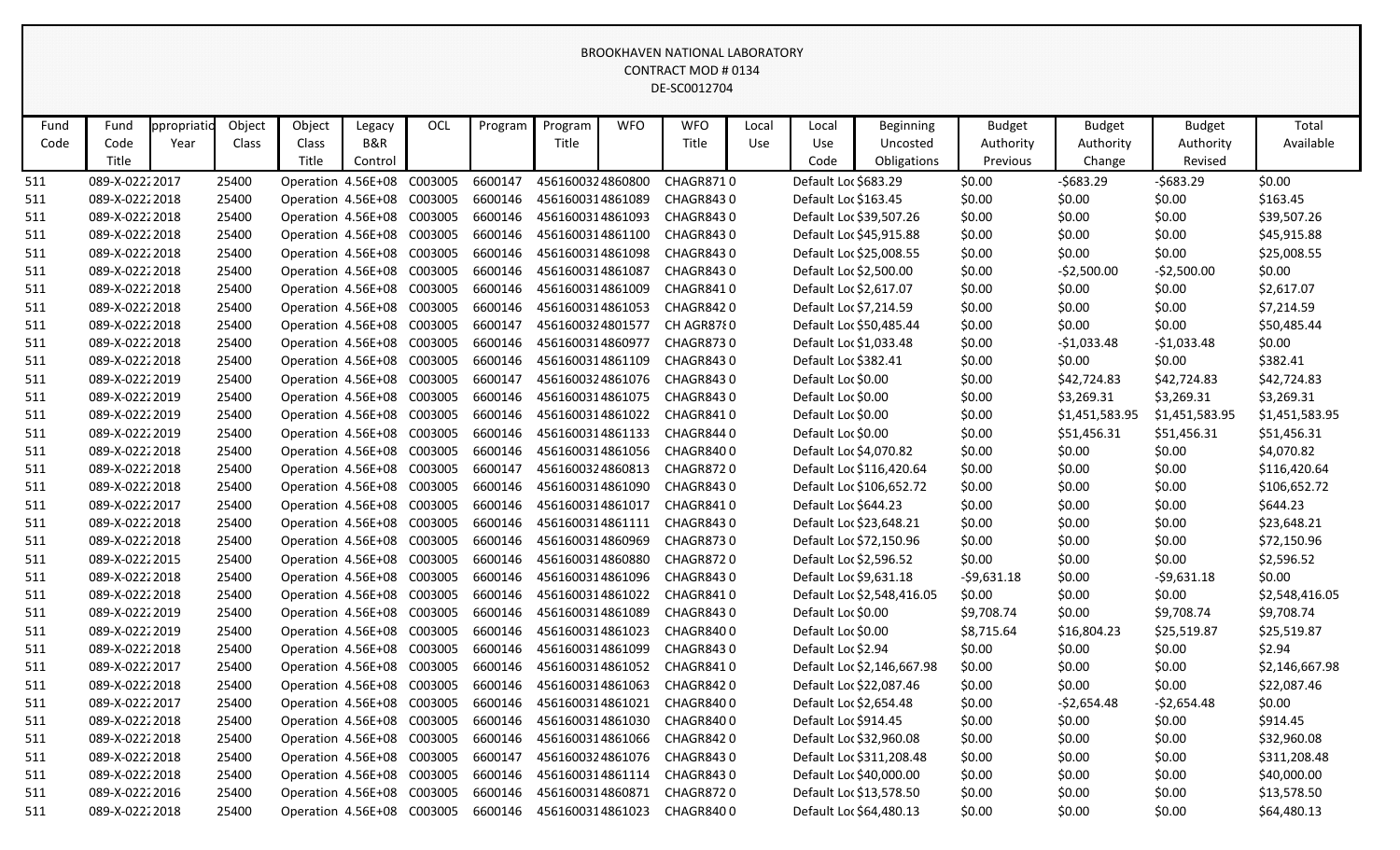BROOKHAVEN NATIONAL LABORATORY
CONTRACT MOD # 0134
DE-SC0012704

| Fund Code | Fund Code Title | ppropriatio Year | Object Class | Object Class Title | Legacy B&R Control | OCL | Program | Program Title | WFO | WFO Title | Local Use | Local Use Code | Beginning Uncosted Obligations | Budget Authority Previous | Budget Authority Change | Budget Authority Revised | Total Available |
|---|---|---|---|---|---|---|---|---|---|---|---|---|---|---|---|---|---|
| 511 | 089-X-0222 | 2017 | 25400 | Operation | 4.56E+08 | C003005 | 6600147 | 4561600324 | 860800 | CHAGR871 | 0 | Default Loc | $683.29 | $0.00 | -$683.29 | -$683.29 | $0.00 |
| 511 | 089-X-0222 | 2018 | 25400 | Operation | 4.56E+08 | C003005 | 6600146 | 4561600314 | 861089 | CHAGR843 | 0 | Default Loc | $163.45 | $0.00 | $0.00 | $0.00 | $163.45 |
| 511 | 089-X-0222 | 2018 | 25400 | Operation | 4.56E+08 | C003005 | 6600146 | 4561600314 | 861093 | CHAGR843 | 0 | Default Loc | $39,507.26 | $0.00 | $0.00 | $0.00 | $39,507.26 |
| 511 | 089-X-0222 | 2018 | 25400 | Operation | 4.56E+08 | C003005 | 6600146 | 4561600314 | 861100 | CHAGR843 | 0 | Default Loc | $45,915.88 | $0.00 | $0.00 | $0.00 | $45,915.88 |
| 511 | 089-X-0222 | 2018 | 25400 | Operation | 4.56E+08 | C003005 | 6600146 | 4561600314 | 861098 | CHAGR843 | 0 | Default Loc | $25,008.55 | $0.00 | $0.00 | $0.00 | $25,008.55 |
| 511 | 089-X-0222 | 2018 | 25400 | Operation | 4.56E+08 | C003005 | 6600146 | 4561600314 | 861087 | CHAGR843 | 0 | Default Loc | $2,500.00 | $0.00 | -$2,500.00 | -$2,500.00 | $0.00 |
| 511 | 089-X-0222 | 2018 | 25400 | Operation | 4.56E+08 | C003005 | 6600146 | 4561600314 | 861009 | CHAGR841 | 0 | Default Loc | $2,617.07 | $0.00 | $0.00 | $0.00 | $2,617.07 |
| 511 | 089-X-0222 | 2018 | 25400 | Operation | 4.56E+08 | C003005 | 6600146 | 4561600314 | 861053 | CHAGR842 | 0 | Default Loc | $7,214.59 | $0.00 | $0.00 | $0.00 | $7,214.59 |
| 511 | 089-X-0222 | 2018 | 25400 | Operation | 4.56E+08 | C003005 | 6600147 | 4561600324 | 801577 | CH AGR878 | 0 | Default Loc | $50,485.44 | $0.00 | $0.00 | $0.00 | $50,485.44 |
| 511 | 089-X-0222 | 2018 | 25400 | Operation | 4.56E+08 | C003005 | 6600146 | 4561600314 | 860977 | CHAGR873 | 0 | Default Loc | $1,033.48 | $0.00 | -$1,033.48 | -$1,033.48 | $0.00 |
| 511 | 089-X-0222 | 2018 | 25400 | Operation | 4.56E+08 | C003005 | 6600146 | 4561600314 | 861109 | CHAGR843 | 0 | Default Loc | $382.41 | $0.00 | $0.00 | $0.00 | $382.41 |
| 511 | 089-X-0222 | 2019 | 25400 | Operation | 4.56E+08 | C003005 | 6600147 | 4561600324 | 861076 | CHAGR843 | 0 | Default Loc | $0.00 | $0.00 | $42,724.83 | $42,724.83 | $42,724.83 |
| 511 | 089-X-0222 | 2019 | 25400 | Operation | 4.56E+08 | C003005 | 6600146 | 4561600314 | 861075 | CHAGR843 | 0 | Default Loc | $0.00 | $0.00 | $3,269.31 | $3,269.31 | $3,269.31 |
| 511 | 089-X-0222 | 2019 | 25400 | Operation | 4.56E+08 | C003005 | 6600146 | 4561600314 | 861022 | CHAGR841 | 0 | Default Loc | $0.00 | $0.00 | $1,451,583.95 | $1,451,583.95 | $1,451,583.95 |
| 511 | 089-X-0222 | 2019 | 25400 | Operation | 4.56E+08 | C003005 | 6600146 | 4561600314 | 861133 | CHAGR844 | 0 | Default Loc | $0.00 | $0.00 | $51,456.31 | $51,456.31 | $51,456.31 |
| 511 | 089-X-0222 | 2018 | 25400 | Operation | 4.56E+08 | C003005 | 6600146 | 4561600314 | 861056 | CHAGR840 | 0 | Default Loc | $4,070.82 | $0.00 | $0.00 | $0.00 | $4,070.82 |
| 511 | 089-X-0222 | 2018 | 25400 | Operation | 4.56E+08 | C003005 | 6600147 | 4561600324 | 860813 | CHAGR872 | 0 | Default Loc | $116,420.64 | $0.00 | $0.00 | $0.00 | $116,420.64 |
| 511 | 089-X-0222 | 2018 | 25400 | Operation | 4.56E+08 | C003005 | 6600146 | 4561600314 | 861090 | CHAGR843 | 0 | Default Loc | $106,652.72 | $0.00 | $0.00 | $0.00 | $106,652.72 |
| 511 | 089-X-0222 | 2017 | 25400 | Operation | 4.56E+08 | C003005 | 6600146 | 4561600314 | 861017 | CHAGR841 | 0 | Default Loc | $644.23 | $0.00 | $0.00 | $0.00 | $644.23 |
| 511 | 089-X-0222 | 2018 | 25400 | Operation | 4.56E+08 | C003005 | 6600146 | 4561600314 | 861111 | CHAGR843 | 0 | Default Loc | $23,648.21 | $0.00 | $0.00 | $0.00 | $23,648.21 |
| 511 | 089-X-0222 | 2018 | 25400 | Operation | 4.56E+08 | C003005 | 6600146 | 4561600314 | 860969 | CHAGR873 | 0 | Default Loc | $72,150.96 | $0.00 | $0.00 | $0.00 | $72,150.96 |
| 511 | 089-X-0222 | 2015 | 25400 | Operation | 4.56E+08 | C003005 | 6600146 | 4561600314 | 860880 | CHAGR872 | 0 | Default Loc | $2,596.52 | $0.00 | $0.00 | $0.00 | $2,596.52 |
| 511 | 089-X-0222 | 2018 | 25400 | Operation | 4.56E+08 | C003005 | 6600146 | 4561600314 | 861096 | CHAGR843 | 0 | Default Loc | $9,631.18 | -$9,631.18 | $0.00 | -$9,631.18 | $0.00 |
| 511 | 089-X-0222 | 2018 | 25400 | Operation | 4.56E+08 | C003005 | 6600146 | 4561600314 | 861022 | CHAGR841 | 0 | Default Loc | $2,548,416.05 | $0.00 | $0.00 | $0.00 | $2,548,416.05 |
| 511 | 089-X-0222 | 2019 | 25400 | Operation | 4.56E+08 | C003005 | 6600146 | 4561600314 | 861089 | CHAGR843 | 0 | Default Loc | $0.00 | $9,708.74 | $0.00 | $9,708.74 | $9,708.74 |
| 511 | 089-X-0222 | 2019 | 25400 | Operation | 4.56E+08 | C003005 | 6600146 | 4561600314 | 861023 | CHAGR840 | 0 | Default Loc | $0.00 | $8,715.64 | $16,804.23 | $25,519.87 | $25,519.87 |
| 511 | 089-X-0222 | 2018 | 25400 | Operation | 4.56E+08 | C003005 | 6600146 | 4561600314 | 861099 | CHAGR843 | 0 | Default Loc | $2.94 | $0.00 | $0.00 | $0.00 | $2.94 |
| 511 | 089-X-0222 | 2017 | 25400 | Operation | 4.56E+08 | C003005 | 6600146 | 4561600314 | 861052 | CHAGR841 | 0 | Default Loc | $2,146,667.98 | $0.00 | $0.00 | $0.00 | $2,146,667.98 |
| 511 | 089-X-0222 | 2018 | 25400 | Operation | 4.56E+08 | C003005 | 6600146 | 4561600314 | 861063 | CHAGR842 | 0 | Default Loc | $22,087.46 | $0.00 | $0.00 | $0.00 | $22,087.46 |
| 511 | 089-X-0222 | 2017 | 25400 | Operation | 4.56E+08 | C003005 | 6600146 | 4561600314 | 861021 | CHAGR840 | 0 | Default Loc | $2,654.48 | $0.00 | -$2,654.48 | -$2,654.48 | $0.00 |
| 511 | 089-X-0222 | 2018 | 25400 | Operation | 4.56E+08 | C003005 | 6600146 | 4561600314 | 861030 | CHAGR840 | 0 | Default Loc | $914.45 | $0.00 | $0.00 | $0.00 | $914.45 |
| 511 | 089-X-0222 | 2018 | 25400 | Operation | 4.56E+08 | C003005 | 6600146 | 4561600314 | 861066 | CHAGR842 | 0 | Default Loc | $32,960.08 | $0.00 | $0.00 | $0.00 | $32,960.08 |
| 511 | 089-X-0222 | 2018 | 25400 | Operation | 4.56E+08 | C003005 | 6600147 | 4561600324 | 861076 | CHAGR843 | 0 | Default Loc | $311,208.48 | $0.00 | $0.00 | $0.00 | $311,208.48 |
| 511 | 089-X-0222 | 2018 | 25400 | Operation | 4.56E+08 | C003005 | 6600146 | 4561600314 | 861114 | CHAGR843 | 0 | Default Loc | $40,000.00 | $0.00 | $0.00 | $0.00 | $40,000.00 |
| 511 | 089-X-0222 | 2016 | 25400 | Operation | 4.56E+08 | C003005 | 6600146 | 4561600314 | 860871 | CHAGR872 | 0 | Default Loc | $13,578.50 | $0.00 | $0.00 | $0.00 | $13,578.50 |
| 511 | 089-X-0222 | 2018 | 25400 | Operation | 4.56E+08 | C003005 | 6600146 | 4561600314 | 861023 | CHAGR840 | 0 | Default Loc | $64,480.13 | $0.00 | $0.00 | $0.00 | $64,480.13 |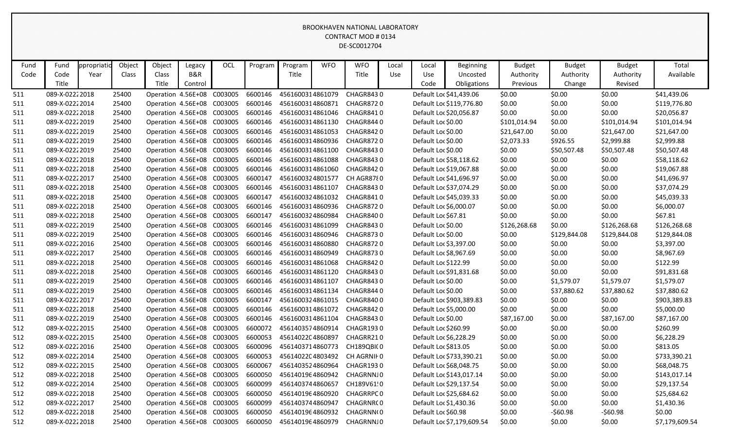BROOKHAVEN NATIONAL LABORATORY
CONTRACT MOD # 0134
DE-SC0012704

| Fund Code | Fund Code Title | ppropriatio Year | Object Class | Object Class Title | Legacy B&R Control | OCL | Program | Program Title | WFO | WFO Title | Local Use | Local Use Code | Beginning Uncosted Obligations | Budget Authority Previous | Budget Authority Change | Budget Authority Revised | Total Available |
|---|---|---|---|---|---|---|---|---|---|---|---|---|---|---|---|---|---|
| 511 | 089-X-0222 | 2018 | 25400 | Operation | 4.56E+08 | C003005 | 6600146 | 4561600314 | 861079 | CHAGR843 | 0 | Default Loc | $41,439.06 | $0.00 | $0.00 | $0.00 | $41,439.06 |
| 511 | 089-X-0222 | 2014 | 25400 | Operation | 4.56E+08 | C003005 | 6600146 | 4561600314 | 860871 | CHAGR872 | 0 | Default Loc | $119,776.80 | $0.00 | $0.00 | $0.00 | $119,776.80 |
| 511 | 089-X-0222 | 2018 | 25400 | Operation | 4.56E+08 | C003005 | 6600146 | 4561600314 | 861046 | CHAGR841 | 0 | Default Loc | $20,056.87 | $0.00 | $0.00 | $0.00 | $20,056.87 |
| 511 | 089-X-0222 | 2019 | 25400 | Operation | 4.56E+08 | C003005 | 6600146 | 4561600314 | 861130 | CHAGR844 | 0 | Default Loc | $0.00 | $101,014.94 | $0.00 | $101,014.94 | $101,014.94 |
| 511 | 089-X-0222 | 2019 | 25400 | Operation | 4.56E+08 | C003005 | 6600146 | 4561600314 | 861053 | CHAGR842 | 0 | Default Loc | $0.00 | $21,647.00 | $0.00 | $21,647.00 | $21,647.00 |
| 511 | 089-X-0222 | 2019 | 25400 | Operation | 4.56E+08 | C003005 | 6600146 | 4561600314 | 860936 | CHAGR872 | 0 | Default Loc | $0.00 | $2,073.33 | $926.55 | $2,999.88 | $2,999.88 |
| 511 | 089-X-0222 | 2019 | 25400 | Operation | 4.56E+08 | C003005 | 6600146 | 4561600314 | 861100 | CHAGR843 | 0 | Default Loc | $0.00 | $0.00 | $50,507.48 | $50,507.48 | $50,507.48 |
| 511 | 089-X-0222 | 2018 | 25400 | Operation | 4.56E+08 | C003005 | 6600146 | 4561600314 | 861088 | CHAGR843 | 0 | Default Loc | $58,118.62 | $0.00 | $0.00 | $0.00 | $58,118.62 |
| 511 | 089-X-0222 | 2018 | 25400 | Operation | 4.56E+08 | C003005 | 6600146 | 4561600314 | 861060 | CHAGR842 | 0 | Default Loc | $19,067.88 | $0.00 | $0.00 | $0.00 | $19,067.88 |
| 511 | 089-X-0222 | 2017 | 25400 | Operation | 4.56E+08 | C003005 | 6600147 | 4561600324 | 801577 | CH AGR878 | 0 | Default Loc | $41,696.97 | $0.00 | $0.00 | $0.00 | $41,696.97 |
| 511 | 089-X-0222 | 2018 | 25400 | Operation | 4.56E+08 | C003005 | 6600146 | 4561600314 | 861107 | CHAGR843 | 0 | Default Loc | $37,074.29 | $0.00 | $0.00 | $0.00 | $37,074.29 |
| 511 | 089-X-0222 | 2018 | 25400 | Operation | 4.56E+08 | C003005 | 6600147 | 4561600324 | 861032 | CHAGR841 | 0 | Default Loc | $45,039.33 | $0.00 | $0.00 | $0.00 | $45,039.33 |
| 511 | 089-X-0222 | 2018 | 25400 | Operation | 4.56E+08 | C003005 | 6600146 | 4561600314 | 860936 | CHAGR872 | 0 | Default Loc | $6,000.07 | $0.00 | $0.00 | $0.00 | $6,000.07 |
| 511 | 089-X-0222 | 2018 | 25400 | Operation | 4.56E+08 | C003005 | 6600147 | 4561600324 | 860984 | CHAGR840 | 0 | Default Loc | $67.81 | $0.00 | $0.00 | $0.00 | $67.81 |
| 511 | 089-X-0222 | 2019 | 25400 | Operation | 4.56E+08 | C003005 | 6600146 | 4561600314 | 861099 | CHAGR843 | 0 | Default Loc | $0.00 | $126,268.68 | $0.00 | $126,268.68 | $126,268.68 |
| 511 | 089-X-0222 | 2019 | 25400 | Operation | 4.56E+08 | C003005 | 6600146 | 4561600314 | 860946 | CHAGR873 | 0 | Default Loc | $0.00 | $0.00 | $129,844.08 | $129,844.08 | $129,844.08 |
| 511 | 089-X-0222 | 2016 | 25400 | Operation | 4.56E+08 | C003005 | 6600146 | 4561600314 | 860880 | CHAGR872 | 0 | Default Loc | $3,397.00 | $0.00 | $0.00 | $0.00 | $3,397.00 |
| 511 | 089-X-0222 | 2017 | 25400 | Operation | 4.56E+08 | C003005 | 6600146 | 4561600314 | 860949 | CHAGR873 | 0 | Default Loc | $8,967.69 | $0.00 | $0.00 | $0.00 | $8,967.69 |
| 511 | 089-X-0222 | 2018 | 25400 | Operation | 4.56E+08 | C003005 | 6600146 | 4561600314 | 861068 | CHAGR842 | 0 | Default Loc | $122.99 | $0.00 | $0.00 | $0.00 | $122.99 |
| 511 | 089-X-0222 | 2018 | 25400 | Operation | 4.56E+08 | C003005 | 6600146 | 4561600314 | 861120 | CHAGR843 | 0 | Default Loc | $91,831.68 | $0.00 | $0.00 | $0.00 | $91,831.68 |
| 511 | 089-X-0222 | 2019 | 25400 | Operation | 4.56E+08 | C003005 | 6600146 | 4561600314 | 861107 | CHAGR843 | 0 | Default Loc | $0.00 | $0.00 | $1,579.07 | $1,579.07 | $1,579.07 |
| 511 | 089-X-0222 | 2019 | 25400 | Operation | 4.56E+08 | C003005 | 6600146 | 4561600314 | 861134 | CHAGR844 | 0 | Default Loc | $0.00 | $0.00 | $37,880.62 | $37,880.62 | $37,880.62 |
| 511 | 089-X-0222 | 2017 | 25400 | Operation | 4.56E+08 | C003005 | 6600147 | 4561600324 | 861015 | CHAGR840 | 0 | Default Loc | $903,389.83 | $0.00 | $0.00 | $0.00 | $903,389.83 |
| 511 | 089-X-0222 | 2018 | 25400 | Operation | 4.56E+08 | C003005 | 6600146 | 4561600314 | 861072 | CHAGR842 | 0 | Default Loc | $5,000.00 | $0.00 | $0.00 | $0.00 | $5,000.00 |
| 511 | 089-X-0222 | 2019 | 25400 | Operation | 4.56E+08 | C003005 | 6600146 | 4561600314 | 861104 | CHAGR843 | 0 | Default Loc | $0.00 | $87,167.00 | $0.00 | $87,167.00 | $87,167.00 |
| 512 | 089-X-0222 | 2015 | 25400 | Operation | 4.56E+08 | C003005 | 6600072 | 4561403574 | 860914 | CHAGR193 | 0 | Default Loc | $260.99 | $0.00 | $0.00 | $0.00 | $260.99 |
| 512 | 089-X-0222 | 2015 | 25400 | Operation | 4.56E+08 | C003005 | 6600053 | 4561402204 | 860897 | CHAGRR21 | 0 | Default Loc | $6,228.29 | $0.00 | $0.00 | $0.00 | $6,228.29 |
| 512 | 089-X-0222 | 2016 | 25400 | Operation | 4.56E+08 | C003005 | 6600096 | 4561403714 | 860773 | CH189QBI( | 0 | Default Loc | $813.05 | $0.00 | $0.00 | $0.00 | $813.05 |
| 512 | 089-X-0222 | 2014 | 25400 | Operation | 4.56E+08 | C003005 | 6600053 | 4561402204 | 803492 | CH AGRNIH | 0 | Default Loc | $733,390.21 | $0.00 | $0.00 | $0.00 | $733,390.21 |
| 512 | 089-X-0222 | 2015 | 25400 | Operation | 4.56E+08 | C003005 | 6600067 | 4561403524 | 860964 | CHAGR193 | 0 | Default Loc | $68,048.75 | $0.00 | $0.00 | $0.00 | $68,048.75 |
| 512 | 089-X-0222 | 2018 | 25400 | Operation | 4.56E+08 | C003005 | 6600050 | 4561401964 | 860942 | CHAGRNNJ | 0 | Default Loc | $143,017.14 | $0.00 | $0.00 | $0.00 | $143,017.14 |
| 512 | 089-X-0222 | 2014 | 25400 | Operation | 4.56E+08 | C003005 | 6600099 | 4561403744 | 860657 | CH189V61! | 0 | Default Loc | $29,137.54 | $0.00 | $0.00 | $0.00 | $29,137.54 |
| 512 | 089-X-0222 | 2018 | 25400 | Operation | 4.56E+08 | C003005 | 6600050 | 4561401964 | 860920 | CHAGRRPC | 0 | Default Loc | $25,684.62 | $0.00 | $0.00 | $0.00 | $25,684.62 |
| 512 | 089-X-0222 | 2017 | 25400 | Operation | 4.56E+08 | C003005 | 6600099 | 4561403744 | 860947 | CHAGRNR( | 0 | Default Loc | $1,430.36 | $0.00 | $0.00 | $0.00 | $1,430.36 |
| 512 | 089-X-0222 | 2018 | 25400 | Operation | 4.56E+08 | C003005 | 6600050 | 4561401964 | 860932 | CHAGRNN( | 0 | Default Loc | $60.98 | $0.00 | -$60.98 | -$60.98 | $0.00 |
| 512 | 089-X-0222 | 2018 | 25400 | Operation | 4.56E+08 | C003005 | 6600050 | 4561401964 | 860979 | CHAGRNNJ | 0 | Default Loc | $7,179,609.54 | $0.00 | $0.00 | $0.00 | $7,179,609.54 |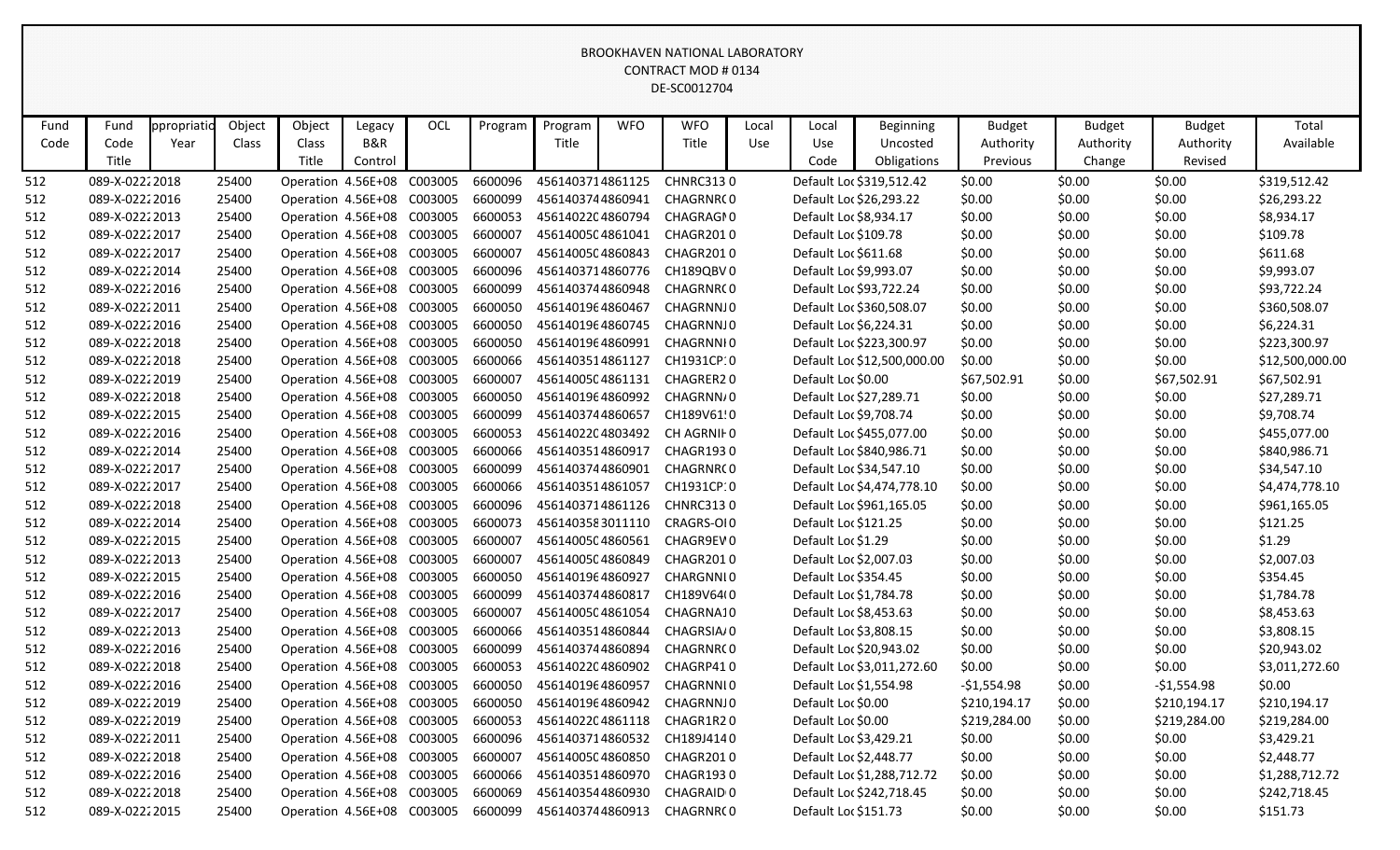BROOKHAVEN NATIONAL LABORATORY
CONTRACT MOD # 0134
DE-SC0012704

| Fund Code | Fund Code Title | ppropriatio Year | Object Class | Object Class Title | Legacy B&R Control | OCL | Program | Program Title | WFO | WFO Title | Local Use | Local Use Code | Beginning Uncosted Obligations | Budget Authority Previous | Budget Authority Change | Budget Authority Revised | Total Available |
|---|---|---|---|---|---|---|---|---|---|---|---|---|---|---|---|---|---|
| 512 | 089-X-0222 | 2018 | 25400 | Operation | 4.56E+08 | C003005 | 6600096 | 4561403714 | 861125 | CHNRC313 | 0 | Default Loc | $319,512.42 | $0.00 | $0.00 | $0.00 | $319,512.42 |
| 512 | 089-X-0222 | 2016 | 25400 | Operation | 4.56E+08 | C003005 | 6600099 | 4561403744 | 860941 | CHAGRNR( | 0 | Default Loc | $26,293.22 | $0.00 | $0.00 | $0.00 | $26,293.22 |
| 512 | 089-X-0222 | 2013 | 25400 | Operation | 4.56E+08 | C003005 | 6600053 | 4561402204 | 860794 | CHAGRAGI | 0 | Default Loc | $8,934.17 | $0.00 | $0.00 | $0.00 | $8,934.17 |
| 512 | 089-X-0222 | 2017 | 25400 | Operation | 4.56E+08 | C003005 | 6600007 | 4561400504 | 861041 | CHAGR201 | 0 | Default Loc | $109.78 | $0.00 | $0.00 | $0.00 | $109.78 |
| 512 | 089-X-0222 | 2017 | 25400 | Operation | 4.56E+08 | C003005 | 6600007 | 4561400504 | 860843 | CHAGR201 | 0 | Default Loc | $611.68 | $0.00 | $0.00 | $0.00 | $611.68 |
| 512 | 089-X-0222 | 2014 | 25400 | Operation | 4.56E+08 | C003005 | 6600096 | 4561403714 | 860776 | CH189QBV | 0 | Default Loc | $9,993.07 | $0.00 | $0.00 | $0.00 | $9,993.07 |
| 512 | 089-X-0222 | 2016 | 25400 | Operation | 4.56E+08 | C003005 | 6600099 | 4561403744 | 860948 | CHAGRNR( | 0 | Default Loc | $93,722.24 | $0.00 | $0.00 | $0.00 | $93,722.24 |
| 512 | 089-X-0222 | 2011 | 25400 | Operation | 4.56E+08 | C003005 | 6600050 | 4561401964 | 860467 | CHAGRNNJ | 0 | Default Loc | $360,508.07 | $0.00 | $0.00 | $0.00 | $360,508.07 |
| 512 | 089-X-0222 | 2016 | 25400 | Operation | 4.56E+08 | C003005 | 6600050 | 4561401964 | 860745 | CHAGRNNJ | 0 | Default Loc | $6,224.31 | $0.00 | $0.00 | $0.00 | $6,224.31 |
| 512 | 089-X-0222 | 2018 | 25400 | Operation | 4.56E+08 | C003005 | 6600050 | 4561401964 | 860991 | CHAGRNNI | 0 | Default Loc | $223,300.97 | $0.00 | $0.00 | $0.00 | $223,300.97 |
| 512 | 089-X-0222 | 2018 | 25400 | Operation | 4.56E+08 | C003005 | 6600066 | 4561403514 | 861127 | CH1931CP: | 0 | Default Loc | $12,500,000.00 | $0.00 | $0.00 | $0.00 | $12,500,000.00 |
| 512 | 089-X-0222 | 2019 | 25400 | Operation | 4.56E+08 | C003005 | 6600007 | 4561400504 | 861131 | CHAGRER2 | 0 | Default Loc | $0.00 | $67,502.91 | $0.00 | $67,502.91 | $67,502.91 |
| 512 | 089-X-0222 | 2018 | 25400 | Operation | 4.56E+08 | C003005 | 6600050 | 4561401964 | 860992 | CHAGRNN/ | 0 | Default Loc | $27,289.71 | $0.00 | $0.00 | $0.00 | $27,289.71 |
| 512 | 089-X-0222 | 2015 | 25400 | Operation | 4.56E+08 | C003005 | 6600099 | 4561403744 | 860657 | CH189V61! | 0 | Default Loc | $9,708.74 | $0.00 | $0.00 | $0.00 | $9,708.74 |
| 512 | 089-X-0222 | 2016 | 25400 | Operation | 4.56E+08 | C003005 | 6600053 | 4561402204 | 803492 | CH AGRNIH | 0 | Default Loc | $455,077.00 | $0.00 | $0.00 | $0.00 | $455,077.00 |
| 512 | 089-X-0222 | 2014 | 25400 | Operation | 4.56E+08 | C003005 | 6600066 | 4561403514 | 860917 | CHAGR193 | 0 | Default Loc | $840,986.71 | $0.00 | $0.00 | $0.00 | $840,986.71 |
| 512 | 089-X-0222 | 2017 | 25400 | Operation | 4.56E+08 | C003005 | 6600099 | 4561403744 | 860901 | CHAGRNR( | 0 | Default Loc | $34,547.10 | $0.00 | $0.00 | $0.00 | $34,547.10 |
| 512 | 089-X-0222 | 2017 | 25400 | Operation | 4.56E+08 | C003005 | 6600066 | 4561403514 | 861057 | CH1931CP: | 0 | Default Loc | $4,474,778.10 | $0.00 | $0.00 | $0.00 | $4,474,778.10 |
| 512 | 089-X-0222 | 2018 | 25400 | Operation | 4.56E+08 | C003005 | 6600096 | 4561403714 | 861126 | CHNRC313 | 0 | Default Loc | $961,165.05 | $0.00 | $0.00 | $0.00 | $961,165.05 |
| 512 | 089-X-0222 | 2014 | 25400 | Operation | 4.56E+08 | C003005 | 6600073 | 4561403583 | 011110 | CRAGRS-OI | 0 | Default Loc | $121.25 | $0.00 | $0.00 | $0.00 | $121.25 |
| 512 | 089-X-0222 | 2015 | 25400 | Operation | 4.56E+08 | C003005 | 6600007 | 4561400504 | 860561 | CHAGR9EV | 0 | Default Loc | $1.29 | $0.00 | $0.00 | $0.00 | $1.29 |
| 512 | 089-X-0222 | 2013 | 25400 | Operation | 4.56E+08 | C003005 | 6600007 | 4561400504 | 860849 | CHAGR201 | 0 | Default Loc | $2,007.03 | $0.00 | $0.00 | $0.00 | $2,007.03 |
| 512 | 089-X-0222 | 2015 | 25400 | Operation | 4.56E+08 | C003005 | 6600050 | 4561401964 | 860927 | CHARGNNI | 0 | Default Loc | $354.45 | $0.00 | $0.00 | $0.00 | $354.45 |
| 512 | 089-X-0222 | 2016 | 25400 | Operation | 4.56E+08 | C003005 | 6600099 | 4561403744 | 860817 | CH189V64( | 0 | Default Loc | $1,784.78 | $0.00 | $0.00 | $0.00 | $1,784.78 |
| 512 | 089-X-0222 | 2017 | 25400 | Operation | 4.56E+08 | C003005 | 6600007 | 4561400504 | 861054 | CHAGRNA1 | 0 | Default Loc | $8,453.63 | $0.00 | $0.00 | $0.00 | $8,453.63 |
| 512 | 089-X-0222 | 2013 | 25400 | Operation | 4.56E+08 | C003005 | 6600066 | 4561403514 | 860844 | CHAGRSIA/ | 0 | Default Loc | $3,808.15 | $0.00 | $0.00 | $0.00 | $3,808.15 |
| 512 | 089-X-0222 | 2016 | 25400 | Operation | 4.56E+08 | C003005 | 6600099 | 4561403744 | 860894 | CHAGRNR( | 0 | Default Loc | $20,943.02 | $0.00 | $0.00 | $0.00 | $20,943.02 |
| 512 | 089-X-0222 | 2018 | 25400 | Operation | 4.56E+08 | C003005 | 6600053 | 4561402204 | 860902 | CHAGRP41 | 0 | Default Loc | $3,011,272.60 | $0.00 | $0.00 | $0.00 | $3,011,272.60 |
| 512 | 089-X-0222 | 2016 | 25400 | Operation | 4.56E+08 | C003005 | 6600050 | 4561401964 | 860957 | CHAGRNNI | 0 | Default Loc | $1,554.98 | -$1,554.98 | $0.00 | -$1,554.98 | $0.00 |
| 512 | 089-X-0222 | 2019 | 25400 | Operation | 4.56E+08 | C003005 | 6600050 | 4561401964 | 860942 | CHAGRNNJ | 0 | Default Loc | $0.00 | $210,194.17 | $0.00 | $210,194.17 | $210,194.17 |
| 512 | 089-X-0222 | 2019 | 25400 | Operation | 4.56E+08 | C003005 | 6600053 | 4561402204 | 861118 | CHAGR1R2 | 0 | Default Loc | $0.00 | $219,284.00 | $0.00 | $219,284.00 | $219,284.00 |
| 512 | 089-X-0222 | 2011 | 25400 | Operation | 4.56E+08 | C003005 | 6600096 | 4561403714 | 860532 | CH189J414 | 0 | Default Loc | $3,429.21 | $0.00 | $0.00 | $0.00 | $3,429.21 |
| 512 | 089-X-0222 | 2018 | 25400 | Operation | 4.56E+08 | C003005 | 6600007 | 4561400504 | 860850 | CHAGR201 | 0 | Default Loc | $2,448.77 | $0.00 | $0.00 | $0.00 | $2,448.77 |
| 512 | 089-X-0222 | 2016 | 25400 | Operation | 4.56E+08 | C003005 | 6600066 | 4561403514 | 860970 | CHAGR193 | 0 | Default Loc | $1,288,712.72 | $0.00 | $0.00 | $0.00 | $1,288,712.72 |
| 512 | 089-X-0222 | 2018 | 25400 | Operation | 4.56E+08 | C003005 | 6600069 | 4561403544 | 860930 | CHAGRAID | 0 | Default Loc | $242,718.45 | $0.00 | $0.00 | $0.00 | $242,718.45 |
| 512 | 089-X-0222 | 2015 | 25400 | Operation | 4.56E+08 | C003005 | 6600099 | 4561403744 | 860913 | CHAGRNR( | 0 | Default Loc | $151.73 | $0.00 | $0.00 | $0.00 | $151.73 |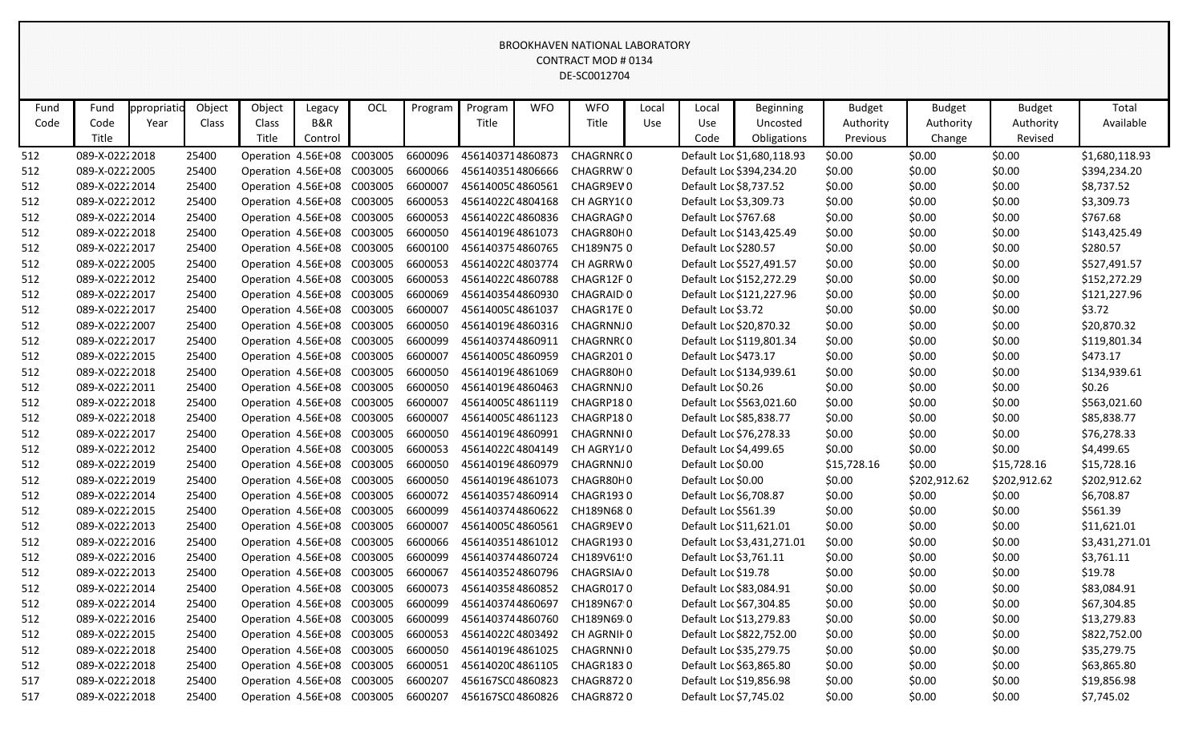BROOKHAVEN NATIONAL LABORATORY
CONTRACT MOD # 0134
DE-SC0012704

| Fund Code | Fund Code Title | ppropriatio Year | Object Class | Object Class Title | Legacy B&R Control | OCL | Program | Program Title | WFO | WFO Title | Local Use | Local Use Code | Beginning Uncosted Obligations | Budget Authority Previous | Budget Authority Change | Budget Authority Revised | Total Available |
|---|---|---|---|---|---|---|---|---|---|---|---|---|---|---|---|---|---|
| 512 | 089-X-0222 | 2018 | 25400 | Operation | 4.56E+08 | C003005 | 6600096 | 4561403714 | 860873 | CHAGRNR( | 0 | Default Lo | $1,680,118.93 | $0.00 | $0.00 | $0.00 | $1,680,118.93 |
| 512 | 089-X-0222 | 2005 | 25400 | Operation | 4.56E+08 | C003005 | 6600066 | 4561403514 | 806666 | CHAGRRW | 0 | Default Lo | $394,234.20 | $0.00 | $0.00 | $0.00 | $394,234.20 |
| 512 | 089-X-0222 | 2014 | 25400 | Operation | 4.56E+08 | C003005 | 6600007 | 456140050 | 4860561 | CHAGR9EV | 0 | Default Lo | $8,737.52 | $0.00 | $0.00 | $0.00 | $8,737.52 |
| 512 | 089-X-0222 | 2012 | 25400 | Operation | 4.56E+08 | C003005 | 6600053 | 456140220 | 4804168 | CH AGRY1( | 0 | Default Lo | $3,309.73 | $0.00 | $0.00 | $0.00 | $3,309.73 |
| 512 | 089-X-0222 | 2014 | 25400 | Operation | 4.56E+08 | C003005 | 6600053 | 456140220 | 4860836 | CHAGRAGN | 0 | Default Lo | $767.68 | $0.00 | $0.00 | $0.00 | $767.68 |
| 512 | 089-X-0222 | 2018 | 25400 | Operation | 4.56E+08 | C003005 | 6600050 | 456140196 | 4861073 | CHAGR80H | 0 | Default Lo | $143,425.49 | $0.00 | $0.00 | $0.00 | $143,425.49 |
| 512 | 089-X-0222 | 2017 | 25400 | Operation | 4.56E+08 | C003005 | 6600100 | 456140375 | 4860765 | CH189N75 | 0 | Default Lo | $280.57 | $0.00 | $0.00 | $0.00 | $280.57 |
| 512 | 089-X-0222 | 2005 | 25400 | Operation | 4.56E+08 | C003005 | 6600053 | 456140220 | 4803774 | CH AGRRW | 0 | Default Lo | $527,491.57 | $0.00 | $0.00 | $0.00 | $527,491.57 |
| 512 | 089-X-0222 | 2012 | 25400 | Operation | 4.56E+08 | C003005 | 6600053 | 456140220 | 4860788 | CHAGR12F | 0 | Default Lo | $152,272.29 | $0.00 | $0.00 | $0.00 | $152,272.29 |
| 512 | 089-X-0222 | 2017 | 25400 | Operation | 4.56E+08 | C003005 | 6600069 | 456140354 | 4860930 | CHAGRAID | 0 | Default Lo | $121,227.96 | $0.00 | $0.00 | $0.00 | $121,227.96 |
| 512 | 089-X-0222 | 2017 | 25400 | Operation | 4.56E+08 | C003005 | 6600007 | 456140050 | 4861037 | CHAGR17E | 0 | Default Lo | $3.72 | $0.00 | $0.00 | $0.00 | $3.72 |
| 512 | 089-X-0222 | 2007 | 25400 | Operation | 4.56E+08 | C003005 | 6600050 | 456140196 | 4860316 | CHAGRNNJ | 0 | Default Lo | $20,870.32 | $0.00 | $0.00 | $0.00 | $20,870.32 |
| 512 | 089-X-0222 | 2017 | 25400 | Operation | 4.56E+08 | C003005 | 6600099 | 456140374 | 4860911 | CHAGRNR( | 0 | Default Lo | $119,801.34 | $0.00 | $0.00 | $0.00 | $119,801.34 |
| 512 | 089-X-0222 | 2015 | 25400 | Operation | 4.56E+08 | C003005 | 6600007 | 456140050 | 4860959 | CHAGR201 | 0 | Default Lo | $473.17 | $0.00 | $0.00 | $0.00 | $473.17 |
| 512 | 089-X-0222 | 2018 | 25400 | Operation | 4.56E+08 | C003005 | 6600050 | 456140196 | 4861069 | CHAGR80H | 0 | Default Lo | $134,939.61 | $0.00 | $0.00 | $0.00 | $134,939.61 |
| 512 | 089-X-0222 | 2011 | 25400 | Operation | 4.56E+08 | C003005 | 6600050 | 456140196 | 4860463 | CHAGRNNJ | 0 | Default Lo | $0.26 | $0.00 | $0.00 | $0.00 | $0.26 |
| 512 | 089-X-0222 | 2018 | 25400 | Operation | 4.56E+08 | C003005 | 6600007 | 456140050 | 4861119 | CHAGRP18 | 0 | Default Lo | $563,021.60 | $0.00 | $0.00 | $0.00 | $563,021.60 |
| 512 | 089-X-0222 | 2018 | 25400 | Operation | 4.56E+08 | C003005 | 6600007 | 456140050 | 4861123 | CHAGRP18 | 0 | Default Lo | $85,838.77 | $0.00 | $0.00 | $0.00 | $85,838.77 |
| 512 | 089-X-0222 | 2017 | 25400 | Operation | 4.56E+08 | C003005 | 6600050 | 456140196 | 4860991 | CHAGRNNI | 0 | Default Lo | $76,278.33 | $0.00 | $0.00 | $0.00 | $76,278.33 |
| 512 | 089-X-0222 | 2012 | 25400 | Operation | 4.56E+08 | C003005 | 6600053 | 456140220 | 4804149 | CH AGRY1/ | 0 | Default Lo | $4,499.65 | $0.00 | $0.00 | $0.00 | $4,499.65 |
| 512 | 089-X-0222 | 2019 | 25400 | Operation | 4.56E+08 | C003005 | 6600050 | 456140196 | 4860979 | CHAGRNNJ | 0 | Default Lo | $0.00 | $15,728.16 | $0.00 | $15,728.16 | $15,728.16 |
| 512 | 089-X-0222 | 2019 | 25400 | Operation | 4.56E+08 | C003005 | 6600050 | 456140196 | 4861073 | CHAGR80H | 0 | Default Lo | $0.00 | $0.00 | $202,912.62 | $202,912.62 | $202,912.62 |
| 512 | 089-X-0222 | 2014 | 25400 | Operation | 4.56E+08 | C003005 | 6600072 | 456140357 | 4860914 | CHAGR193 | 0 | Default Lo | $6,708.87 | $0.00 | $0.00 | $0.00 | $6,708.87 |
| 512 | 089-X-0222 | 2015 | 25400 | Operation | 4.56E+08 | C003005 | 6600099 | 456140374 | 4860622 | CH189N68 | 0 | Default Lo | $561.39 | $0.00 | $0.00 | $0.00 | $561.39 |
| 512 | 089-X-0222 | 2013 | 25400 | Operation | 4.56E+08 | C003005 | 6600007 | 456140050 | 4860561 | CHAGR9EV | 0 | Default Lo | $11,621.01 | $0.00 | $0.00 | $0.00 | $11,621.01 |
| 512 | 089-X-0222 | 2016 | 25400 | Operation | 4.56E+08 | C003005 | 6600066 | 456140351 | 4861012 | CHAGR193 | 0 | Default Lo | $3,431,271.01 | $0.00 | $0.00 | $0.00 | $3,431,271.01 |
| 512 | 089-X-0222 | 2016 | 25400 | Operation | 4.56E+08 | C003005 | 6600099 | 456140374 | 4860724 | CH189V61 | 0 | Default Lo | $3,761.11 | $0.00 | $0.00 | $0.00 | $3,761.11 |
| 512 | 089-X-0222 | 2013 | 25400 | Operation | 4.56E+08 | C003005 | 6600067 | 456140352 | 4860796 | CHAGRSIA/ | 0 | Default Lo | $19.78 | $0.00 | $0.00 | $0.00 | $19.78 |
| 512 | 089-X-0222 | 2014 | 25400 | Operation | 4.56E+08 | C003005 | 6600073 | 456140358 | 4860852 | CHAGR017 | 0 | Default Lo | $83,084.91 | $0.00 | $0.00 | $0.00 | $83,084.91 |
| 512 | 089-X-0222 | 2014 | 25400 | Operation | 4.56E+08 | C003005 | 6600099 | 456140374 | 4860697 | CH189N67 | 0 | Default Lo | $67,304.85 | $0.00 | $0.00 | $0.00 | $67,304.85 |
| 512 | 089-X-0222 | 2016 | 25400 | Operation | 4.56E+08 | C003005 | 6600099 | 456140374 | 4860760 | CH189N69 | 0 | Default Lo | $13,279.83 | $0.00 | $0.00 | $0.00 | $13,279.83 |
| 512 | 089-X-0222 | 2015 | 25400 | Operation | 4.56E+08 | C003005 | 6600053 | 456140220 | 4803492 | CH AGRNIH | 0 | Default Lo | $822,752.00 | $0.00 | $0.00 | $0.00 | $822,752.00 |
| 512 | 089-X-0222 | 2018 | 25400 | Operation | 4.56E+08 | C003005 | 6600050 | 456140196 | 4861025 | CHAGRNNI | 0 | Default Lo | $35,279.75 | $0.00 | $0.00 | $0.00 | $35,279.75 |
| 512 | 089-X-0222 | 2018 | 25400 | Operation | 4.56E+08 | C003005 | 6600051 | 456140200 | 4861105 | CHAGR183 | 0 | Default Lo | $63,865.80 | $0.00 | $0.00 | $0.00 | $63,865.80 |
| 517 | 089-X-0222 | 2018 | 25400 | Operation | 4.56E+08 | C003005 | 6600207 | 456167SC0 | 4860823 | CHAGR872 | 0 | Default Lo | $19,856.98 | $0.00 | $0.00 | $0.00 | $19,856.98 |
| 517 | 089-X-0222 | 2018 | 25400 | Operation | 4.56E+08 | C003005 | 6600207 | 456167SC0 | 4860826 | CHAGR872 | 0 | Default Lo | $7,745.02 | $0.00 | $0.00 | $0.00 | $7,745.02 |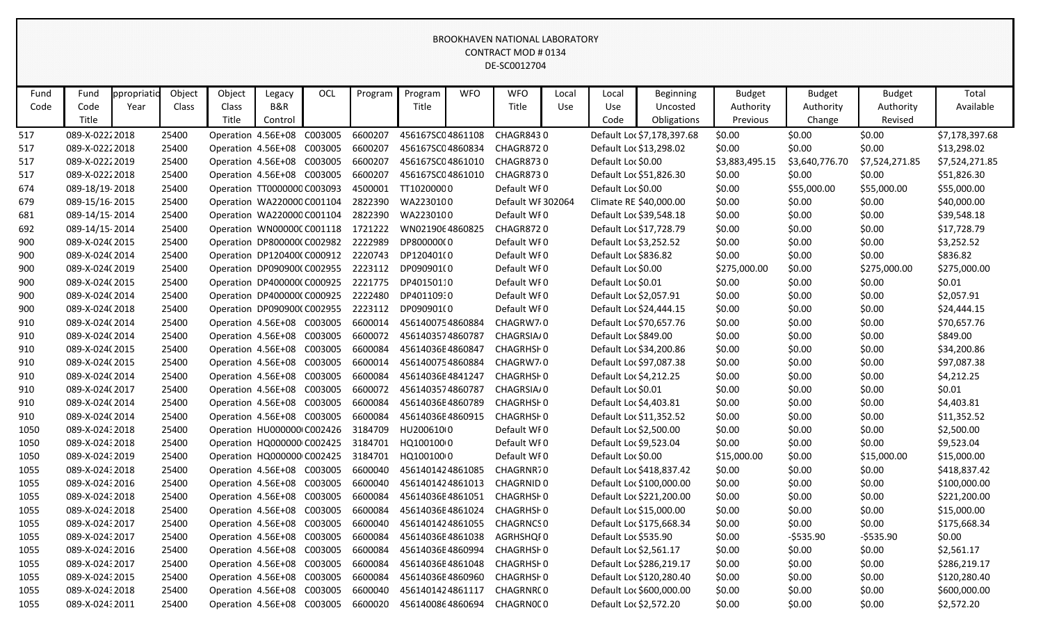BROOKHAVEN NATIONAL LABORATORY
CONTRACT MOD # 0134
DE-SC0012704

| Fund Code | Fund Code Title | ppropriatio Year | Object Class | Object Class Title | Legacy B&R Control | OCL | Program | Program Title | WFO | WFO Title | Local Use | Local Use Code | Beginning Uncosted Obligations | Budget Authority Previous | Budget Authority Change | Budget Authority Revised | Total Available |
|---|---|---|---|---|---|---|---|---|---|---|---|---|---|---|---|---|---|
| 517 | 089-X-0222 | 2018 | 25400 | Operation | 4.56E+08 | C003005 | 6600207 | 456167SC0 | 4861108 | CHAGR843 | 0 | Default Loc | $7,178,397.68 | $0.00 | $0.00 | $0.00 | $7,178,397.68 |
| 517 | 089-X-0222 | 2018 | 25400 | Operation | 4.56E+08 | C003005 | 6600207 | 456167SC0 | 4860834 | CHAGR872 | 0 | Default Loc | $13,298.02 | $0.00 | $0.00 | $0.00 | $13,298.02 |
| 517 | 089-X-0222 | 2019 | 25400 | Operation | 4.56E+08 | C003005 | 6600207 | 456167SC0 | 4861010 | CHAGR873 | 0 | Default Loc | $0.00 | $3,883,495.15 | $3,640,776.70 | $7,524,271.85 | $7,524,271.85 |
| 517 | 089-X-0222 | 2018 | 25400 | Operation | 4.56E+08 | C003005 | 6600207 | 456167SC0 | 4861010 | CHAGR873 | 0 | Default Loc | $51,826.30 | $0.00 | $0.00 | $0.00 | $51,826.30 |
| 674 | 089-18/19- | 2018 | 25400 | Operation | TT0000000 | C003093 | 4500001 | TT1020000 | 0 | Default WF | 0 | Default Loc | $0.00 | $0.00 | $55,000.00 | $55,000.00 | $55,000.00 |
| 679 | 089-15/16- | 2015 | 25400 | Operation | WA220000 | C001104 | 2822390 | WA2230100 | 0 | Default WF | 302064 | Climate RE | $40,000.00 | $0.00 | $0.00 | $0.00 | $40,000.00 |
| 681 | 089-14/15- | 2014 | 25400 | Operation | WA220000 | C001104 | 2822390 | WA2230100 | 0 | Default WF | 0 | Default Loc | $39,548.18 | $0.00 | $0.00 | $0.00 | $39,548.18 |
| 692 | 089-14/15- | 2014 | 25400 | Operation | WN00000C | C001118 | 1721222 | WN021906 | 4860825 | CHAGR872 | 0 | Default Loc | $17,728.79 | $0.00 | $0.00 | $0.00 | $17,728.79 |
| 900 | 089-X-024( | 2015 | 25400 | Operation | DP800000( | C002982 | 2222989 | DP800000( | 0 | Default WF | 0 | Default Loc | $3,252.52 | $0.00 | $0.00 | $0.00 | $3,252.52 |
| 900 | 089-X-024( | 2014 | 25400 | Operation | DP120400( | C000912 | 2220743 | DP120401( | 0 | Default WF | 0 | Default Loc | $836.82 | $0.00 | $0.00 | $0.00 | $836.82 |
| 900 | 089-X-024( | 2019 | 25400 | Operation | DP090900( | C002955 | 2223112 | DP090901( | 0 | Default WF | 0 | Default Loc | $0.00 | $275,000.00 | $0.00 | $275,000.00 | $275,000.00 |
| 900 | 089-X-024( | 2015 | 25400 | Operation | DP400000( | C000925 | 2221775 | DP401501 | 0 | Default WF | 0 | Default Loc | $0.01 | $0.00 | $0.00 | $0.00 | $0.01 |
| 900 | 089-X-024( | 2014 | 25400 | Operation | DP400000( | C000925 | 2222480 | DP401109 | 0 | Default WF | 0 | Default Loc | $2,057.91 | $0.00 | $0.00 | $0.00 | $2,057.91 |
| 900 | 089-X-024( | 2018 | 25400 | Operation | DP090900( | C002955 | 2223112 | DP090901( | 0 | Default WF | 0 | Default Loc | $24,444.15 | $0.00 | $0.00 | $0.00 | $24,444.15 |
| 910 | 089-X-024( | 2014 | 25400 | Operation | 4.56E+08 | C003005 | 6600014 | 456140075 | 4860884 | CHAGRW7 | 0 | Default Loc | $70,657.76 | $0.00 | $0.00 | $0.00 | $70,657.76 |
| 910 | 089-X-024( | 2014 | 25400 | Operation | 4.56E+08 | C003005 | 6600072 | 456140357 | 4860787 | CHAGRSIA | 0 | Default Loc | $849.00 | $0.00 | $0.00 | $0.00 | $849.00 |
| 910 | 089-X-024( | 2015 | 25400 | Operation | 4.56E+08 | C003005 | 6600084 | 45614036E | 4860847 | CHAGRHSH | 0 | Default Loc | $34,200.86 | $0.00 | $0.00 | $0.00 | $34,200.86 |
| 910 | 089-X-024( | 2015 | 25400 | Operation | 4.56E+08 | C003005 | 6600014 | 456140075 | 4860884 | CHAGRW7 | 0 | Default Loc | $97,087.38 | $0.00 | $0.00 | $0.00 | $97,087.38 |
| 910 | 089-X-024( | 2014 | 25400 | Operation | 4.56E+08 | C003005 | 6600084 | 45614036E | 4841247 | CHAGRHSH | 0 | Default Loc | $4,212.25 | $0.00 | $0.00 | $0.00 | $4,212.25 |
| 910 | 089-X-024( | 2017 | 25400 | Operation | 4.56E+08 | C003005 | 6600072 | 456140357 | 4860787 | CHAGRSIA | 0 | Default Loc | $0.01 | $0.00 | $0.00 | $0.00 | $0.01 |
| 910 | 089-X-024( | 2014 | 25400 | Operation | 4.56E+08 | C003005 | 6600084 | 45614036E | 4860789 | CHAGRHSH | 0 | Default Loc | $4,403.81 | $0.00 | $0.00 | $0.00 | $4,403.81 |
| 910 | 089-X-024( | 2014 | 25400 | Operation | 4.56E+08 | C003005 | 6600084 | 45614036E | 4860915 | CHAGRHSH | 0 | Default Loc | $11,352.52 | $0.00 | $0.00 | $0.00 | $11,352.52 |
| 1050 | 089-X-0243 | 2018 | 25400 | Operation | HU0000000 | C002426 | 3184709 | HU200610 | 0 | Default WF | 0 | Default Loc | $2,500.00 | $0.00 | $0.00 | $0.00 | $2,500.00 |
| 1050 | 089-X-0243 | 2018 | 25400 | Operation | HQ000000 | C002425 | 3184701 | HQ100100 | 0 | Default WF | 0 | Default Loc | $9,523.04 | $0.00 | $0.00 | $0.00 | $9,523.04 |
| 1050 | 089-X-0243 | 2019 | 25400 | Operation | HQ000000 | C002425 | 3184701 | HQ100100 | 0 | Default WF | 0 | Default Loc | $0.00 | $15,000.00 | $0.00 | $15,000.00 | $15,000.00 |
| 1055 | 089-X-0243 | 2018 | 25400 | Operation | 4.56E+08 | C003005 | 6600040 | 456140142 | 4861085 | CHAGRNR7 | 0 | Default Loc | $418,837.42 | $0.00 | $0.00 | $0.00 | $418,837.42 |
| 1055 | 089-X-0243 | 2016 | 25400 | Operation | 4.56E+08 | C003005 | 6600040 | 456140142 | 4861013 | CHAGRNID | 0 | Default Loc | $100,000.00 | $0.00 | $0.00 | $0.00 | $100,000.00 |
| 1055 | 089-X-0243 | 2018 | 25400 | Operation | 4.56E+08 | C003005 | 6600084 | 45614036E | 4861051 | CHAGRHSH | 0 | Default Loc | $221,200.00 | $0.00 | $0.00 | $0.00 | $221,200.00 |
| 1055 | 089-X-0243 | 2018 | 25400 | Operation | 4.56E+08 | C003005 | 6600084 | 45614036E | 4861024 | CHAGRHSH | 0 | Default Loc | $15,000.00 | $0.00 | $0.00 | $0.00 | $15,000.00 |
| 1055 | 089-X-0243 | 2017 | 25400 | Operation | 4.56E+08 | C003005 | 6600040 | 456140142 | 4861055 | CHAGRNCS | 0 | Default Loc | $175,668.34 | $0.00 | $0.00 | $0.00 | $175,668.34 |
| 1055 | 089-X-0243 | 2017 | 25400 | Operation | 4.56E+08 | C003005 | 6600084 | 45614036E | 4861038 | AGRHSHQF | 0 | Default Loc | $535.90 | $0.00 | -$535.90 | -$535.90 | $0.00 |
| 1055 | 089-X-0243 | 2016 | 25400 | Operation | 4.56E+08 | C003005 | 6600084 | 45614036E | 4860994 | CHAGRHSH | 0 | Default Loc | $2,561.17 | $0.00 | $0.00 | $0.00 | $2,561.17 |
| 1055 | 089-X-0243 | 2017 | 25400 | Operation | 4.56E+08 | C003005 | 6600084 | 45614036E | 4861048 | CHAGRHSH | 0 | Default Loc | $286,219.17 | $0.00 | $0.00 | $0.00 | $286,219.17 |
| 1055 | 089-X-0243 | 2015 | 25400 | Operation | 4.56E+08 | C003005 | 6600084 | 45614036E | 4860960 | CHAGRHSH | 0 | Default Loc | $120,280.40 | $0.00 | $0.00 | $0.00 | $120,280.40 |
| 1055 | 089-X-0243 | 2018 | 25400 | Operation | 4.56E+08 | C003005 | 6600040 | 456140142 | 4861117 | CHAGRNR( | 0 | Default Loc | $600,000.00 | $0.00 | $0.00 | $0.00 | $600,000.00 |
| 1055 | 089-X-0243 | 2011 | 25400 | Operation | 4.56E+08 | C003005 | 6600020 | 456140086 | 4860694 | CHAGRN0C | 0 | Default Loc | $2,572.20 | $0.00 | $0.00 | $0.00 | $2,572.20 |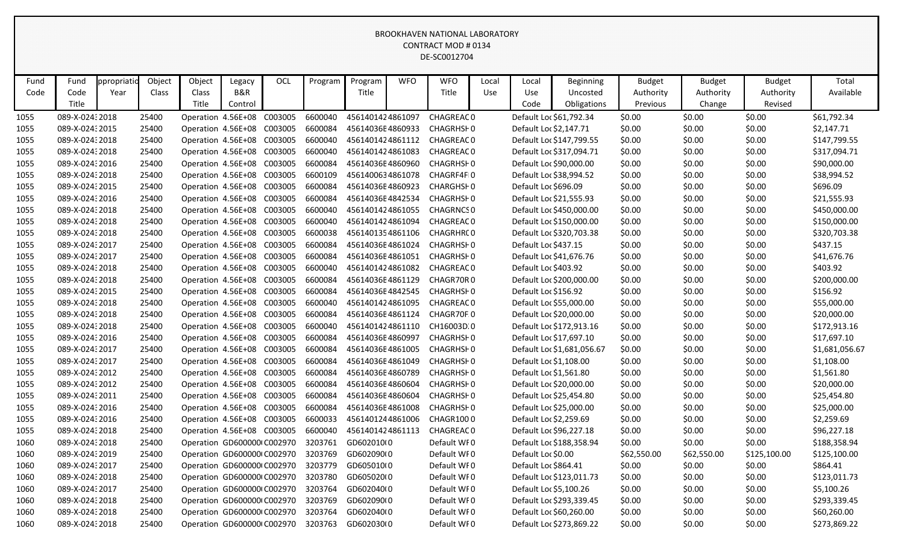BROOKHAVEN NATIONAL LABORATORY
CONTRACT MOD # 0134
DE-SC0012704

| Fund Code | Fund Code Title | ppropriatio Year | Object Class | Object Class Title | Legacy B&R Control | OCL | Program | Program Title | WFO | WFO Title | Local Use | Local Use Code | Beginning Uncosted Obligations | Budget Authority Previous | Budget Authority Change | Budget Authority Revised | Total Available |
|---|---|---|---|---|---|---|---|---|---|---|---|---|---|---|---|---|---|
| 1055 | 089-X-0243 | 2018 | 25400 | Operation | 4.56E+08 | C003005 | 6600040 | 45614014 | 24861097 | CHAGREAC | 0 | Default Loc | $61,792.34 | $0.00 | $0.00 | $0.00 | $61,792.34 |
| 1055 | 089-X-0243 | 2015 | 25400 | Operation | 4.56E+08 | C003005 | 6600084 | 45614036E | 4860933 | CHAGRHSH | 0 | Default Loc | $2,147.71 | $0.00 | $0.00 | $0.00 | $2,147.71 |
| 1055 | 089-X-0243 | 2018 | 25400 | Operation | 4.56E+08 | C003005 | 6600040 | 45614014 | 24861112 | CHAGREAC | 0 | Default Loc | $147,799.55 | $0.00 | $0.00 | $0.00 | $147,799.55 |
| 1055 | 089-X-0243 | 2018 | 25400 | Operation | 4.56E+08 | C003005 | 6600040 | 45614014 | 24861083 | CHAGREAC | 0 | Default Loc | $317,094.71 | $0.00 | $0.00 | $0.00 | $317,094.71 |
| 1055 | 089-X-0243 | 2016 | 25400 | Operation | 4.56E+08 | C003005 | 6600084 | 45614036E | 4860960 | CHAGRHSH | 0 | Default Loc | $90,000.00 | $0.00 | $0.00 | $0.00 | $90,000.00 |
| 1055 | 089-X-0243 | 2018 | 25400 | Operation | 4.56E+08 | C003005 | 6600109 | 45614006 | 34861078 | CHAGRF4F | 0 | Default Loc | $38,994.52 | $0.00 | $0.00 | $0.00 | $38,994.52 |
| 1055 | 089-X-0243 | 2015 | 25400 | Operation | 4.56E+08 | C003005 | 6600084 | 45614036E | 4860923 | CHARGHSH | 0 | Default Loc | $696.09 | $0.00 | $0.00 | $0.00 | $696.09 |
| 1055 | 089-X-0243 | 2016 | 25400 | Operation | 4.56E+08 | C003005 | 6600084 | 45614036E | 4842534 | CHAGRHSH | 0 | Default Loc | $21,555.93 | $0.00 | $0.00 | $0.00 | $21,555.93 |
| 1055 | 089-X-0243 | 2018 | 25400 | Operation | 4.56E+08 | C003005 | 6600040 | 45614014 | 24861055 | CHAGRNCS | 0 | Default Loc | $450,000.00 | $0.00 | $0.00 | $0.00 | $450,000.00 |
| 1055 | 089-X-0243 | 2018 | 25400 | Operation | 4.56E+08 | C003005 | 6600040 | 45614014 | 24861094 | CHAGREAC | 0 | Default Loc | $150,000.00 | $0.00 | $0.00 | $0.00 | $150,000.00 |
| 1055 | 089-X-0243 | 2018 | 25400 | Operation | 4.56E+08 | C003005 | 6600038 | 45614013 | 54861106 | CHAGRHRC | 0 | Default Loc | $320,703.38 | $0.00 | $0.00 | $0.00 | $320,703.38 |
| 1055 | 089-X-0243 | 2017 | 25400 | Operation | 4.56E+08 | C003005 | 6600084 | 45614036E | 4861024 | CHAGRHSH | 0 | Default Loc | $437.15 | $0.00 | $0.00 | $0.00 | $437.15 |
| 1055 | 089-X-0243 | 2017 | 25400 | Operation | 4.56E+08 | C003005 | 6600084 | 45614036E | 4861051 | CHAGRHSH | 0 | Default Loc | $41,676.76 | $0.00 | $0.00 | $0.00 | $41,676.76 |
| 1055 | 089-X-0243 | 2018 | 25400 | Operation | 4.56E+08 | C003005 | 6600040 | 45614014 | 24861082 | CHAGREAC | 0 | Default Loc | $403.92 | $0.00 | $0.00 | $0.00 | $403.92 |
| 1055 | 089-X-0243 | 2018 | 25400 | Operation | 4.56E+08 | C003005 | 6600084 | 45614036E | 4861129 | CHAGR70R | 0 | Default Loc | $200,000.00 | $0.00 | $0.00 | $0.00 | $200,000.00 |
| 1055 | 089-X-0243 | 2015 | 25400 | Operation | 4.56E+08 | C003005 | 6600084 | 45614036E | 4842545 | CHAGRHSH | 0 | Default Loc | $156.92 | $0.00 | $0.00 | $0.00 | $156.92 |
| 1055 | 089-X-0243 | 2018 | 25400 | Operation | 4.56E+08 | C003005 | 6600040 | 45614014 | 24861095 | CHAGREAC | 0 | Default Loc | $55,000.00 | $0.00 | $0.00 | $0.00 | $55,000.00 |
| 1055 | 089-X-0243 | 2018 | 25400 | Operation | 4.56E+08 | C003005 | 6600084 | 45614036E | 4861124 | CHAGR70F | 0 | Default Loc | $20,000.00 | $0.00 | $0.00 | $0.00 | $20,000.00 |
| 1055 | 089-X-0243 | 2018 | 25400 | Operation | 4.56E+08 | C003005 | 6600040 | 45614014 | 24861110 | CH16003D | 0 | Default Loc | $172,913.16 | $0.00 | $0.00 | $0.00 | $172,913.16 |
| 1055 | 089-X-0243 | 2016 | 25400 | Operation | 4.56E+08 | C003005 | 6600084 | 45614036E | 4860997 | CHAGRHSH | 0 | Default Loc | $17,697.10 | $0.00 | $0.00 | $0.00 | $17,697.10 |
| 1055 | 089-X-0243 | 2017 | 25400 | Operation | 4.56E+08 | C003005 | 6600084 | 45614036E | 4861005 | CHAGRHSH | 0 | Default Loc | $1,681,056.67 | $0.00 | $0.00 | $0.00 | $1,681,056.67 |
| 1055 | 089-X-0243 | 2017 | 25400 | Operation | 4.56E+08 | C003005 | 6600084 | 45614036E | 4861049 | CHAGRHSH | 0 | Default Loc | $1,108.00 | $0.00 | $0.00 | $0.00 | $1,108.00 |
| 1055 | 089-X-0243 | 2012 | 25400 | Operation | 4.56E+08 | C003005 | 6600084 | 45614036E | 4860789 | CHAGRHSH | 0 | Default Loc | $1,561.80 | $0.00 | $0.00 | $0.00 | $1,561.80 |
| 1055 | 089-X-0243 | 2012 | 25400 | Operation | 4.56E+08 | C003005 | 6600084 | 45614036E | 4860604 | CHAGRHSH | 0 | Default Loc | $20,000.00 | $0.00 | $0.00 | $0.00 | $20,000.00 |
| 1055 | 089-X-0243 | 2011 | 25400 | Operation | 4.56E+08 | C003005 | 6600084 | 45614036E | 4860604 | CHAGRHSH | 0 | Default Loc | $25,454.80 | $0.00 | $0.00 | $0.00 | $25,454.80 |
| 1055 | 089-X-0243 | 2016 | 25400 | Operation | 4.56E+08 | C003005 | 6600084 | 45614036E | 4861008 | CHAGRHSH | 0 | Default Loc | $25,000.00 | $0.00 | $0.00 | $0.00 | $25,000.00 |
| 1055 | 089-X-0243 | 2016 | 25400 | Operation | 4.56E+08 | C003005 | 6600033 | 45614012 | 44861006 | CHAGR100 | 0 | Default Loc | $2,259.69 | $0.00 | $0.00 | $0.00 | $2,259.69 |
| 1055 | 089-X-0243 | 2018 | 25400 | Operation | 4.56E+08 | C003005 | 6600040 | 45614014 | 24861113 | CHAGREAC | 0 | Default Loc | $96,227.18 | $0.00 | $0.00 | $0.00 | $96,227.18 |
| 1060 | 089-X-0243 | 2018 | 25400 | Operation | GD600000 | C002970 | 3203761 | GD602010 | 0 | Default WF | 0 | Default Loc | $188,358.94 | $0.00 | $0.00 | $0.00 | $188,358.94 |
| 1060 | 089-X-0243 | 2019 | 25400 | Operation | GD600000 | C002970 | 3203769 | GD602090 | 0 | Default WF | 0 | Default Loc | $0.00 | $62,550.00 | $62,550.00 | $125,100.00 | $125,100.00 |
| 1060 | 089-X-0243 | 2017 | 25400 | Operation | GD600000 | C002970 | 3203779 | GD605010 | 0 | Default WF | 0 | Default Loc | $864.41 | $0.00 | $0.00 | $0.00 | $864.41 |
| 1060 | 089-X-0243 | 2018 | 25400 | Operation | GD600000 | C002970 | 3203780 | GD605020 | 0 | Default WF | 0 | Default Loc | $123,011.73 | $0.00 | $0.00 | $0.00 | $123,011.73 |
| 1060 | 089-X-0243 | 2017 | 25400 | Operation | GD600000 | C002970 | 3203764 | GD602040 | 0 | Default WF | 0 | Default Loc | $5,100.26 | $0.00 | $0.00 | $0.00 | $5,100.26 |
| 1060 | 089-X-0243 | 2018 | 25400 | Operation | GD600000 | C002970 | 3203769 | GD602090 | 0 | Default WF | 0 | Default Loc | $293,339.45 | $0.00 | $0.00 | $0.00 | $293,339.45 |
| 1060 | 089-X-0243 | 2018 | 25400 | Operation | GD600000 | C002970 | 3203764 | GD602040 | 0 | Default WF | 0 | Default Loc | $60,260.00 | $0.00 | $0.00 | $0.00 | $60,260.00 |
| 1060 | 089-X-0243 | 2018 | 25400 | Operation | GD600000 | C002970 | 3203763 | GD602030 | 0 | Default WF | 0 | Default Loc | $273,869.22 | $0.00 | $0.00 | $0.00 | $273,869.22 |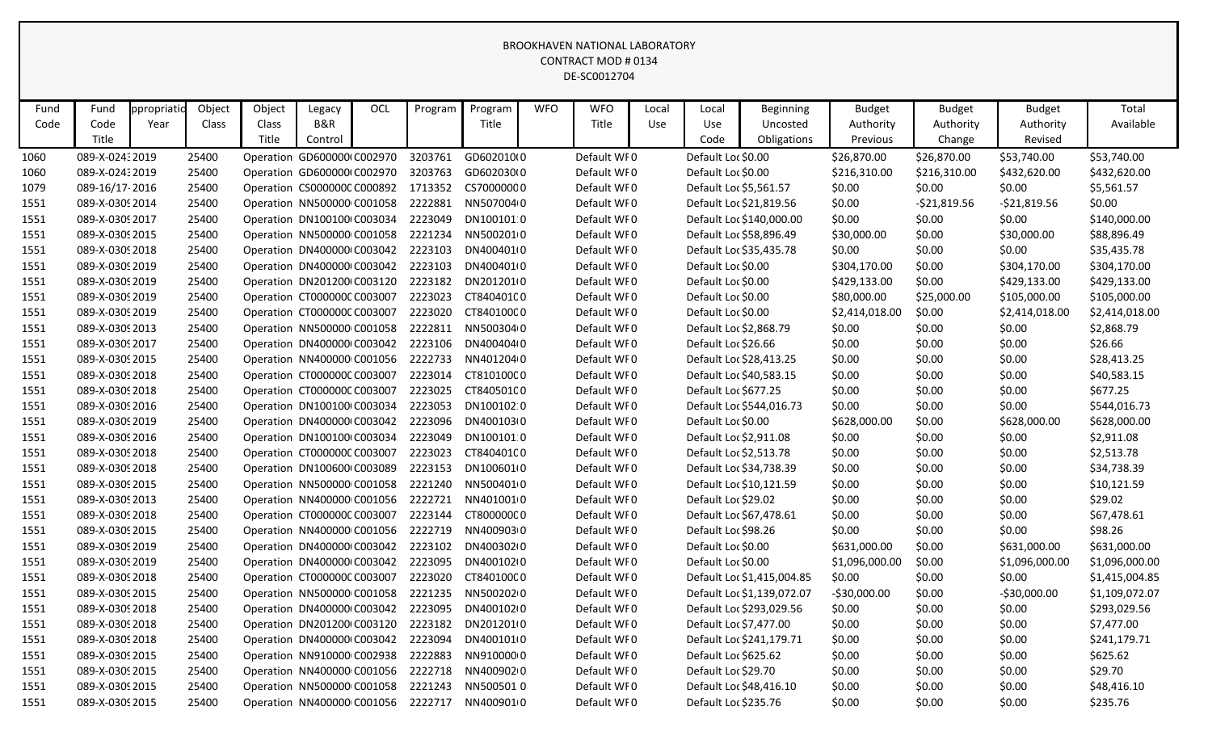BROOKHAVEN NATIONAL LABORATORY
CONTRACT MOD # 0134
DE-SC0012704

| Fund Code | Fund Code Title | ppropriatio Year | Object Class | Object Class Title | Legacy B&R Control | OCL | Program | Program Title | WFO | WFO Title | Local Use | Local Use Code | Beginning Uncosted Obligations | Budget Authority Previous | Budget Authority Change | Budget Authority Revised | Total Available |
|---|---|---|---|---|---|---|---|---|---|---|---|---|---|---|---|---|---|
| 1060 | 089-X-0243 | 2019 | 25400 | Operation | GD600000 | C002970 | 3203761 | GD602010 | 0 | Default WF | 0 | Default Loc | $0.00 | $26,870.00 | $26,870.00 | $53,740.00 | $53,740.00 |
| 1060 | 089-X-0243 | 2019 | 25400 | Operation | GD600000 | C002970 | 3203763 | GD602030 | 0 | Default WF | 0 | Default Loc | $0.00 | $216,310.00 | $216,310.00 | $432,620.00 | $432,620.00 |
| 1079 | 089-16/17- | 2016 | 25400 | Operation | CS000000 | C000892 | 1713352 | CS700000 | 0 | Default WF | 0 | Default Loc | $5,561.57 | $0.00 | $0.00 | $0.00 | $5,561.57 |
| 1551 | 089-X-0309 | 2014 | 25400 | Operation | NN500000 | C001058 | 2222881 | NN507004 | 0 | Default WF | 0 | Default Loc | $21,819.56 | $0.00 | -$21,819.56 | -$21,819.56 | $0.00 |
| 1551 | 089-X-0309 | 2017 | 25400 | Operation | DN100100 | C003034 | 2223049 | DN100101 | 0 | Default WF | 0 | Default Loc | $140,000.00 | $0.00 | $0.00 | $0.00 | $140,000.00 |
| 1551 | 089-X-0309 | 2015 | 25400 | Operation | NN500000 | C001058 | 2221234 | NN500201 | 0 | Default WF | 0 | Default Loc | $58,896.49 | $30,000.00 | $0.00 | $30,000.00 | $88,896.49 |
| 1551 | 089-X-0309 | 2018 | 25400 | Operation | DN400000 | C003042 | 2223103 | DN400401 | 0 | Default WF | 0 | Default Loc | $35,435.78 | $0.00 | $0.00 | $0.00 | $35,435.78 |
| 1551 | 089-X-0309 | 2019 | 25400 | Operation | DN400000 | C003042 | 2223103 | DN400401 | 0 | Default WF | 0 | Default Loc | $0.00 | $304,170.00 | $0.00 | $304,170.00 | $304,170.00 |
| 1551 | 089-X-0309 | 2019 | 25400 | Operation | DN201200 | C003120 | 2223182 | DN201201 | 0 | Default WF | 0 | Default Loc | $0.00 | $429,133.00 | $0.00 | $429,133.00 | $429,133.00 |
| 1551 | 089-X-0309 | 2019 | 25400 | Operation | CT000000 | C003007 | 2223023 | CT840401 | 0 | Default WF | 0 | Default Loc | $0.00 | $80,000.00 | $25,000.00 | $105,000.00 | $105,000.00 |
| 1551 | 089-X-0309 | 2019 | 25400 | Operation | CT000000 | C003007 | 2223020 | CT840100 | 0 | Default WF | 0 | Default Loc | $0.00 | $2,414,018.00 | $0.00 | $2,414,018.00 | $2,414,018.00 |
| 1551 | 089-X-0309 | 2013 | 25400 | Operation | NN500000 | C001058 | 2222811 | NN500304 | 0 | Default WF | 0 | Default Loc | $2,868.79 | $0.00 | $0.00 | $0.00 | $2,868.79 |
| 1551 | 089-X-0309 | 2017 | 25400 | Operation | DN400000 | C003042 | 2223106 | DN400404 | 0 | Default WF | 0 | Default Loc | $26.66 | $0.00 | $0.00 | $0.00 | $26.66 |
| 1551 | 089-X-0309 | 2015 | 25400 | Operation | NN400000 | C001056 | 2222733 | NN401204 | 0 | Default WF | 0 | Default Loc | $28,413.25 | $0.00 | $0.00 | $0.00 | $28,413.25 |
| 1551 | 089-X-0309 | 2018 | 25400 | Operation | CT000000 | C003007 | 2223014 | CT810100 | 0 | Default WF | 0 | Default Loc | $40,583.15 | $0.00 | $0.00 | $0.00 | $40,583.15 |
| 1551 | 089-X-0309 | 2018 | 25400 | Operation | CT000000 | C003007 | 2223025 | CT840501 | 0 | Default WF | 0 | Default Loc | $677.25 | $0.00 | $0.00 | $0.00 | $677.25 |
| 1551 | 089-X-0309 | 2016 | 25400 | Operation | DN100100 | C003034 | 2223053 | DN100102 | 0 | Default WF | 0 | Default Loc | $544,016.73 | $0.00 | $0.00 | $0.00 | $544,016.73 |
| 1551 | 089-X-0309 | 2019 | 25400 | Operation | DN400000 | C003042 | 2223096 | DN400103 | 0 | Default WF | 0 | Default Loc | $0.00 | $628,000.00 | $0.00 | $628,000.00 | $628,000.00 |
| 1551 | 089-X-0309 | 2016 | 25400 | Operation | DN100100 | C003034 | 2223049 | DN100101 | 0 | Default WF | 0 | Default Loc | $2,911.08 | $0.00 | $0.00 | $0.00 | $2,911.08 |
| 1551 | 089-X-0309 | 2018 | 25400 | Operation | CT000000 | C003007 | 2223023 | CT840401 | 0 | Default WF | 0 | Default Loc | $2,513.78 | $0.00 | $0.00 | $0.00 | $2,513.78 |
| 1551 | 089-X-0309 | 2018 | 25400 | Operation | DN100600 | C003089 | 2223153 | DN100601 | 0 | Default WF | 0 | Default Loc | $34,738.39 | $0.00 | $0.00 | $0.00 | $34,738.39 |
| 1551 | 089-X-0309 | 2015 | 25400 | Operation | NN500000 | C001058 | 2221240 | NN500401 | 0 | Default WF | 0 | Default Loc | $10,121.59 | $0.00 | $0.00 | $0.00 | $10,121.59 |
| 1551 | 089-X-0309 | 2013 | 25400 | Operation | NN400000 | C001056 | 2222721 | NN401001 | 0 | Default WF | 0 | Default Loc | $29.02 | $0.00 | $0.00 | $0.00 | $29.02 |
| 1551 | 089-X-0309 | 2018 | 25400 | Operation | CT000000 | C003007 | 2223144 | CT800000 | 0 | Default WF | 0 | Default Loc | $67,478.61 | $0.00 | $0.00 | $0.00 | $67,478.61 |
| 1551 | 089-X-0309 | 2015 | 25400 | Operation | NN400000 | C001056 | 2222719 | NN400903 | 0 | Default WF | 0 | Default Loc | $98.26 | $0.00 | $0.00 | $0.00 | $98.26 |
| 1551 | 089-X-0309 | 2019 | 25400 | Operation | DN400000 | C003042 | 2223102 | DN400302 | 0 | Default WF | 0 | Default Loc | $0.00 | $631,000.00 | $0.00 | $631,000.00 | $631,000.00 |
| 1551 | 089-X-0309 | 2019 | 25400 | Operation | DN400000 | C003042 | 2223095 | DN400102 | 0 | Default WF | 0 | Default Loc | $0.00 | $1,096,000.00 | $0.00 | $1,096,000.00 | $1,096,000.00 |
| 1551 | 089-X-0309 | 2018 | 25400 | Operation | CT000000 | C003007 | 2223020 | CT840100 | 0 | Default WF | 0 | Default Loc | $1,415,004.85 | $0.00 | $0.00 | $0.00 | $1,415,004.85 |
| 1551 | 089-X-0309 | 2015 | 25400 | Operation | NN500000 | C001058 | 2221235 | NN500202 | 0 | Default WF | 0 | Default Loc | $1,139,072.07 | -$30,000.00 | $0.00 | -$30,000.00 | $1,109,072.07 |
| 1551 | 089-X-0309 | 2018 | 25400 | Operation | DN400000 | C003042 | 2223095 | DN400102 | 0 | Default WF | 0 | Default Loc | $293,029.56 | $0.00 | $0.00 | $0.00 | $293,029.56 |
| 1551 | 089-X-0309 | 2018 | 25400 | Operation | DN201200 | C003120 | 2223182 | DN201201 | 0 | Default WF | 0 | Default Loc | $7,477.00 | $0.00 | $0.00 | $0.00 | $7,477.00 |
| 1551 | 089-X-0309 | 2018 | 25400 | Operation | DN400000 | C003042 | 2223094 | DN400101 | 0 | Default WF | 0 | Default Loc | $241,179.71 | $0.00 | $0.00 | $0.00 | $241,179.71 |
| 1551 | 089-X-0309 | 2015 | 25400 | Operation | NN910000 | C002938 | 2222883 | NN910000 | 0 | Default WF | 0 | Default Loc | $625.62 | $0.00 | $0.00 | $0.00 | $625.62 |
| 1551 | 089-X-0309 | 2015 | 25400 | Operation | NN400000 | C001056 | 2222718 | NN400902 | 0 | Default WF | 0 | Default Loc | $29.70 | $0.00 | $0.00 | $0.00 | $29.70 |
| 1551 | 089-X-0309 | 2015 | 25400 | Operation | NN500000 | C001058 | 2221243 | NN500501 | 0 | Default WF | 0 | Default Loc | $48,416.10 | $0.00 | $0.00 | $0.00 | $48,416.10 |
| 1551 | 089-X-0309 | 2015 | 25400 | Operation | NN400000 | C001056 | 2222717 | NN400901 | 0 | Default WF | 0 | Default Loc | $235.76 | $0.00 | $0.00 | $0.00 | $235.76 |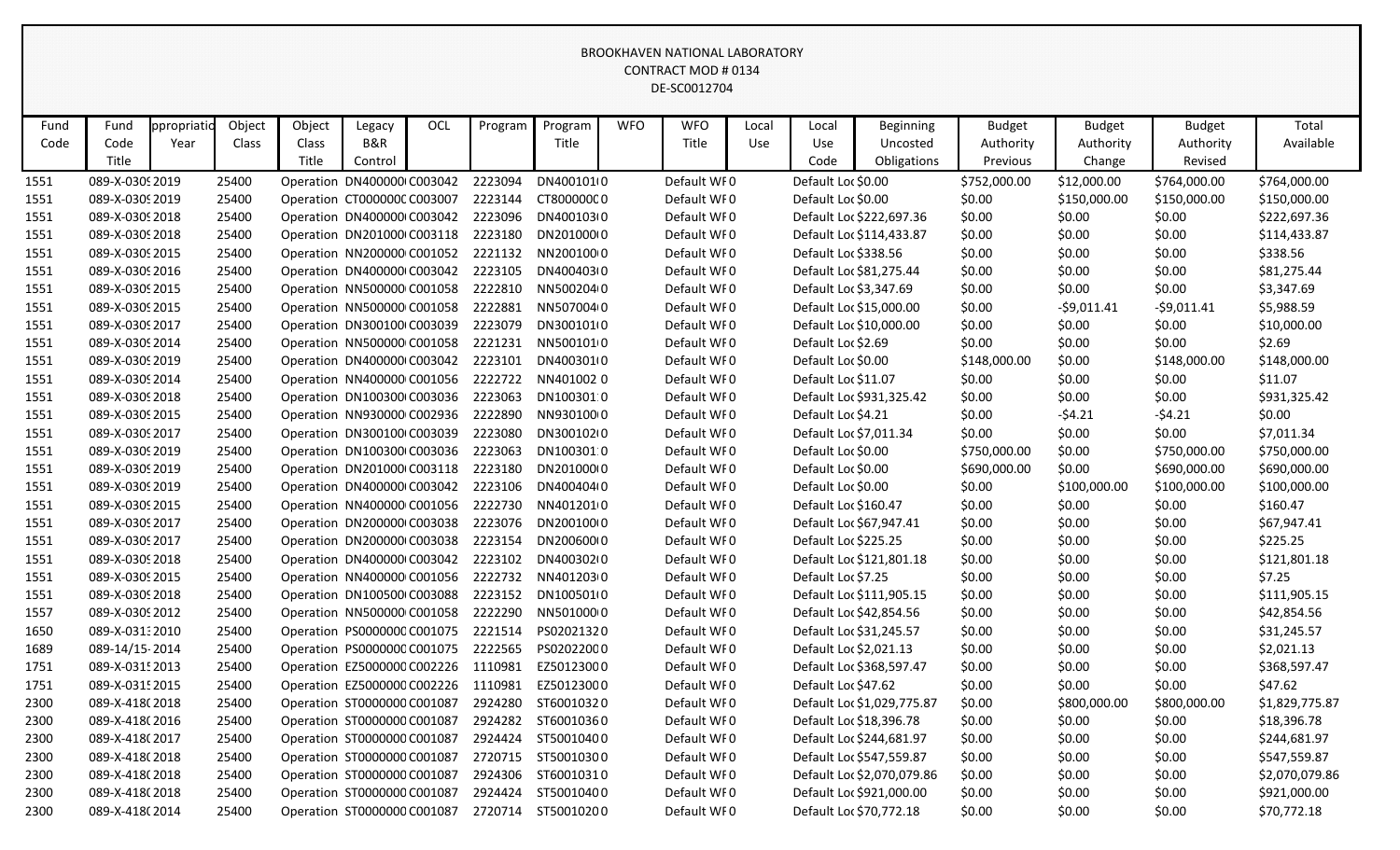BROOKHAVEN NATIONAL LABORATORY
CONTRACT MOD # 0134
DE-SC0012704

| Fund Code | Fund Code Title | ppropriatio Year | Object Class | Object Class Title | Legacy B&R Control | OCL | Program | Program Title | WFO | WFO Title | Local Use | Local Use Code | Beginning Uncosted Obligations | Budget Authority Previous | Budget Authority Change | Budget Authority Revised | Total Available |
|---|---|---|---|---|---|---|---|---|---|---|---|---|---|---|---|---|---|
| 1551 | 089-X-0309 | 2019 | 25400 | Operation | DN400000 | C003042 | 2223094 | DN400101 | 0 | Default WF | 0 | Default Loc | $0.00 | $752,000.00 | $12,000.00 | $764,000.00 | $764,000.00 |
| 1551 | 089-X-0309 | 2019 | 25400 | Operation | CT000000C | C003007 | 2223144 | CT800000C | 0 | Default WF | 0 | Default Loc | $0.00 | $0.00 | $150,000.00 | $150,000.00 | $150,000.00 |
| 1551 | 089-X-0309 | 2018 | 25400 | Operation | DN400000 | C003042 | 2223096 | DN400103 | 0 | Default WF | 0 | Default Loc | $222,697.36 | $0.00 | $0.00 | $0.00 | $222,697.36 |
| 1551 | 089-X-0309 | 2018 | 25400 | Operation | DN201000 | C003118 | 2223180 | DN201000 | 0 | Default WF | 0 | Default Loc | $114,433.87 | $0.00 | $0.00 | $0.00 | $114,433.87 |
| 1551 | 089-X-0309 | 2015 | 25400 | Operation | NN200000 | C001052 | 2221132 | NN200100 | 0 | Default WF | 0 | Default Loc | $338.56 | $0.00 | $0.00 | $0.00 | $338.56 |
| 1551 | 089-X-0309 | 2016 | 25400 | Operation | DN400000 | C003042 | 2223105 | DN400403 | 0 | Default WF | 0 | Default Loc | $81,275.44 | $0.00 | $0.00 | $0.00 | $81,275.44 |
| 1551 | 089-X-0309 | 2015 | 25400 | Operation | NN500000 | C001058 | 2222810 | NN500204 | 0 | Default WF | 0 | Default Loc | $3,347.69 | $0.00 | $0.00 | $0.00 | $3,347.69 |
| 1551 | 089-X-0309 | 2015 | 25400 | Operation | NN500000 | C001058 | 2222881 | NN507004 | 0 | Default WF | 0 | Default Loc | $15,000.00 | $0.00 | -$9,011.41 | -$9,011.41 | $5,988.59 |
| 1551 | 089-X-0309 | 2017 | 25400 | Operation | DN300100 | C003039 | 2223079 | DN300101 | 0 | Default WF | 0 | Default Loc | $10,000.00 | $0.00 | $0.00 | $0.00 | $10,000.00 |
| 1551 | 089-X-0309 | 2014 | 25400 | Operation | NN500000 | C001058 | 2221231 | NN500101 | 0 | Default WF | 0 | Default Loc | $2.69 | $0.00 | $0.00 | $0.00 | $2.69 |
| 1551 | 089-X-0309 | 2019 | 25400 | Operation | DN400000 | C003042 | 2223101 | DN400301 | 0 | Default WF | 0 | Default Loc | $0.00 | $148,000.00 | $0.00 | $148,000.00 | $148,000.00 |
| 1551 | 089-X-0309 | 2014 | 25400 | Operation | NN400000 | C001056 | 2222722 | NN401002 | 0 | Default WF | 0 | Default Loc | $11.07 | $0.00 | $0.00 | $0.00 | $11.07 |
| 1551 | 089-X-0309 | 2018 | 25400 | Operation | DN100300 | C003036 | 2223063 | DN100301 | 0 | Default WF | 0 | Default Loc | $931,325.42 | $0.00 | $0.00 | $0.00 | $931,325.42 |
| 1551 | 089-X-0309 | 2015 | 25400 | Operation | NN930000 | C002936 | 2222890 | NN930100 | 0 | Default WF | 0 | Default Loc | $4.21 | $0.00 | -$4.21 | -$4.21 | $0.00 |
| 1551 | 089-X-0309 | 2017 | 25400 | Operation | DN300100 | C003039 | 2223080 | DN300102 | 0 | Default WF | 0 | Default Loc | $7,011.34 | $0.00 | $0.00 | $0.00 | $7,011.34 |
| 1551 | 089-X-0309 | 2019 | 25400 | Operation | DN100300 | C003036 | 2223063 | DN100301 | 0 | Default WF | 0 | Default Loc | $0.00 | $750,000.00 | $0.00 | $750,000.00 | $750,000.00 |
| 1551 | 089-X-0309 | 2019 | 25400 | Operation | DN201000 | C003118 | 2223180 | DN201000 | 0 | Default WF | 0 | Default Loc | $0.00 | $690,000.00 | $0.00 | $690,000.00 | $690,000.00 |
| 1551 | 089-X-0309 | 2019 | 25400 | Operation | DN400000 | C003042 | 2223106 | DN400404 | 0 | Default WF | 0 | Default Loc | $0.00 | $0.00 | $100,000.00 | $100,000.00 | $100,000.00 |
| 1551 | 089-X-0309 | 2015 | 25400 | Operation | NN400000 | C001056 | 2222730 | NN401201 | 0 | Default WF | 0 | Default Loc | $160.47 | $0.00 | $0.00 | $0.00 | $160.47 |
| 1551 | 089-X-0309 | 2017 | 25400 | Operation | DN200000 | C003038 | 2223076 | DN200100 | 0 | Default WF | 0 | Default Loc | $67,947.41 | $0.00 | $0.00 | $0.00 | $67,947.41 |
| 1551 | 089-X-0309 | 2017 | 25400 | Operation | DN200000 | C003038 | 2223154 | DN200600 | 0 | Default WF | 0 | Default Loc | $225.25 | $0.00 | $0.00 | $0.00 | $225.25 |
| 1551 | 089-X-0309 | 2018 | 25400 | Operation | DN400000 | C003042 | 2223102 | DN400302 | 0 | Default WF | 0 | Default Loc | $121,801.18 | $0.00 | $0.00 | $0.00 | $121,801.18 |
| 1551 | 089-X-0309 | 2015 | 25400 | Operation | NN400000 | C001056 | 2222732 | NN401203 | 0 | Default WF | 0 | Default Loc | $7.25 | $0.00 | $0.00 | $0.00 | $7.25 |
| 1551 | 089-X-0309 | 2018 | 25400 | Operation | DN100500 | C003088 | 2223152 | DN100501 | 0 | Default WF | 0 | Default Loc | $111,905.15 | $0.00 | $0.00 | $0.00 | $111,905.15 |
| 1557 | 089-X-0309 | 2012 | 25400 | Operation | NN500000 | C001058 | 2222290 | NN501000 | 0 | Default WF | 0 | Default Loc | $42,854.56 | $0.00 | $0.00 | $0.00 | $42,854.56 |
| 1650 | 089-X-0313 | 2010 | 25400 | Operation | PS0000000 | C001075 | 2221514 | PS0202132 | 0 | Default WF | 0 | Default Loc | $31,245.57 | $0.00 | $0.00 | $0.00 | $31,245.57 |
| 1689 | 089-14/15- | 2014 | 25400 | Operation | PS0000000 | C001075 | 2222565 | PS0202200 | 0 | Default WF | 0 | Default Loc | $2,021.13 | $0.00 | $0.00 | $0.00 | $2,021.13 |
| 1751 | 089-X-0315 | 2013 | 25400 | Operation | EZ5000000 | C002226 | 1110981 | EZ5012300 | 0 | Default WF | 0 | Default Loc | $368,597.47 | $0.00 | $0.00 | $0.00 | $368,597.47 |
| 1751 | 089-X-0315 | 2015 | 25400 | Operation | EZ5000000 | C002226 | 1110981 | EZ5012300 | 0 | Default WF | 0 | Default Loc | $47.62 | $0.00 | $0.00 | $0.00 | $47.62 |
| 2300 | 089-X-418( | 2018 | 25400 | Operation | ST0000000 | C001087 | 2924280 | ST6001032 | 0 | Default WF | 0 | Default Loc | $1,029,775.87 | $0.00 | $800,000.00 | $800,000.00 | $1,829,775.87 |
| 2300 | 089-X-418( | 2016 | 25400 | Operation | ST0000000 | C001087 | 2924282 | ST6001036 | 0 | Default WF | 0 | Default Loc | $18,396.78 | $0.00 | $0.00 | $0.00 | $18,396.78 |
| 2300 | 089-X-418( | 2017 | 25400 | Operation | ST0000000 | C001087 | 2924424 | ST5001040 | 0 | Default WF | 0 | Default Loc | $244,681.97 | $0.00 | $0.00 | $0.00 | $244,681.97 |
| 2300 | 089-X-418( | 2018 | 25400 | Operation | ST0000000 | C001087 | 2720715 | ST5001030 | 0 | Default WF | 0 | Default Loc | $547,559.87 | $0.00 | $0.00 | $0.00 | $547,559.87 |
| 2300 | 089-X-418( | 2018 | 25400 | Operation | ST0000000 | C001087 | 2924306 | ST6001031 | 0 | Default WF | 0 | Default Loc | $2,070,079.86 | $0.00 | $0.00 | $0.00 | $2,070,079.86 |
| 2300 | 089-X-418( | 2018 | 25400 | Operation | ST0000000 | C001087 | 2924424 | ST5001040 | 0 | Default WF | 0 | Default Loc | $921,000.00 | $0.00 | $0.00 | $0.00 | $921,000.00 |
| 2300 | 089-X-418( | 2014 | 25400 | Operation | ST0000000 | C001087 | 2720714 | ST5001020 | 0 | Default WF | 0 | Default Loc | $70,772.18 | $0.00 | $0.00 | $0.00 | $70,772.18 |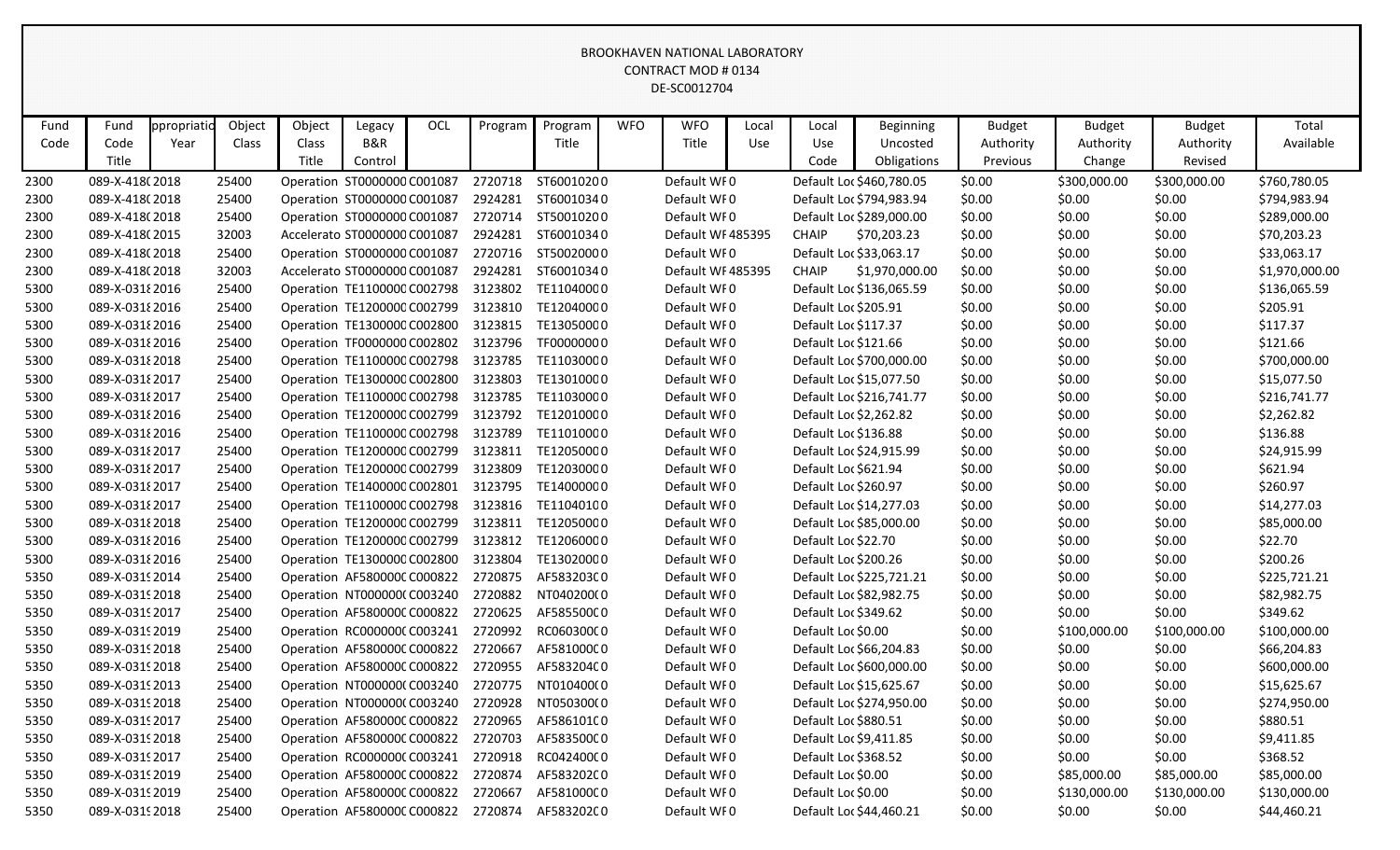BROOKHAVEN NATIONAL LABORATORY
CONTRACT MOD # 0134
DE-SC0012704

| Fund Code | Fund Code Title | ppropriatio Year | Object Class | Object Class Title | Legacy B&R Control | OCL | Program | Program Title | WFO | WFO Title | Local Use | Local Use Code | Beginning Uncosted Obligations | Budget Authority Previous | Budget Authority Change | Budget Authority Revised | Total Available |
|---|---|---|---|---|---|---|---|---|---|---|---|---|---|---|---|---|---|
| 2300 | 089-X-418( | 2018 | 25400 | Operation | ST0000000 | C001087 | 2720718 | ST6001020 | 0 | Default WF | 0 | Default Lo | $460,780.05 | $0.00 | $300,000.00 | $300,000.00 | $760,780.05 |
| 2300 | 089-X-418( | 2018 | 25400 | Operation | ST0000000 | C001087 | 2924281 | ST6001034 | 0 | Default WF | 0 | Default Lo | $794,983.94 | $0.00 | $0.00 | $0.00 | $794,983.94 |
| 2300 | 089-X-418( | 2018 | 25400 | Operation | ST0000000 | C001087 | 2720714 | ST5001020 | 0 | Default WF | 0 | Default Lo | $289,000.00 | $0.00 | $0.00 | $0.00 | $289,000.00 |
| 2300 | 089-X-418( | 2015 | 32003 | Accelerato | ST0000000 | C001087 | 2924281 | ST6001034 | 0 | Default WF | 485395 | CHAIP | $70,203.23 | $0.00 | $0.00 | $0.00 | $70,203.23 |
| 2300 | 089-X-418( | 2018 | 25400 | Operation | ST0000000 | C001087 | 2720716 | ST5002000 | 0 | Default WF | 0 | Default Lo | $33,063.17 | $0.00 | $0.00 | $0.00 | $33,063.17 |
| 2300 | 089-X-418( | 2018 | 32003 | Accelerato | ST0000000 | C001087 | 2924281 | ST6001034 | 0 | Default WF | 485395 | CHAIP | $1,970,000.00 | $0.00 | $0.00 | $0.00 | $1,970,000.00 |
| 5300 | 089-X-031 | 2016 | 25400 | Operation | TE1100000 | C002798 | 3123802 | TE1104000 | 0 | Default WF | 0 | Default Lo | $136,065.59 | $0.00 | $0.00 | $0.00 | $136,065.59 |
| 5300 | 089-X-031 | 2016 | 25400 | Operation | TE1200000 | C002799 | 3123810 | TE1204000 | 0 | Default WF | 0 | Default Lo | $205.91 | $0.00 | $0.00 | $0.00 | $205.91 |
| 5300 | 089-X-031 | 2016 | 25400 | Operation | TE1300000 | C002800 | 3123815 | TE1305000 | 0 | Default WF | 0 | Default Lo | $117.37 | $0.00 | $0.00 | $0.00 | $117.37 |
| 5300 | 089-X-031 | 2016 | 25400 | Operation | TF0000000 | C002802 | 3123796 | TF0000000 | 0 | Default WF | 0 | Default Lo | $121.66 | $0.00 | $0.00 | $0.00 | $121.66 |
| 5300 | 089-X-031 | 2018 | 25400 | Operation | TE1100000 | C002798 | 3123785 | TE1103000 | 0 | Default WF | 0 | Default Lo | $700,000.00 | $0.00 | $0.00 | $0.00 | $700,000.00 |
| 5300 | 089-X-031 | 2017 | 25400 | Operation | TE1300000 | C002800 | 3123803 | TE1301000 | 0 | Default WF | 0 | Default Lo | $15,077.50 | $0.00 | $0.00 | $0.00 | $15,077.50 |
| 5300 | 089-X-031 | 2017 | 25400 | Operation | TE1100000 | C002798 | 3123785 | TE1103000 | 0 | Default WF | 0 | Default Lo | $216,741.77 | $0.00 | $0.00 | $0.00 | $216,741.77 |
| 5300 | 089-X-031 | 2016 | 25400 | Operation | TE1200000 | C002799 | 3123792 | TE1201000 | 0 | Default WF | 0 | Default Lo | $2,262.82 | $0.00 | $0.00 | $0.00 | $2,262.82 |
| 5300 | 089-X-031 | 2016 | 25400 | Operation | TE1100000 | C002798 | 3123789 | TE1101000 | 0 | Default WF | 0 | Default Lo | $136.88 | $0.00 | $0.00 | $0.00 | $136.88 |
| 5300 | 089-X-031 | 2017 | 25400 | Operation | TE1200000 | C002799 | 3123811 | TE1205000 | 0 | Default WF | 0 | Default Lo | $24,915.99 | $0.00 | $0.00 | $0.00 | $24,915.99 |
| 5300 | 089-X-031 | 2017 | 25400 | Operation | TE1200000 | C002799 | 3123809 | TE1203000 | 0 | Default WF | 0 | Default Lo | $621.94 | $0.00 | $0.00 | $0.00 | $621.94 |
| 5300 | 089-X-031 | 2017 | 25400 | Operation | TE1400000 | C002801 | 3123795 | TE1400000 | 0 | Default WF | 0 | Default Lo | $260.97 | $0.00 | $0.00 | $0.00 | $260.97 |
| 5300 | 089-X-031 | 2017 | 25400 | Operation | TE1100000 | C002798 | 3123816 | TE1104010 | 0 | Default WF | 0 | Default Lo | $14,277.03 | $0.00 | $0.00 | $0.00 | $14,277.03 |
| 5300 | 089-X-031 | 2018 | 25400 | Operation | TE1200000 | C002799 | 3123811 | TE1205000 | 0 | Default WF | 0 | Default Lo | $85,000.00 | $0.00 | $0.00 | $0.00 | $85,000.00 |
| 5300 | 089-X-031 | 2016 | 25400 | Operation | TE1200000 | C002799 | 3123812 | TE1206000 | 0 | Default WF | 0 | Default Lo | $22.70 | $0.00 | $0.00 | $0.00 | $22.70 |
| 5300 | 089-X-031 | 2016 | 25400 | Operation | TE1300000 | C002800 | 3123804 | TE1302000 | 0 | Default WF | 0 | Default Lo | $200.26 | $0.00 | $0.00 | $0.00 | $200.26 |
| 5350 | 089-X-031 | 2014 | 25400 | Operation | AF5800000 | C000822 | 2720875 | AF583203C | 0 | Default WF | 0 | Default Lo | $225,721.21 | $0.00 | $0.00 | $0.00 | $225,721.21 |
| 5350 | 089-X-031 | 2018 | 25400 | Operation | NT000000C | C003240 | 2720882 | NT040200C | 0 | Default WF | 0 | Default Lo | $82,982.75 | $0.00 | $0.00 | $0.00 | $82,982.75 |
| 5350 | 089-X-031 | 2017 | 25400 | Operation | AF5800000 | C000822 | 2720625 | AF585500C | 0 | Default WF | 0 | Default Lo | $349.62 | $0.00 | $0.00 | $0.00 | $349.62 |
| 5350 | 089-X-031 | 2019 | 25400 | Operation | RC000000C | C003241 | 2720992 | RC060300C | 0 | Default WF | 0 | Default Lo | $0.00 | $0.00 | $100,000.00 | $100,000.00 | $100,000.00 |
| 5350 | 089-X-031 | 2018 | 25400 | Operation | AF5800000 | C000822 | 2720667 | AF581000C | 0 | Default WF | 0 | Default Lo | $66,204.83 | $0.00 | $0.00 | $0.00 | $66,204.83 |
| 5350 | 089-X-031 | 2018 | 25400 | Operation | AF5800000 | C000822 | 2720955 | AF583204C | 0 | Default WF | 0 | Default Lo | $600,000.00 | $0.00 | $0.00 | $0.00 | $600,000.00 |
| 5350 | 089-X-031 | 2013 | 25400 | Operation | NT000000C | C003240 | 2720775 | NT010400C | 0 | Default WF | 0 | Default Lo | $15,625.67 | $0.00 | $0.00 | $0.00 | $15,625.67 |
| 5350 | 089-X-031 | 2018 | 25400 | Operation | NT000000C | C003240 | 2720928 | NT050300C | 0 | Default WF | 0 | Default Lo | $274,950.00 | $0.00 | $0.00 | $0.00 | $274,950.00 |
| 5350 | 089-X-031 | 2017 | 25400 | Operation | AF5800000 | C000822 | 2720965 | AF586101C | 0 | Default WF | 0 | Default Lo | $880.51 | $0.00 | $0.00 | $0.00 | $880.51 |
| 5350 | 089-X-031 | 2018 | 25400 | Operation | AF5800000 | C000822 | 2720703 | AF583500C | 0 | Default WF | 0 | Default Lo | $9,411.85 | $0.00 | $0.00 | $0.00 | $9,411.85 |
| 5350 | 089-X-031 | 2017 | 25400 | Operation | RC000000C | C003241 | 2720918 | RC042400C | 0 | Default WF | 0 | Default Lo | $368.52 | $0.00 | $0.00 | $0.00 | $368.52 |
| 5350 | 089-X-031 | 2019 | 25400 | Operation | AF5800000 | C000822 | 2720874 | AF583202C | 0 | Default WF | 0 | Default Lo | $0.00 | $0.00 | $85,000.00 | $85,000.00 | $85,000.00 |
| 5350 | 089-X-031 | 2019 | 25400 | Operation | AF5800000 | C000822 | 2720667 | AF581000C | 0 | Default WF | 0 | Default Lo | $0.00 | $0.00 | $130,000.00 | $130,000.00 | $130,000.00 |
| 5350 | 089-X-031 | 2018 | 25400 | Operation | AF5800000 | C000822 | 2720874 | AF583202C | 0 | Default WF | 0 | Default Lo | $44,460.21 | $0.00 | $0.00 | $0.00 | $44,460.21 |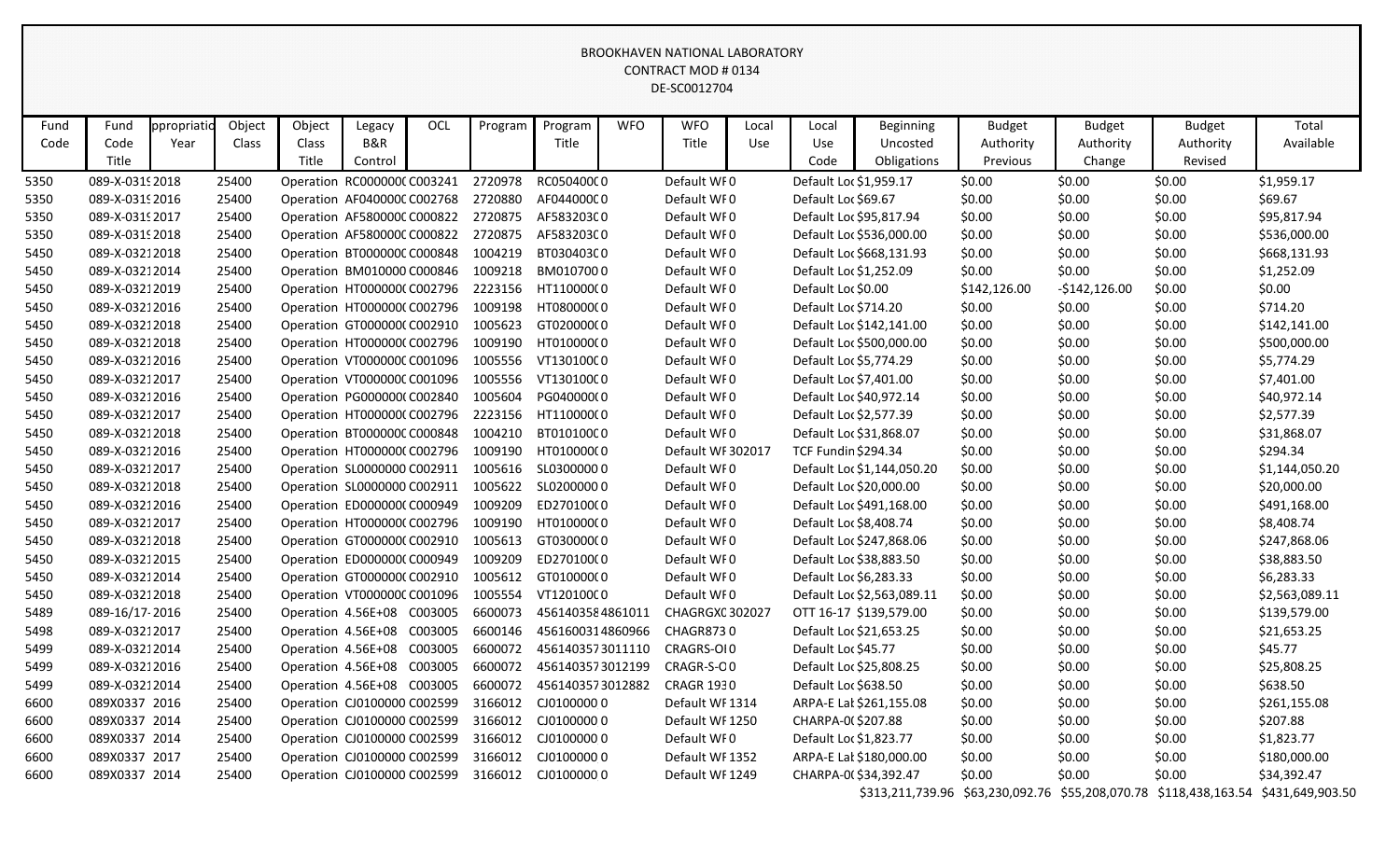BROOKHAVEN NATIONAL LABORATORY
CONTRACT MOD # 0134
DE-SC0012704

| Fund Code | Fund Code Title | ppropriatio Year | Object Class | Object Class Title | Legacy B&R Control | OCL | Program | Program Title | WFO | WFO Title | Local Use | Local Use Code | Beginning Uncosted Obligations | Budget Authority Previous | Budget Authority Change | Budget Authority Revised | Total Available |
|---|---|---|---|---|---|---|---|---|---|---|---|---|---|---|---|---|---|
| 5350 | 089-X-031⁠9 | 2018 | 25400 | Operation | RC0000000 | C003241 | 2720978 | RC0504000 | 0 | Default WF | 0 | Default Loc | $1,959.17 | $0.00 | $0.00 | $0.00 | $1,959.17 |
| 5350 | 089-X-0319 | 2016 | 25400 | Operation | AF0400000 | C002768 | 2720880 | AF0440000 | 0 | Default WF | 0 | Default Loc | $69.67 | $0.00 | $0.00 | $0.00 | $69.67 |
| 5350 | 089-X-0319 | 2017 | 25400 | Operation | AF5800000 | C000822 | 2720875 | AF5832030 | 0 | Default WF | 0 | Default Loc | $95,817.94 | $0.00 | $0.00 | $0.00 | $95,817.94 |
| 5350 | 089-X-0319 | 2018 | 25400 | Operation | AF5800000 | C000822 | 2720875 | AF5832030 | 0 | Default WF | 0 | Default Loc | $536,000.00 | $0.00 | $0.00 | $0.00 | $536,000.00 |
| 5450 | 089-X-0321 | 2018 | 25400 | Operation | BT0000000 | C000848 | 1004219 | BT0304030 | 0 | Default WF | 0 | Default Loc | $668,131.93 | $0.00 | $0.00 | $0.00 | $668,131.93 |
| 5450 | 089-X-0321 | 2014 | 25400 | Operation | BM0100000 | C000846 | 1009218 | BM0107000 | 0 | Default WF | 0 | Default Loc | $1,252.09 | $0.00 | $0.00 | $0.00 | $1,252.09 |
| 5450 | 089-X-0321 | 2019 | 25400 | Operation | HT0000000 | C002796 | 2223156 | HT1100000 | 0 | Default WF | 0 | Default Loc | $0.00 | $142,126.00 | -$142,126.00 | $0.00 | $0.00 |
| 5450 | 089-X-0321 | 2016 | 25400 | Operation | HT0000000 | C002796 | 1009198 | HT0800000 | 0 | Default WF | 0 | Default Loc | $714.20 | $0.00 | $0.00 | $0.00 | $714.20 |
| 5450 | 089-X-0321 | 2018 | 25400 | Operation | GT0000000 | C002910 | 1005623 | GT0200000 | 0 | Default WF | 0 | Default Loc | $142,141.00 | $0.00 | $0.00 | $0.00 | $142,141.00 |
| 5450 | 089-X-0321 | 2018 | 25400 | Operation | HT0000000 | C002796 | 1009190 | HT0100000 | 0 | Default WF | 0 | Default Loc | $500,000.00 | $0.00 | $0.00 | $0.00 | $500,000.00 |
| 5450 | 089-X-0321 | 2016 | 25400 | Operation | VT0000000 | C001096 | 1005556 | VT1301000 | 0 | Default WF | 0 | Default Loc | $5,774.29 | $0.00 | $0.00 | $0.00 | $5,774.29 |
| 5450 | 089-X-0321 | 2017 | 25400 | Operation | VT0000000 | C001096 | 1005556 | VT1301000 | 0 | Default WF | 0 | Default Loc | $7,401.00 | $0.00 | $0.00 | $0.00 | $7,401.00 |
| 5450 | 089-X-0321 | 2016 | 25400 | Operation | PG0000000 | C002840 | 1005604 | PG0400000 | 0 | Default WF | 0 | Default Loc | $40,972.14 | $0.00 | $0.00 | $0.00 | $40,972.14 |
| 5450 | 089-X-0321 | 2017 | 25400 | Operation | HT0000000 | C002796 | 2223156 | HT1100000 | 0 | Default WF | 0 | Default Loc | $2,577.39 | $0.00 | $0.00 | $0.00 | $2,577.39 |
| 5450 | 089-X-0321 | 2018 | 25400 | Operation | BT0000000 | C000848 | 1004210 | BT0101000 | 0 | Default WF | 0 | Default Loc | $31,868.07 | $0.00 | $0.00 | $0.00 | $31,868.07 |
| 5450 | 089-X-0321 | 2016 | 25400 | Operation | HT0000000 | C002796 | 1009190 | HT0100000 | 0 | Default WF | 302017 | TCF Fundin | $294.34 | $0.00 | $0.00 | $0.00 | $294.34 |
| 5450 | 089-X-0321 | 2017 | 25400 | Operation | SL0000000 | C002911 | 1005616 | SL0300000 | 0 | Default WF | 0 | Default Loc | $1,144,050.20 | $0.00 | $0.00 | $0.00 | $1,144,050.20 |
| 5450 | 089-X-0321 | 2018 | 25400 | Operation | SL0000000 | C002911 | 1005622 | SL0200000 | 0 | Default WF | 0 | Default Loc | $20,000.00 | $0.00 | $0.00 | $0.00 | $20,000.00 |
| 5450 | 089-X-0321 | 2016 | 25400 | Operation | ED0000000 | C000949 | 1009209 | ED2701000 | 0 | Default WF | 0 | Default Loc | $491,168.00 | $0.00 | $0.00 | $0.00 | $491,168.00 |
| 5450 | 089-X-0321 | 2017 | 25400 | Operation | HT0000000 | C002796 | 1009190 | HT0100000 | 0 | Default WF | 0 | Default Loc | $8,408.74 | $0.00 | $0.00 | $0.00 | $8,408.74 |
| 5450 | 089-X-0321 | 2018 | 25400 | Operation | GT0000000 | C002910 | 1005613 | GT0300000 | 0 | Default WF | 0 | Default Loc | $247,868.06 | $0.00 | $0.00 | $0.00 | $247,868.06 |
| 5450 | 089-X-0321 | 2015 | 25400 | Operation | ED0000000 | C000949 | 1009209 | ED2701000 | 0 | Default WF | 0 | Default Loc | $38,883.50 | $0.00 | $0.00 | $0.00 | $38,883.50 |
| 5450 | 089-X-0321 | 2014 | 25400 | Operation | GT0000000 | C002910 | 1005612 | GT0100000 | 0 | Default WF | 0 | Default Loc | $6,283.33 | $0.00 | $0.00 | $0.00 | $6,283.33 |
| 5450 | 089-X-0321 | 2018 | 25400 | Operation | VT0000000 | C001096 | 1005554 | VT1201000 | 0 | Default WF | 0 | Default Loc | $2,563,089.11 | $0.00 | $0.00 | $0.00 | $2,563,089.11 |
| 5489 | 089-16/17- | 2016 | 25400 | Operation | 4.56E+08 | C003005 | 6600073 | 4561403584 | 861011 | CHAGRGXC | 302027 | OTT 16-17 | $139,579.00 | $0.00 | $0.00 | $0.00 | $139,579.00 |
| 5498 | 089-X-0321 | 2017 | 25400 | Operation | 4.56E+08 | C003005 | 6600146 | 4561600314 | 860966 | CHAGR873 | 0 | Default Loc | $21,653.25 | $0.00 | $0.00 | $0.00 | $21,653.25 |
| 5499 | 089-X-0321 | 2014 | 25400 | Operation | 4.56E+08 | C003005 | 6600072 | 4561403573 | 011110 | CRAGRS-OI | 0 | Default Loc | $45.77 | $0.00 | $0.00 | $0.00 | $45.77 |
| 5499 | 089-X-0321 | 2016 | 25400 | Operation | 4.56E+08 | C003005 | 6600072 | 4561403573 | 012199 | CRAGR-S-O | 0 | Default Loc | $25,808.25 | $0.00 | $0.00 | $0.00 | $25,808.25 |
| 5499 | 089-X-0321 | 2014 | 25400 | Operation | 4.56E+08 | C003005 | 6600072 | 4561403573 | 012882 | CRAGR 193 | 0 | Default Loc | $638.50 | $0.00 | $0.00 | $0.00 | $638.50 |
| 6600 | 089X0337 | 2016 | 25400 | Operation | CJ0100000 | C002599 | 3166012 | CJ0100000 | 0 | Default WF | 1314 | ARPA-E Lat | $261,155.08 | $0.00 | $0.00 | $0.00 | $261,155.08 |
| 6600 | 089X0337 | 2014 | 25400 | Operation | CJ0100000 | C002599 | 3166012 | CJ0100000 | 0 | Default WF | 1250 | CHARPA-0( | $207.88 | $0.00 | $0.00 | $0.00 | $207.88 |
| 6600 | 089X0337 | 2014 | 25400 | Operation | CJ0100000 | C002599 | 3166012 | CJ0100000 | 0 | Default WF | 0 | Default Loc | $1,823.77 | $0.00 | $0.00 | $0.00 | $1,823.77 |
| 6600 | 089X0337 | 2017 | 25400 | Operation | CJ0100000 | C002599 | 3166012 | CJ0100000 | 0 | Default WF | 1352 | ARPA-E Lat | $180,000.00 | $0.00 | $0.00 | $0.00 | $180,000.00 |
| 6600 | 089X0337 | 2014 | 25400 | Operation | CJ0100000 | C002599 | 3166012 | CJ0100000 | 0 | Default WF | 1249 | CHARPA-0( | $34,392.47 | $0.00 | $0.00 | $0.00 | $34,392.47 |
| | | | | | | | | | | | | | $313,211,739.96 | $63,230,092.76 | $55,208,070.78 | $118,438,163.54 | $431,649,903.50 |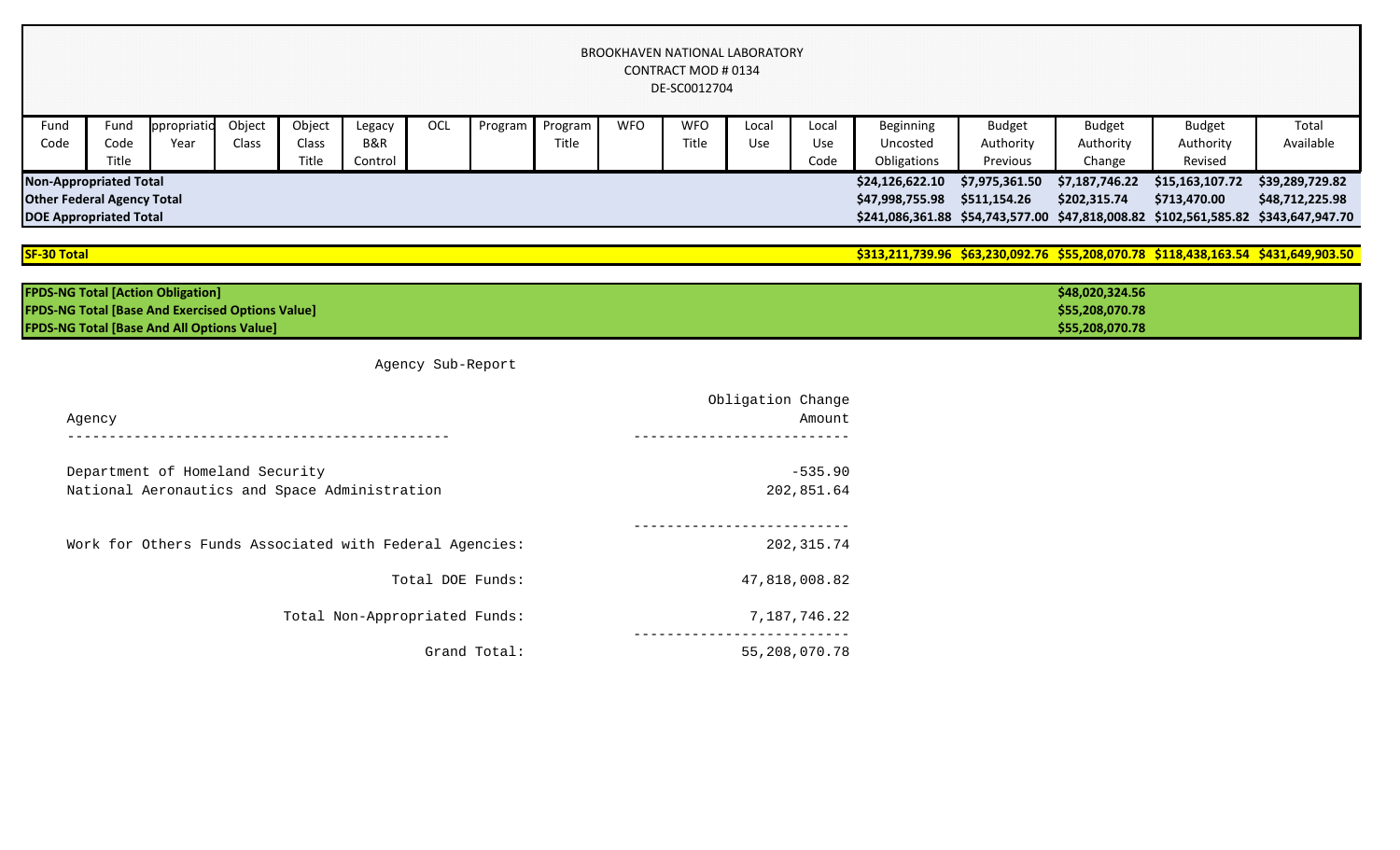BROOKHAVEN NATIONAL LABORATORY
CONTRACT MOD # 0134
DE-SC0012704

| Fund Code | Fund Code Title | ppropriatio Year | Object Class | Object Class Title | Legacy B&R Control | OCL | Program | Program Title | WFO | WFO Title | Local Use | Local Use Code | Beginning Uncosted Obligations | Budget Authority Previous | Budget Authority Change | Budget Authority Revised | Total Available |
|---|---|---|---|---|---|---|---|---|---|---|---|---|---|---|---|---|---|
| **Non-Appropriated Total** | | | | | | | | | | | | | $24,126,622.10 | $7,975,361.50 | $7,187,746.22 | $15,163,107.72 | $39,289,729.82 |
| **Other Federal Agency Total** | | | | | | | | | | | | | $47,998,755.98 | $511,154.26 | $202,315.74 | $713,470.00 | $48,712,225.98 |
| **DOE Appropriated Total** | | | | | | | | | | | | | $241,086,361.88 | $54,743,577.00 | $47,818,008.82 | $102,561,585.82 | $343,647,947.70 |
| **SF-30 Total** | | | | | | | | | | | | | $313,211,739.96 | $63,230,092.76 | $55,208,070.78 | $118,438,163.54 | $431,649,903.50 |

| | |
|---|---|
| **FPDS-NG Total [Action Obligation]** | **$48,020,324.56** |
| **FPDS-NG Total [Base And Exercised Options Value]** | **$55,208,070.78** |
| **FPDS-NG Total [Base And All Options Value]** | **$55,208,070.78** |

Agency Sub-Report

| Agency | Obligation Change Amount |
|---|---|
| Department of Homeland Security | -535.90 |
| National Aeronautics and Space Administration | 202,851.64 |
| Work for Others Funds Associated with Federal Agencies: | 202,315.74 |
| Total DOE Funds: | 47,818,008.82 |
| Total Non-Appropriated Funds: | 7,187,746.22 |
| Grand Total: | 55,208,070.78 |